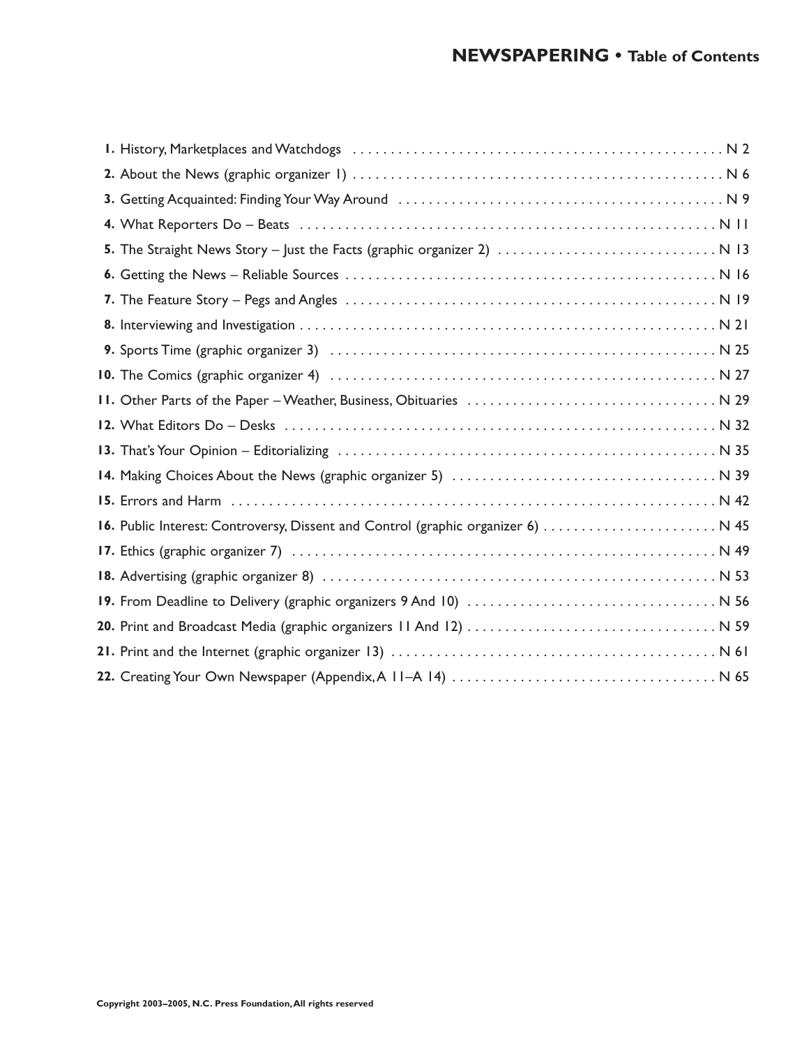# NEWSPAPERING • Table of Contents

1. History, Marketplaces and Watchdogs . . . . . . . . . . N 2
2. About the News (graphic organizer 1) . . . . . . . . . . N 6
3. Getting Acquainted: Finding Your Way Around . . . . . . . . . . N 9
4. What Reporters Do – Beats . . . . . . . . . . N 11
5. The Straight News Story – Just the Facts (graphic organizer 2) . . . . . . . . . . N 13
6. Getting the News – Reliable Sources . . . . . . . . . . N 16
7. The Feature Story – Pegs and Angles . . . . . . . . . . N 19
8. Interviewing and Investigation . . . . . . . . . . N 21
9. Sports Time (graphic organizer 3) . . . . . . . . . . N 25
10. The Comics (graphic organizer 4) . . . . . . . . . . N 27
11. Other Parts of the Paper – Weather, Business, Obituaries . . . . . . . . . . N 29
12. What Editors Do – Desks . . . . . . . . . . N 32
13. That's Your Opinion – Editorializing . . . . . . . . . . N 35
14. Making Choices About the News (graphic organizer 5) . . . . . . . . . . N 39
15. Errors and Harm . . . . . . . . . . N 42
16. Public Interest: Controversy, Dissent and Control (graphic organizer 6) . . . . . . . . . . N 45
17. Ethics (graphic organizer 7) . . . . . . . . . . N 49
18. Advertising (graphic organizer 8) . . . . . . . . . . N 53
19. From Deadline to Delivery (graphic organizers 9 And 10) . . . . . . . . . . N 56
20. Print and Broadcast Media (graphic organizers 11 And 12) . . . . . . . . . . N 59
21. Print and the Internet (graphic organizer 13) . . . . . . . . . . N 61
22. Creating Your Own Newspaper (Appendix, A 11–A 14) . . . . . . . . . . N 65

**Copyright 2003–2005, N.C. Press Foundation, All rights reserved**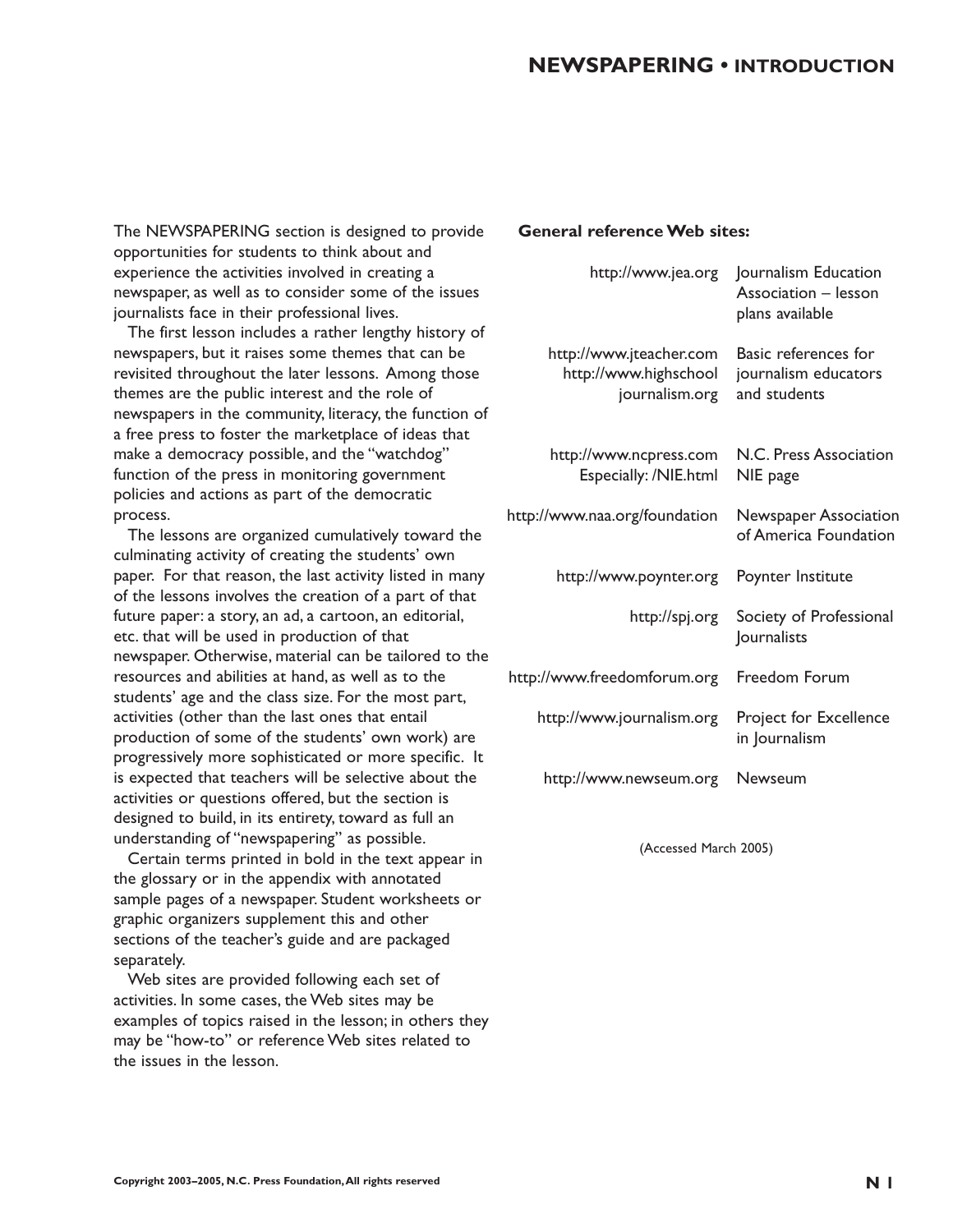# NEWSPAPERING • INTRODUCTION

The NEWSPAPERING section is designed to provide opportunities for students to think about and experience the activities involved in creating a newspaper, as well as to consider some of the issues journalists face in their professional lives.

The first lesson includes a rather lengthy history of newspapers, but it raises some themes that can be revisited throughout the later lessons. Among those themes are the public interest and the role of newspapers in the community, literacy, the function of a free press to foster the marketplace of ideas that make a democracy possible, and the "watchdog" function of the press in monitoring government policies and actions as part of the democratic process.

The lessons are organized cumulatively toward the culminating activity of creating the students' own paper. For that reason, the last activity listed in many of the lessons involves the creation of a part of that future paper: a story, an ad, a cartoon, an editorial, etc. that will be used in production of that newspaper. Otherwise, material can be tailored to the resources and abilities at hand, as well as to the students' age and the class size. For the most part, activities (other than the last ones that entail production of some of the students' own work) are progressively more sophisticated or more specific. It is expected that teachers will be selective about the activities or questions offered, but the section is designed to build, in its entirety, toward as full an understanding of "newspapering" as possible.

Certain terms printed in bold in the text appear in the glossary or in the appendix with annotated sample pages of a newspaper. Student worksheets or graphic organizers supplement this and other sections of the teacher's guide and are packaged separately.

Web sites are provided following each set of activities. In some cases, the Web sites may be examples of topics raised in the lesson; in others they may be "how-to" or reference Web sites related to the issues in the lesson.

**General reference Web sites:**

| | |
|---|---|
| http://www.jea.org | Journalism Education Association – lesson plans available |
| http://www.jteacher.com<br>http://www.highschooljournalism.org | Basic references for journalism educators and students |
| http://www.ncpress.com<br>Especially: /NIE.html | N.C. Press Association<br>NIE page |
| http://www.naa.org/foundation | Newspaper Association of America Foundation |
| http://www.poynter.org | Poynter Institute |
| http://spj.org | Society of Professional Journalists |
| http://www.freedomforum.org | Freedom Forum |
| http://www.journalism.org | Project for Excellence in Journalism |
| http://www.newseum.org | Newseum |

(Accessed March 2005)

Copyright 2003–2005, N.C. Press Foundation, All rights reserved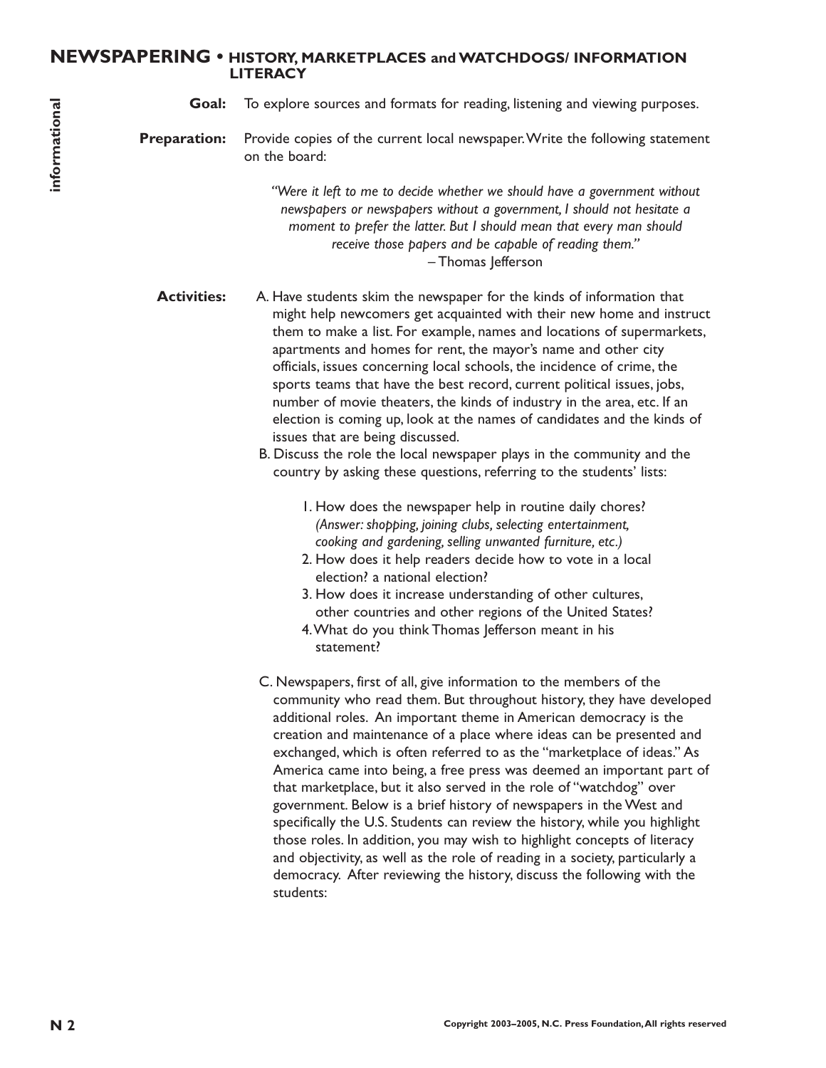## NEWSPAPERING • HISTORY, MARKETPLACES and WATCHDOGS/ INFORMATION LITERACY

**Goal:** To explore sources and formats for reading, listening and viewing purposes.

**Preparation:** Provide copies of the current local newspaper. Write the following statement on the board:

> *"Were it left to me to decide whether we should have a government without newspapers or newspapers without a government, I should not hesitate a moment to prefer the latter. But I should mean that every man should receive those papers and be capable of reading them."*
> – Thomas Jefferson

**Activities:**

A. Have students skim the newspaper for the kinds of information that might help newcomers get acquainted with their new home and instruct them to make a list. For example, names and locations of supermarkets, apartments and homes for rent, the mayor's name and other city officials, issues concerning local schools, the incidence of crime, the sports teams that have the best record, current political issues, jobs, number of movie theaters, the kinds of industry in the area, etc. If an election is coming up, look at the names of candidates and the kinds of issues that are being discussed.

B. Discuss the role the local newspaper plays in the community and the country by asking these questions, referring to the students' lists:

1. How does the newspaper help in routine daily chores? *(Answer: shopping, joining clubs, selecting entertainment, cooking and gardening, selling unwanted furniture, etc.)*
2. How does it help readers decide how to vote in a local election? a national election?
3. How does it increase understanding of other cultures, other countries and other regions of the United States?
4. What do you think Thomas Jefferson meant in his statement?

C. Newspapers, first of all, give information to the members of the community who read them. But throughout history, they have developed additional roles. An important theme in American democracy is the creation and maintenance of a place where ideas can be presented and exchanged, which is often referred to as the "marketplace of ideas." As America came into being, a free press was deemed an important part of that marketplace, but it also served in the role of "watchdog" over government. Below is a brief history of newspapers in the West and specifically the U.S. Students can review the history, while you highlight those roles. In addition, you may wish to highlight concepts of literacy and objectivity, as well as the role of reading in a society, particularly a democracy. After reviewing the history, discuss the following with the students: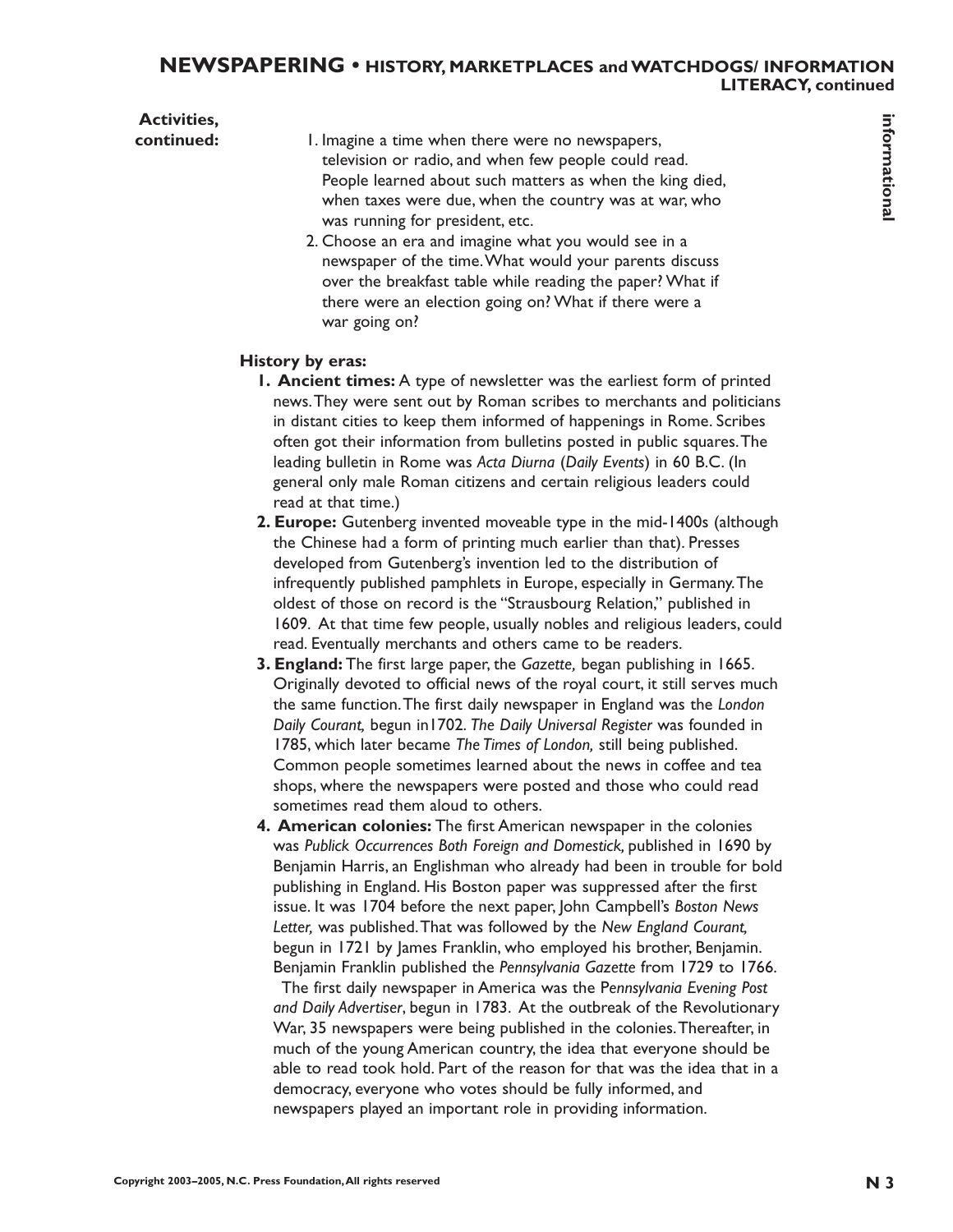## NEWSPAPERING • HISTORY, MARKETPLACES and WATCHDOGS/ INFORMATION LITERACY, continued

**Activities, continued:**

1. Imagine a time when there were no newspapers, television or radio, and when few people could read. People learned about such matters as when the king died, when taxes were due, when the country was at war, who was running for president, etc.
2. Choose an era and imagine what you would see in a newspaper of the time. What would your parents discuss over the breakfast table while reading the paper? What if there were an election going on? What if there were a war going on?

**History by eras:**

1. **Ancient times:** A type of newsletter was the earliest form of printed news. They were sent out by Roman scribes to merchants and politicians in distant cities to keep them informed of happenings in Rome. Scribes often got their information from bulletins posted in public squares. The leading bulletin in Rome was *Acta Diurna* (*Daily Events*) in 60 B.C. (In general only male Roman citizens and certain religious leaders could read at that time.)
2. **Europe:** Gutenberg invented moveable type in the mid-1400s (although the Chinese had a form of printing much earlier than that). Presses developed from Gutenberg's invention led to the distribution of infrequently published pamphlets in Europe, especially in Germany. The oldest of those on record is the "Strausbourg Relation," published in 1609. At that time few people, usually nobles and religious leaders, could read. Eventually merchants and others came to be readers.
3. **England:** The first large paper, the *Gazette,* began publishing in 1665. Originally devoted to official news of the royal court, it still serves much the same function. The first daily newspaper in England was the *London Daily Courant,* begun in1702. *The Daily Universal Register* was founded in 1785, which later became *The Times of London,* still being published. Common people sometimes learned about the news in coffee and tea shops, where the newspapers were posted and those who could read sometimes read them aloud to others.
4. **American colonies:** The first American newspaper in the colonies was *Publick Occurrences Both Foreign and Domestick,* published in 1690 by Benjamin Harris, an Englishman who already had been in trouble for bold publishing in England. His Boston paper was suppressed after the first issue. It was 1704 before the next paper, John Campbell's *Boston News Letter,* was published. That was followed by the *New England Courant,* begun in 1721 by James Franklin, who employed his brother, Benjamin. Benjamin Franklin published the *Pennsylvania Gazette* from 1729 to 1766.
   The first daily newspaper in America was the *Pennsylvania Evening Post and Daily Advertiser*, begun in 1783. At the outbreak of the Revolutionary War, 35 newspapers were being published in the colonies. Thereafter, in much of the young American country, the idea that everyone should be able to read took hold. Part of the reason for that was the idea that in a democracy, everyone who votes should be fully informed, and newspapers played an important role in providing information.

Copyright 2003–2005, N.C. Press Foundation, All rights reserved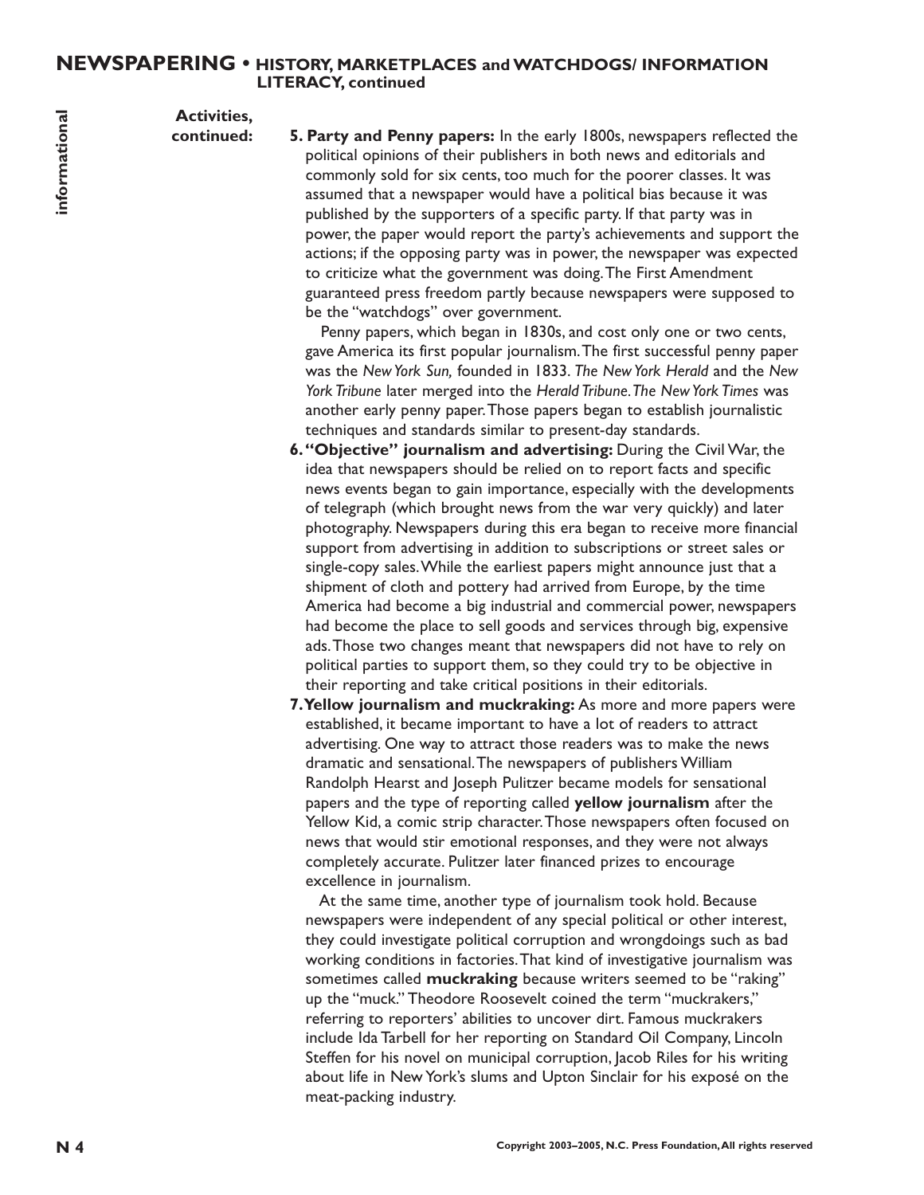## NEWSPAPERING • HISTORY, MARKETPLACES and WATCHDOGS/ INFORMATION LITERACY, continued

**Activities, continued:**

5. **Party and Penny papers:** In the early 1800s, newspapers reflected the political opinions of their publishers in both news and editorials and commonly sold for six cents, too much for the poorer classes. It was assumed that a newspaper would have a political bias because it was published by the supporters of a specific party. If that party was in power, the paper would report the party's achievements and support the actions; if the opposing party was in power, the newspaper was expected to criticize what the government was doing. The First Amendment guaranteed press freedom partly because newspapers were supposed to be the "watchdogs" over government.

   Penny papers, which began in 1830s, and cost only one or two cents, gave America its first popular journalism. The first successful penny paper was the *New York Sun,* founded in 1833. *The New York Herald* and the *New York Tribune* later merged into the *Herald Tribune*. *The New York Times* was another early penny paper. Those papers began to establish journalistic techniques and standards similar to present-day standards.

6. **"Objective" journalism and advertising:** During the Civil War, the idea that newspapers should be relied on to report facts and specific news events began to gain importance, especially with the developments of telegraph (which brought news from the war very quickly) and later photography. Newspapers during this era began to receive more financial support from advertising in addition to subscriptions or street sales or single-copy sales. While the earliest papers might announce just that a shipment of cloth and pottery had arrived from Europe, by the time America had become a big industrial and commercial power, newspapers had become the place to sell goods and services through big, expensive ads. Those two changes meant that newspapers did not have to rely on political parties to support them, so they could try to be objective in their reporting and take critical positions in their editorials.

7. **Yellow journalism and muckraking:** As more and more papers were established, it became important to have a lot of readers to attract advertising. One way to attract those readers was to make the news dramatic and sensational. The newspapers of publishers William Randolph Hearst and Joseph Pulitzer became models for sensational papers and the type of reporting called **yellow journalism** after the Yellow Kid, a comic strip character. Those newspapers often focused on news that would stir emotional responses, and they were not always completely accurate. Pulitzer later financed prizes to encourage excellence in journalism.

   At the same time, another type of journalism took hold. Because newspapers were independent of any special political or other interest, they could investigate political corruption and wrongdoings such as bad working conditions in factories. That kind of investigative journalism was sometimes called **muckraking** because writers seemed to be "raking" up the "muck." Theodore Roosevelt coined the term "muckrakers," referring to reporters' abilities to uncover dirt. Famous muckrakers include Ida Tarbell for her reporting on Standard Oil Company, Lincoln Steffen for his novel on municipal corruption, Jacob Riles for his writing about life in New York's slums and Upton Sinclair for his exposé on the meat-packing industry.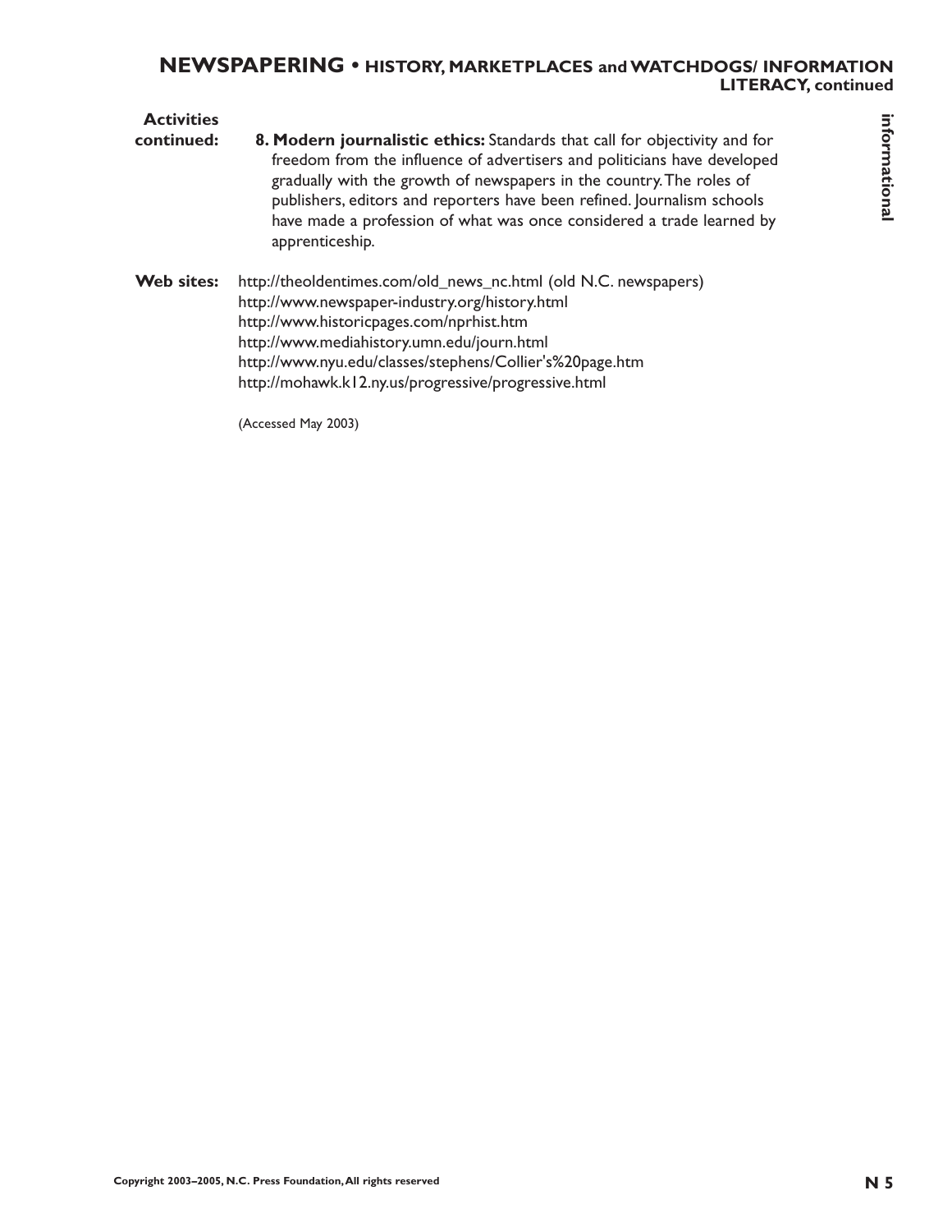**Activities continued:**

8. **Modern journalistic ethics:** Standards that call for objectivity and for freedom from the influence of advertisers and politicians have developed gradually with the growth of newspapers in the country. The roles of publishers, editors and reporters have been refined. Journalism schools have made a profession of what was once considered a trade learned by apprenticeship.

**Web sites:**
http://theoldentimes.com/old_news_nc.html (old N.C. newspapers)
http://www.newspaper-industry.org/history.html
http://www.historicpages.com/nprhist.htm
http://www.mediahistory.umn.edu/journ.html
http://www.nyu.edu/classes/stephens/Collier's%20page.htm
http://mohawk.k12.ny.us/progressive/progressive.html

(Accessed May 2003)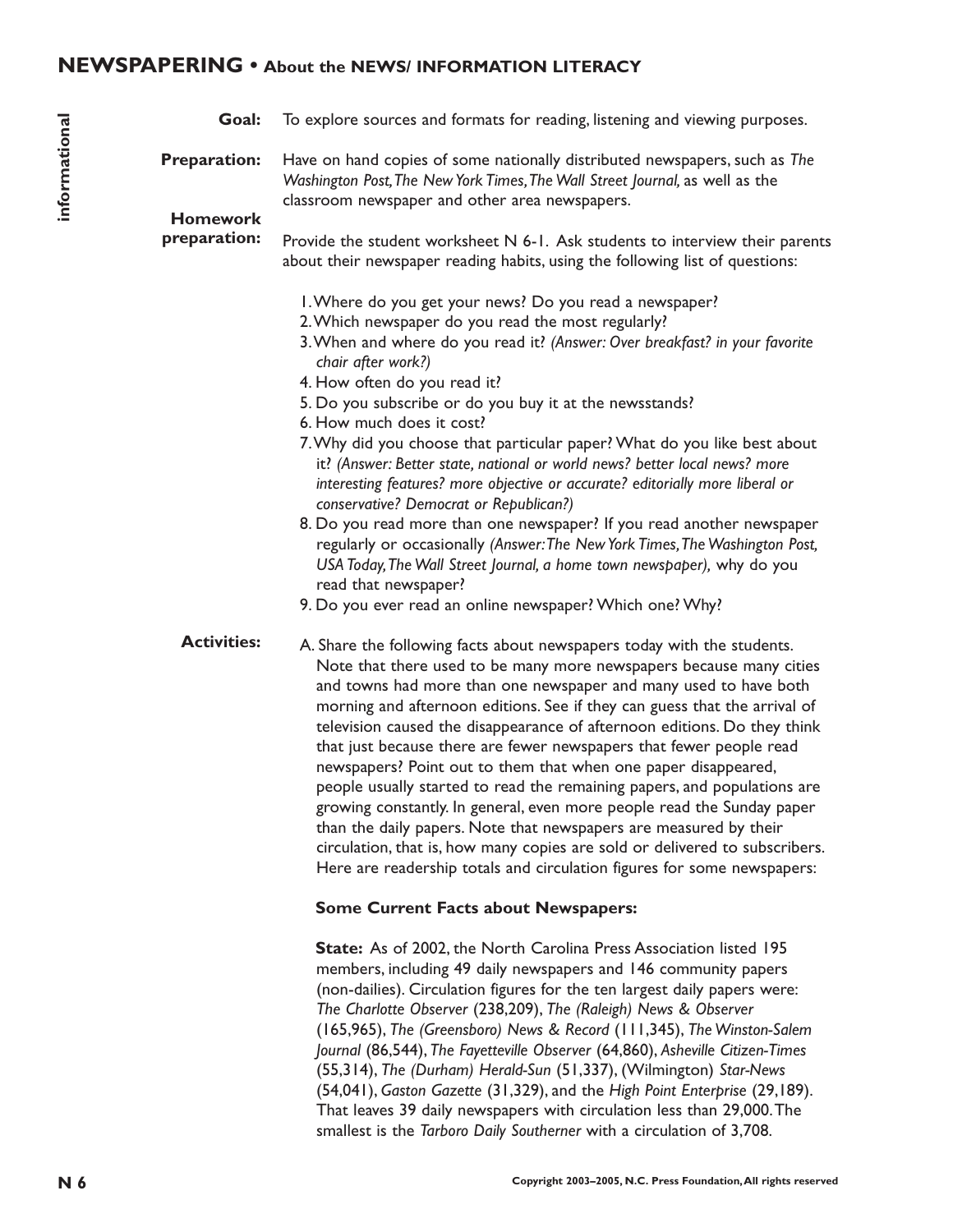## NEWSPAPERING • About the NEWS/ INFORMATION LITERACY

informational

**Goal:** To explore sources and formats for reading, listening and viewing purposes.

**Preparation:** Have on hand copies of some nationally distributed newspapers, such as *The Washington Post, The New York Times, The Wall Street Journal,* as well as the classroom newspaper and other area newspapers.

**Homework preparation:** Provide the student worksheet N 6-1. Ask students to interview their parents about their newspaper reading habits, using the following list of questions:

1. Where do you get your news? Do you read a newspaper?
2. Which newspaper do you read the most regularly?
3. When and where do you read it? *(Answer: Over breakfast? in your favorite chair after work?)*
4. How often do you read it?
5. Do you subscribe or do you buy it at the newsstands?
6. How much does it cost?
7. Why did you choose that particular paper? What do you like best about it? *(Answer: Better state, national or world news? better local news? more interesting features? more objective or accurate? editorially more liberal or conservative? Democrat or Republican?)*
8. Do you read more than one newspaper? If you read another newspaper regularly or occasionally *(Answer: The New York Times, The Washington Post, USA Today, The Wall Street Journal, a home town newspaper),* why do you read that newspaper?
9. Do you ever read an online newspaper? Which one? Why?

**Activities:**

A. Share the following facts about newspapers today with the students. Note that there used to be many more newspapers because many cities and towns had more than one newspaper and many used to have both morning and afternoon editions. See if they can guess that the arrival of television caused the disappearance of afternoon editions. Do they think that just because there are fewer newspapers that fewer people read newspapers? Point out to them that when one paper disappeared, people usually started to read the remaining papers, and populations are growing constantly. In general, even more people read the Sunday paper than the daily papers. Note that newspapers are measured by their circulation, that is, how many copies are sold or delivered to subscribers. Here are readership totals and circulation figures for some newspapers:

**Some Current Facts about Newspapers:**

**State:** As of 2002, the North Carolina Press Association listed 195 members, including 49 daily newspapers and 146 community papers (non-dailies). Circulation figures for the ten largest daily papers were: *The Charlotte Observer* (238,209), *The (Raleigh) News & Observer* (165,965), *The (Greensboro) News & Record* (111,345), *The Winston-Salem Journal* (86,544), *The Fayetteville Observer* (64,860), *Asheville Citizen-Times* (55,314), *The (Durham) Herald-Sun* (51,337), (Wilmington) *Star-News* (54,041), *Gaston Gazette* (31,329), and the *High Point Enterprise* (29,189). That leaves 39 daily newspapers with circulation less than 29,000. The smallest is the *Tarboro Daily Southerner* with a circulation of 3,708.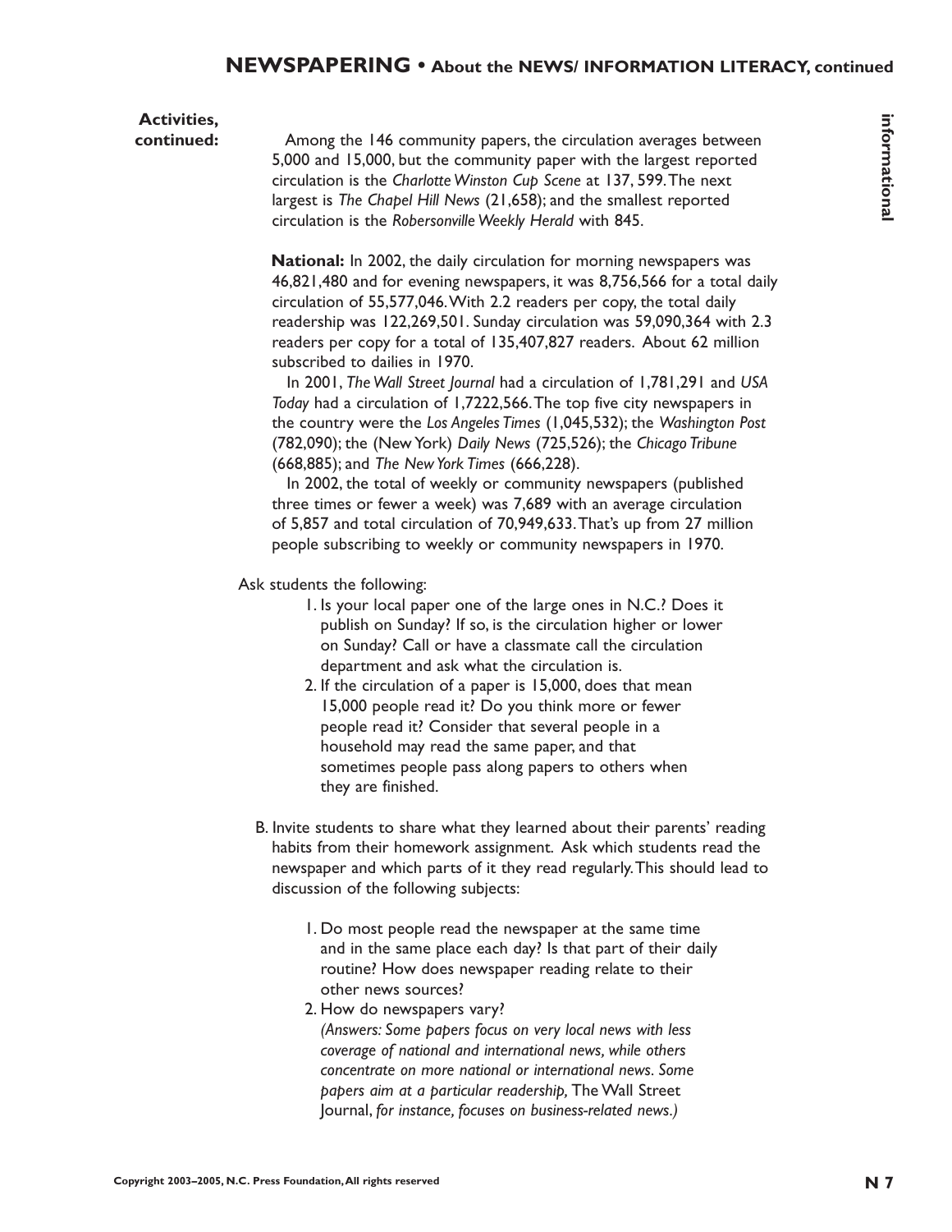**Activities, continued:**

Among the 146 community papers, the circulation averages between 5,000 and 15,000, but the community paper with the largest reported circulation is the *Charlotte Winston Cup Scene* at 137, 599. The next largest is *The Chapel Hill News* (21,658); and the smallest reported circulation is the *Robersonville Weekly Herald* with 845.

**National:** In 2002, the daily circulation for morning newspapers was 46,821,480 and for evening newspapers, it was 8,756,566 for a total daily circulation of 55,577,046. With 2.2 readers per copy, the total daily readership was 122,269,501. Sunday circulation was 59,090,364 with 2.3 readers per copy for a total of 135,407,827 readers. About 62 million subscribed to dailies in 1970.

In 2001, *The Wall Street Journal* had a circulation of 1,781,291 and *USA Today* had a circulation of 1,7222,566. The top five city newspapers in the country were the *Los Angeles Times* (1,045,532); the *Washington Post* (782,090); the (New York) *Daily News* (725,526); the *Chicago Tribune* (668,885); and *The New York Times* (666,228).

In 2002, the total of weekly or community newspapers (published three times or fewer a week) was 7,689 with an average circulation of 5,857 and total circulation of 70,949,633. That's up from 27 million people subscribing to weekly or community newspapers in 1970.

Ask students the following:

1. Is your local paper one of the large ones in N.C.? Does it publish on Sunday? If so, is the circulation higher or lower on Sunday? Call or have a classmate call the circulation department and ask what the circulation is.
2. If the circulation of a paper is 15,000, does that mean 15,000 people read it? Do you think more or fewer people read it? Consider that several people in a household may read the same paper, and that sometimes people pass along papers to others when they are finished.

B. Invite students to share what they learned about their parents' reading habits from their homework assignment. Ask which students read the newspaper and which parts of it they read regularly. This should lead to discussion of the following subjects:

1. Do most people read the newspaper at the same time and in the same place each day? Is that part of their daily routine? How does newspaper reading relate to their other news sources?
2. How do newspapers vary?
   *(Answers: Some papers focus on very local news with less coverage of national and international news, while others concentrate on more national or international news. Some papers aim at a particular readership,* The Wall Street Journal, *for instance, focuses on business-related news.)*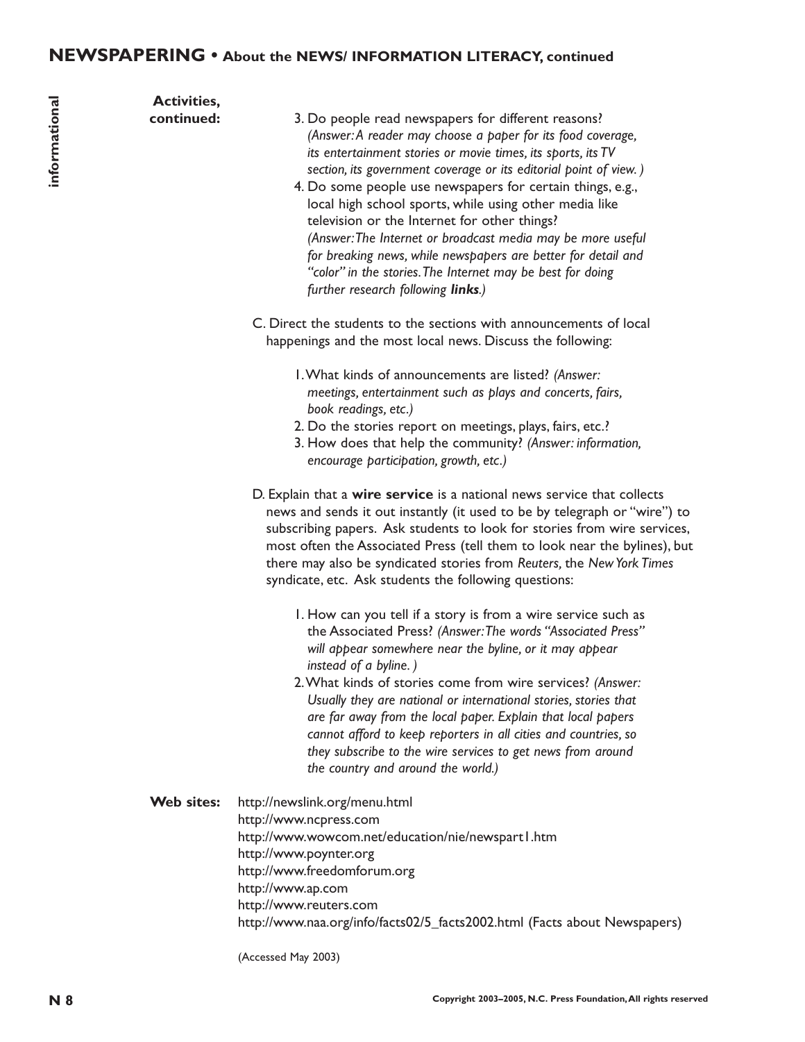## NEWSPAPERING • About the NEWS/ INFORMATION LITERACY, continued

**Activities, continued:**

3. Do people read newspapers for different reasons? *(Answer: A reader may choose a paper for its food coverage, its entertainment stories or movie times, its sports, its TV section, its government coverage or its editorial point of view.)*
4. Do some people use newspapers for certain things, e.g., local high school sports, while using other media like television or the Internet for other things? *(Answer: The Internet or broadcast media may be more useful for breaking news, while newspapers are better for detail and "color" in the stories. The Internet may be best for doing further research following **links**.)*

C. Direct the students to the sections with announcements of local happenings and the most local news. Discuss the following:

1. What kinds of announcements are listed? *(Answer: meetings, entertainment such as plays and concerts, fairs, book readings, etc.)*
2. Do the stories report on meetings, plays, fairs, etc.?
3. How does that help the community? *(Answer: information, encourage participation, growth, etc.)*

D. Explain that a **wire service** is a national news service that collects news and sends it out instantly (it used to be by telegraph or "wire") to subscribing papers. Ask students to look for stories from wire services, most often the Associated Press (tell them to look near the bylines), but there may also be syndicated stories from *Reuters*, the *New York Times* syndicate, etc. Ask students the following questions:

1. How can you tell if a story is from a wire service such as the Associated Press? *(Answer: The words "Associated Press" will appear somewhere near the byline, or it may appear instead of a byline.)*
2. What kinds of stories come from wire services? *(Answer: Usually they are national or international stories, stories that are far away from the local paper. Explain that local papers cannot afford to keep reporters in all cities and countries, so they subscribe to the wire services to get news from around the country and around the world.)*

**Web sites:**

http://newslink.org/menu.html
http://www.ncpress.com
http://www.wowcom.net/education/nie/newspart1.htm
http://www.poynter.org
http://www.freedomforum.org
http://www.ap.com
http://www.reuters.com
http://www.naa.org/info/facts02/5_facts2002.html (Facts about Newspapers)

(Accessed May 2003)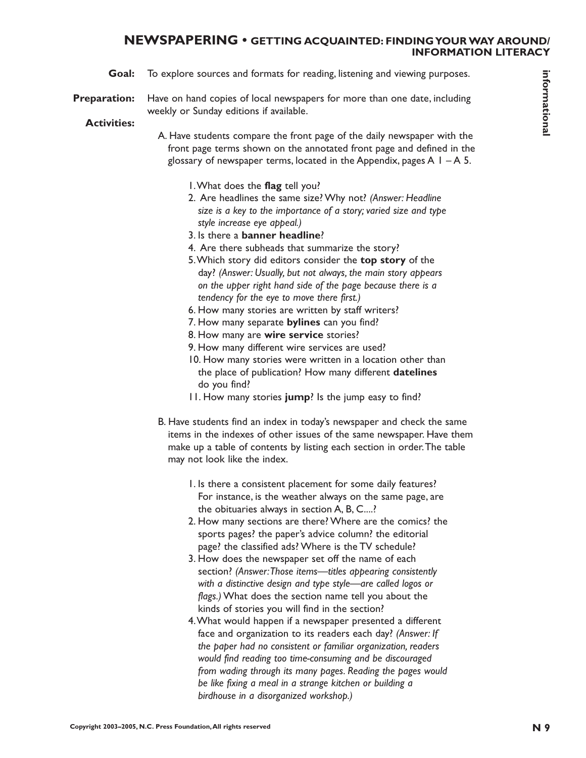## NEWSPAPERING • GETTING ACQUAINTED: FINDING YOUR WAY AROUND/ INFORMATION LITERACY

informational

**Goal:** To explore sources and formats for reading, listening and viewing purposes.

**Preparation:** Have on hand copies of local newspapers for more than one date, including weekly or Sunday editions if available.

**Activities:**

A. Have students compare the front page of the daily newspaper with the front page terms shown on the annotated front page and defined in the glossary of newspaper terms, located in the Appendix, pages A 1 – A 5.

1. What does the **flag** tell you?
2. Are headlines the same size? Why not? *(Answer: Headline size is a key to the importance of a story; varied size and type style increase eye appeal.)*
3. Is there a **banner headline**?
4. Are there subheads that summarize the story?
5. Which story did editors consider the **top story** of the day? *(Answer: Usually, but not always, the main story appears on the upper right hand side of the page because there is a tendency for the eye to move there first.)*
6. How many stories are written by staff writers?
7. How many separate **bylines** can you find?
8. How many are **wire service** stories?
9. How many different wire services are used?
10. How many stories were written in a location other than the place of publication? How many different **datelines** do you find?
11. How many stories **jump**? Is the jump easy to find?

B. Have students find an index in today's newspaper and check the same items in the indexes of other issues of the same newspaper. Have them make up a table of contents by listing each section in order. The table may not look like the index.

1. Is there a consistent placement for some daily features? For instance, is the weather always on the same page, are the obituaries always in section A, B, C....?
2. How many sections are there? Where are the comics? the sports pages? the paper's advice column? the editorial page? the classified ads? Where is the TV schedule?
3. How does the newspaper set off the name of each section? *(Answer: Those items—titles appearing consistently with a distinctive design and type style—are called logos or flags.)* What does the section name tell you about the kinds of stories you will find in the section?
4. What would happen if a newspaper presented a different face and organization to its readers each day? *(Answer: If the paper had no consistent or familiar organization, readers would find reading too time-consuming and be discouraged from wading through its many pages. Reading the pages would be like fixing a meal in a strange kitchen or building a birdhouse in a disorganized workshop.)*

Copyright 2003–2005, N.C. Press Foundation, All rights reserved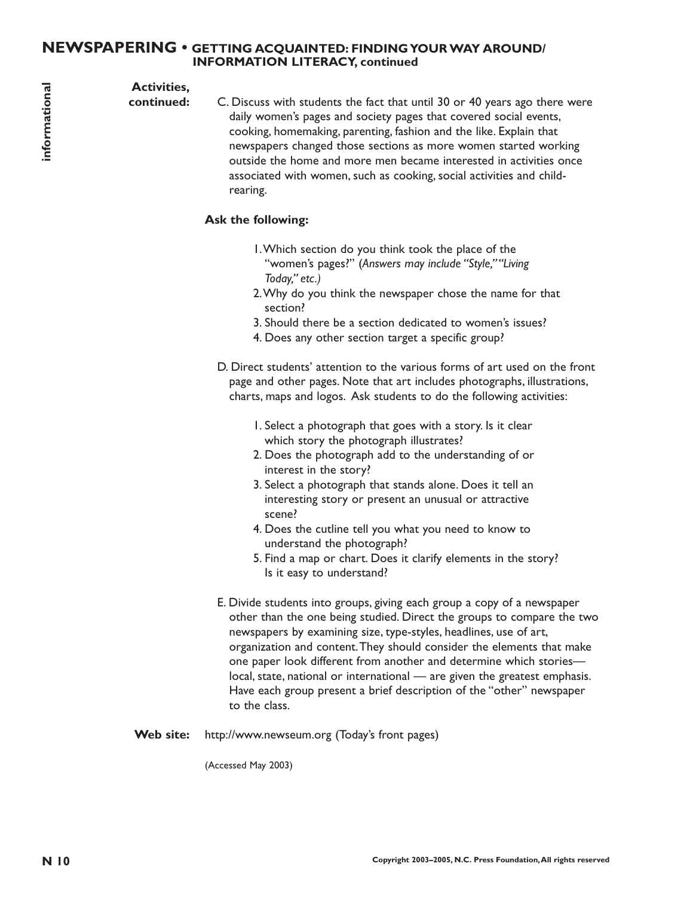## NEWSPAPERING • GETTING ACQUAINTED: FINDING YOUR WAY AROUND/ INFORMATION LITERACY, continued

**Activities, continued:**

C. Discuss with students the fact that until 30 or 40 years ago there were daily women's pages and society pages that covered social events, cooking, homemaking, parenting, fashion and the like. Explain that newspapers changed those sections as more women started working outside the home and more men became interested in activities once associated with women, such as cooking, social activities and child-rearing.

**Ask the following:**

1. Which section do you think took the place of the "women's pages?" (*Answers may include "Style," "Living Today," etc.)*
2. Why do you think the newspaper chose the name for that section?
3. Should there be a section dedicated to women's issues?
4. Does any other section target a specific group?

D. Direct students' attention to the various forms of art used on the front page and other pages. Note that art includes photographs, illustrations, charts, maps and logos. Ask students to do the following activities:

1. Select a photograph that goes with a story. Is it clear which story the photograph illustrates?
2. Does the photograph add to the understanding of or interest in the story?
3. Select a photograph that stands alone. Does it tell an interesting story or present an unusual or attractive scene?
4. Does the cutline tell you what you need to know to understand the photograph?
5. Find a map or chart. Does it clarify elements in the story? Is it easy to understand?

E. Divide students into groups, giving each group a copy of a newspaper other than the one being studied. Direct the groups to compare the two newspapers by examining size, type-styles, headlines, use of art, organization and content. They should consider the elements that make one paper look different from another and determine which stories— local, state, national or international — are given the greatest emphasis. Have each group present a brief description of the "other" newspaper to the class.

**Web site:** http://www.newseum.org (Today's front pages)

(Accessed May 2003)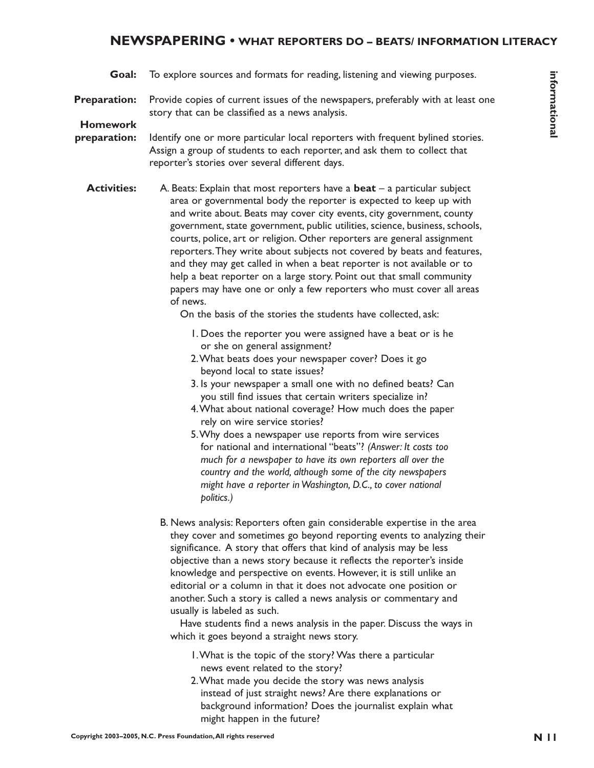## NEWSPAPERING • WHAT REPORTERS DO – BEATS/ INFORMATION LITERACY

informational

**Goal:** To explore sources and formats for reading, listening and viewing purposes.

**Preparation:** Provide copies of current issues of the newspapers, preferably with at least one story that can be classified as a news analysis.

**Homework preparation:** Identify one or more particular local reporters with frequent bylined stories. Assign a group of students to each reporter, and ask them to collect that reporter's stories over several different days.

**Activities:**

A. Beats: Explain that most reporters have a **beat** – a particular subject area or governmental body the reporter is expected to keep up with and write about. Beats may cover city events, city government, county government, state government, public utilities, science, business, schools, courts, police, art or religion. Other reporters are general assignment reporters. They write about subjects not covered by beats and features, and they may get called in when a beat reporter is not available or to help a beat reporter on a large story. Point out that small community papers may have one or only a few reporters who must cover all areas of news.

On the basis of the stories the students have collected, ask:

1. Does the reporter you were assigned have a beat or is he or she on general assignment?
2. What beats does your newspaper cover? Does it go beyond local to state issues?
3. Is your newspaper a small one with no defined beats? Can you still find issues that certain writers specialize in?
4. What about national coverage? How much does the paper rely on wire service stories?
5. Why does a newspaper use reports from wire services for national and international "beats"? *(Answer: It costs too much for a newspaper to have its own reporters all over the country and the world, although some of the city newspapers might have a reporter in Washington, D.C., to cover national politics.)*

B. News analysis: Reporters often gain considerable expertise in the area they cover and sometimes go beyond reporting events to analyzing their significance. A story that offers that kind of analysis may be less objective than a news story because it reflects the reporter's inside knowledge and perspective on events. However, it is still unlike an editorial or a column in that it does not advocate one position or another. Such a story is called a news analysis or commentary and usually is labeled as such.

Have students find a news analysis in the paper. Discuss the ways in which it goes beyond a straight news story.

1. What is the topic of the story? Was there a particular news event related to the story?
2. What made you decide the story was news analysis instead of just straight news? Are there explanations or background information? Does the journalist explain what might happen in the future?

Copyright 2003–2005, N.C. Press Foundation, All rights reserved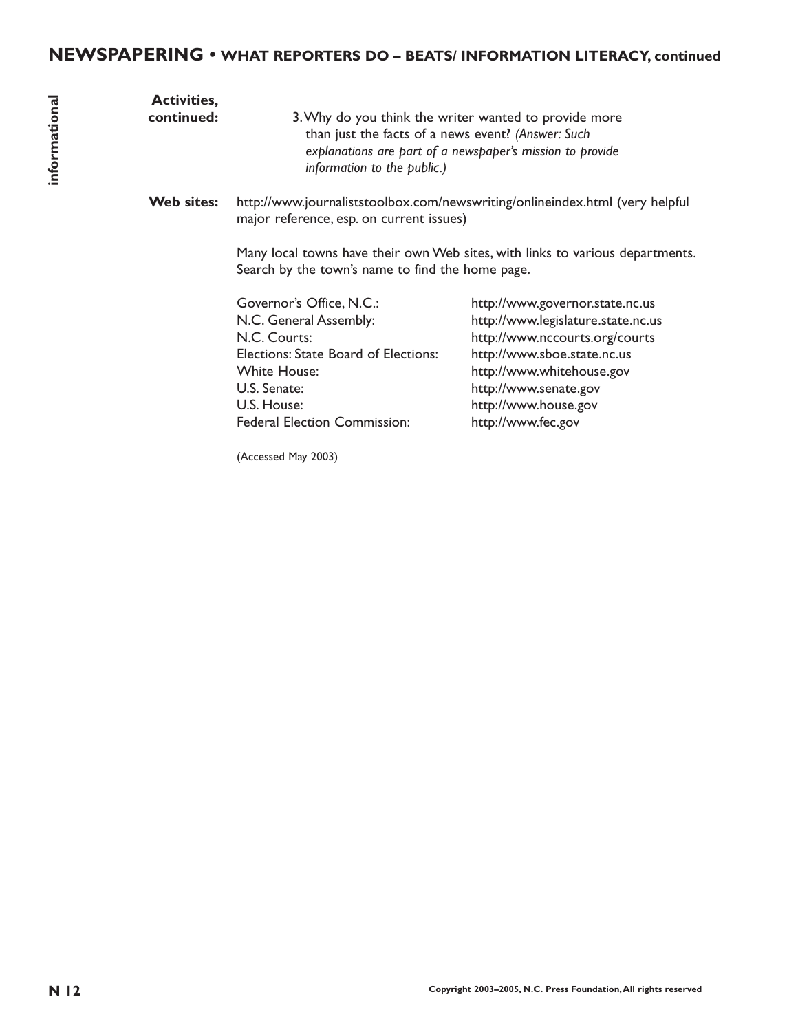**Activities, continued:**

3. Why do you think the writer wanted to provide more than just the facts of a news event? *(Answer: Such explanations are part of a newspaper's mission to provide information to the public.)*

**Web sites:** http://www.journaliststoolbox.com/newswriting/onlineindex.html (very helpful major reference, esp. on current issues)

Many local towns have their own Web sites, with links to various departments. Search by the town's name to find the home page.

| | |
|---|---|
| Governor's Office, N.C.: | http://www.governor.state.nc.us |
| N.C. General Assembly: | http://www.legislature.state.nc.us |
| N.C. Courts: | http://www.nccourts.org/courts |
| Elections: State Board of Elections: | http://www.sboe.state.nc.us |
| White House: | http://www.whitehouse.gov |
| U.S. Senate: | http://www.senate.gov |
| U.S. House: | http://www.house.gov |
| Federal Election Commission: | http://www.fec.gov |

(Accessed May 2003)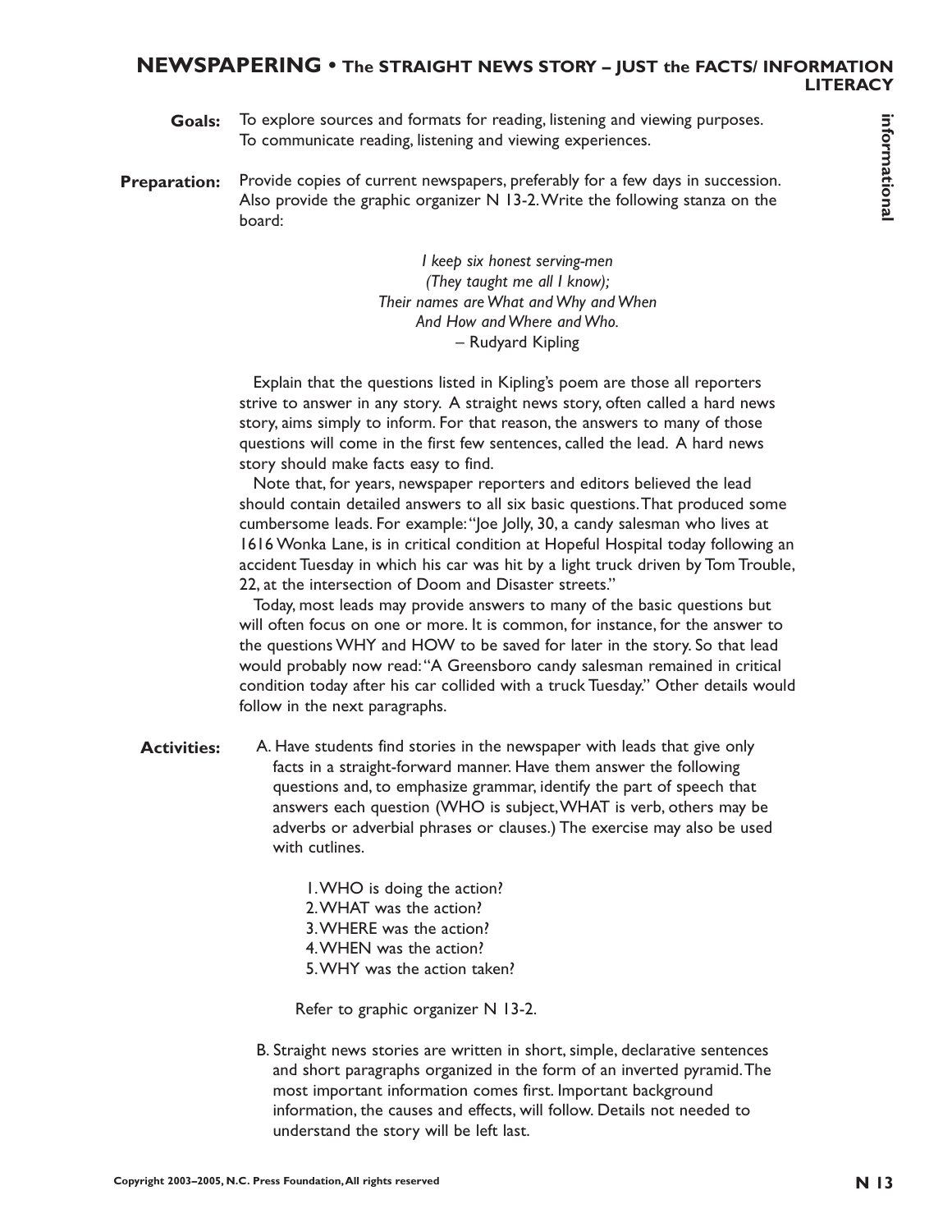# NEWSPAPERING • The STRAIGHT NEWS STORY – JUST the FACTS/ INFORMATION LITERACY

**Goals:** To explore sources and formats for reading, listening and viewing purposes. To communicate reading, listening and viewing experiences.

**Preparation:** Provide copies of current newspapers, preferably for a few days in succession. Also provide the graphic organizer N 13-2. Write the following stanza on the board:

*I keep six honest serving-men*
*(They taught me all I know);*
*Their names are What and Why and When*
*And How and Where and Who.*
– Rudyard Kipling

Explain that the questions listed in Kipling's poem are those all reporters strive to answer in any story. A straight news story, often called a hard news story, aims simply to inform. For that reason, the answers to many of those questions will come in the first few sentences, called the lead. A hard news story should make facts easy to find.

Note that, for years, newspaper reporters and editors believed the lead should contain detailed answers to all six basic questions. That produced some cumbersome leads. For example: "Joe Jolly, 30, a candy salesman who lives at 1616 Wonka Lane, is in critical condition at Hopeful Hospital today following an accident Tuesday in which his car was hit by a light truck driven by Tom Trouble, 22, at the intersection of Doom and Disaster streets."

Today, most leads may provide answers to many of the basic questions but will often focus on one or more. It is common, for instance, for the answer to the questions WHY and HOW to be saved for later in the story. So that lead would probably now read: "A Greensboro candy salesman remained in critical condition today after his car collided with a truck Tuesday." Other details would follow in the next paragraphs.

**Activities:**

A. Have students find stories in the newspaper with leads that give only facts in a straight-forward manner. Have them answer the following questions and, to emphasize grammar, identify the part of speech that answers each question (WHO is subject, WHAT is verb, others may be adverbs or adverbial phrases or clauses.) The exercise may also be used with cutlines.

1. WHO is doing the action?
2. WHAT was the action?
3. WHERE was the action?
4. WHEN was the action?
5. WHY was the action taken?

Refer to graphic organizer N 13-2.

B. Straight news stories are written in short, simple, declarative sentences and short paragraphs organized in the form of an inverted pyramid. The most important information comes first. Important background information, the causes and effects, will follow. Details not needed to understand the story will be left last.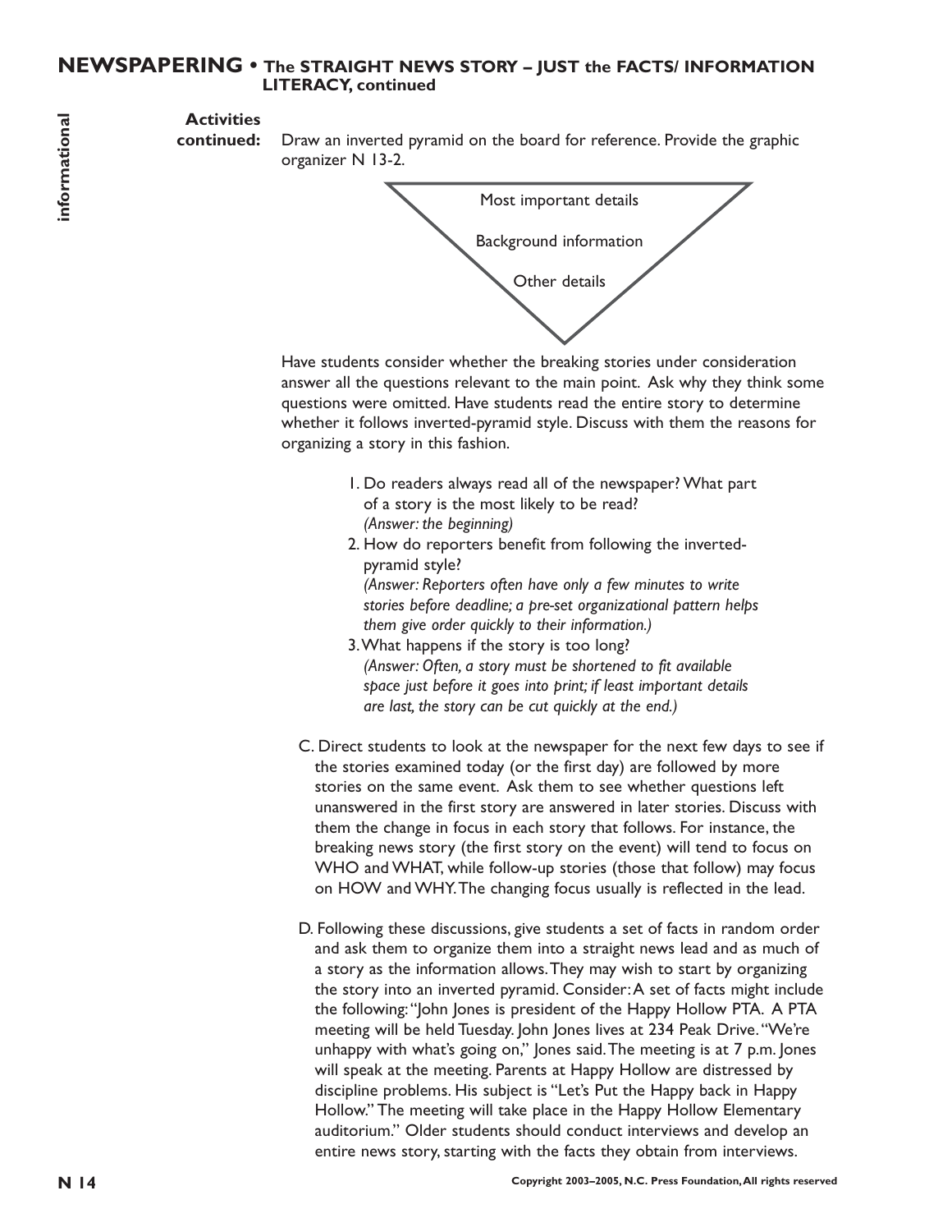## NEWSPAPERING • The STRAIGHT NEWS STORY – JUST the FACTS/ INFORMATION LITERACY, continued

**Activities continued:** Draw an inverted pyramid on the board for reference. Provide the graphic organizer N 13-2.

Most important details

Background information

Other details

Have students consider whether the breaking stories under consideration answer all the questions relevant to the main point. Ask why they think some questions were omitted. Have students read the entire story to determine whether it follows inverted-pyramid style. Discuss with them the reasons for organizing a story in this fashion.

1. Do readers always read all of the newspaper? What part of a story is the most likely to be read?
   *(Answer: the beginning)*
2. How do reporters benefit from following the inverted-pyramid style?
   *(Answer: Reporters often have only a few minutes to write stories before deadline; a pre-set organizational pattern helps them give order quickly to their information.)*
3. What happens if the story is too long?
   *(Answer: Often, a story must be shortened to fit available space just before it goes into print; if least important details are last, the story can be cut quickly at the end.)*

C. Direct students to look at the newspaper for the next few days to see if the stories examined today (or the first day) are followed by more stories on the same event. Ask them to see whether questions left unanswered in the first story are answered in later stories. Discuss with them the change in focus in each story that follows. For instance, the breaking news story (the first story on the event) will tend to focus on WHO and WHAT, while follow-up stories (those that follow) may focus on HOW and WHY. The changing focus usually is reflected in the lead.

D. Following these discussions, give students a set of facts in random order and ask them to organize them into a straight news lead and as much of a story as the information allows. They may wish to start by organizing the story into an inverted pyramid. Consider: A set of facts might include the following: "John Jones is president of the Happy Hollow PTA. A PTA meeting will be held Tuesday. John Jones lives at 234 Peak Drive. "We're unhappy with what's going on," Jones said. The meeting is at 7 p.m. Jones will speak at the meeting. Parents at Happy Hollow are distressed by discipline problems. His subject is "Let's Put the Happy back in Happy Hollow." The meeting will take place in the Happy Hollow Elementary auditorium." Older students should conduct interviews and develop an entire news story, starting with the facts they obtain from interviews.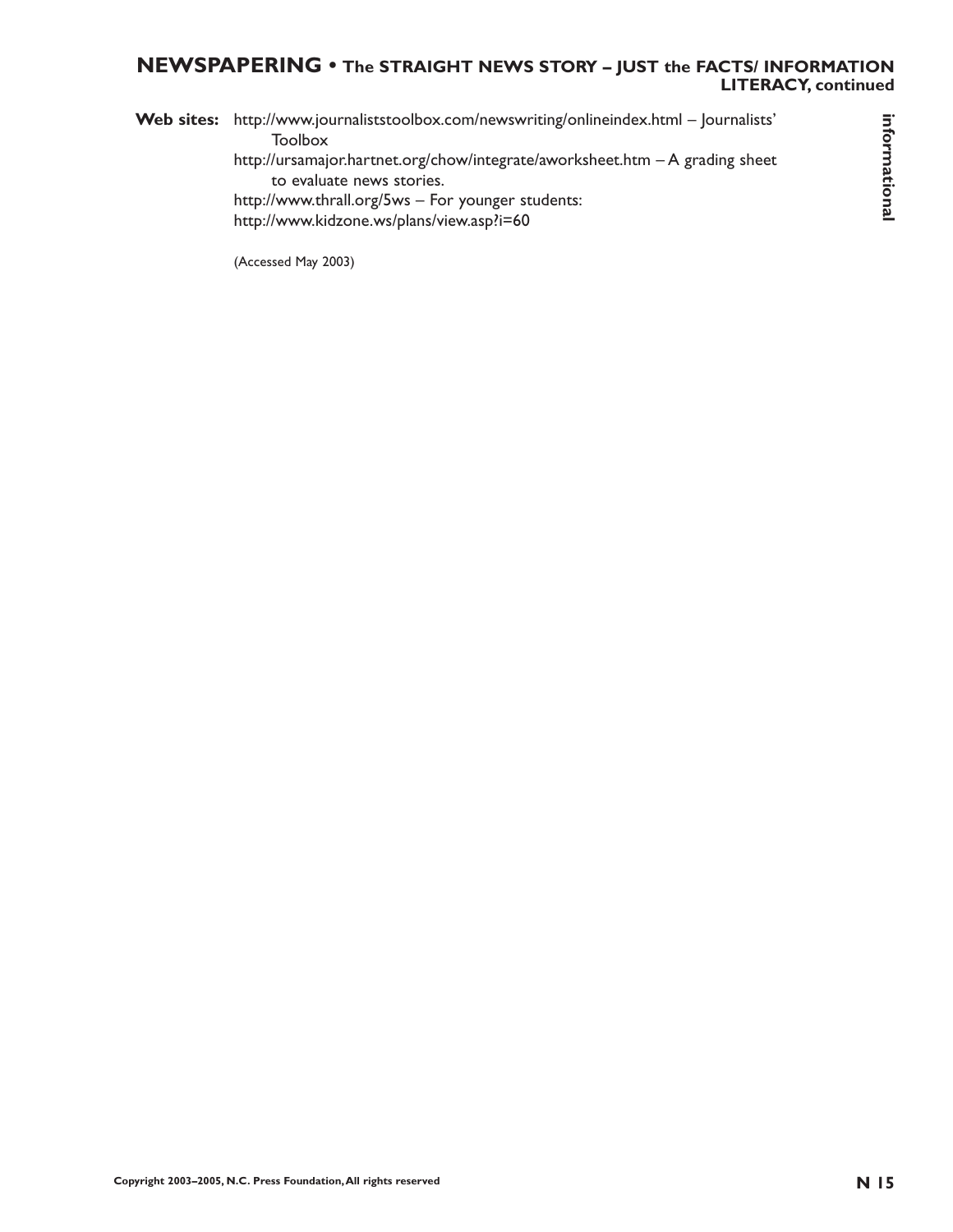**Web sites:** http://www.journaliststoolbox.com/newswriting/onlineindex.html – Journalists' Toolbox

http://ursamajor.hartnet.org/chow/integrate/aworksheet.htm – A grading sheet to evaluate news stories.

http://www.thrall.org/5ws – For younger students:

http://www.kidzone.ws/plans/view.asp?i=60

(Accessed May 2003)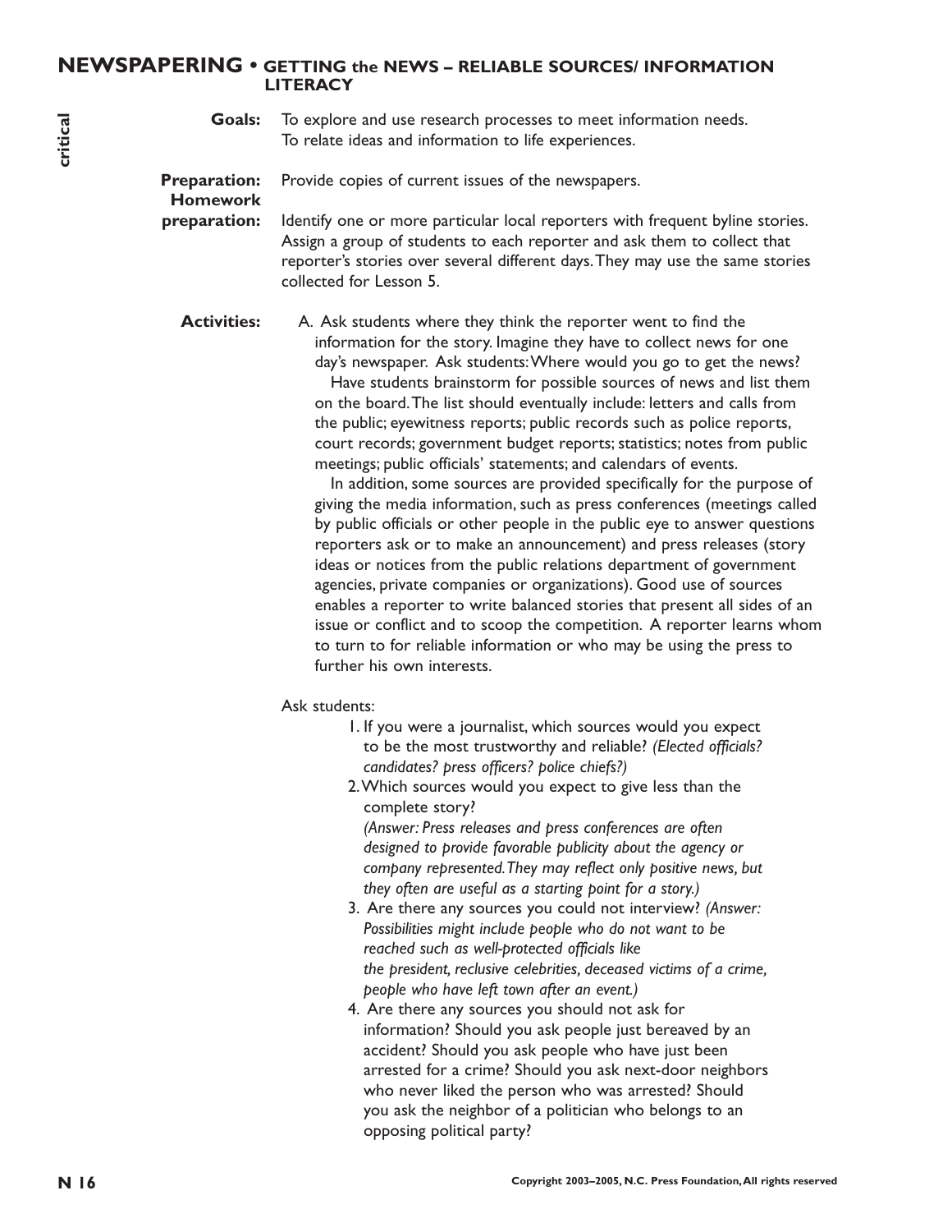# NEWSPAPERING • GETTING the NEWS – RELIABLE SOURCES/ INFORMATION LITERACY

critical

**Goals:** To explore and use research processes to meet information needs. To relate ideas and information to life experiences.

**Preparation:** Provide copies of current issues of the newspapers.

**Homework preparation:** Identify one or more particular local reporters with frequent byline stories. Assign a group of students to each reporter and ask them to collect that reporter's stories over several different days. They may use the same stories collected for Lesson 5.

**Activities:**

A. Ask students where they think the reporter went to find the information for the story. Imagine they have to collect news for one day's newspaper. Ask students: Where would you go to get the news?

Have students brainstorm for possible sources of news and list them on the board. The list should eventually include: letters and calls from the public; eyewitness reports; public records such as police reports, court records; government budget reports; statistics; notes from public meetings; public officials' statements; and calendars of events.

In addition, some sources are provided specifically for the purpose of giving the media information, such as press conferences (meetings called by public officials or other people in the public eye to answer questions reporters ask or to make an announcement) and press releases (story ideas or notices from the public relations department of government agencies, private companies or organizations). Good use of sources enables a reporter to write balanced stories that present all sides of an issue or conflict and to scoop the competition. A reporter learns whom to turn to for reliable information or who may be using the press to further his own interests.

Ask students:

1. If you were a journalist, which sources would you expect to be the most trustworthy and reliable? *(Elected officials? candidates? press officers? police chiefs?)*
2. Which sources would you expect to give less than the complete story? *(Answer: Press releases and press conferences are often designed to provide favorable publicity about the agency or company represented. They may reflect only positive news, but they often are useful as a starting point for a story.)*
3. Are there any sources you could not interview? *(Answer: Possibilities might include people who do not want to be reached such as well-protected officials like the president, reclusive celebrities, deceased victims of a crime, people who have left town after an event.)*
4. Are there any sources you should not ask for information? Should you ask people just bereaved by an accident? Should you ask people who have just been arrested for a crime? Should you ask next-door neighbors who never liked the person who was arrested? Should you ask the neighbor of a politician who belongs to an opposing political party?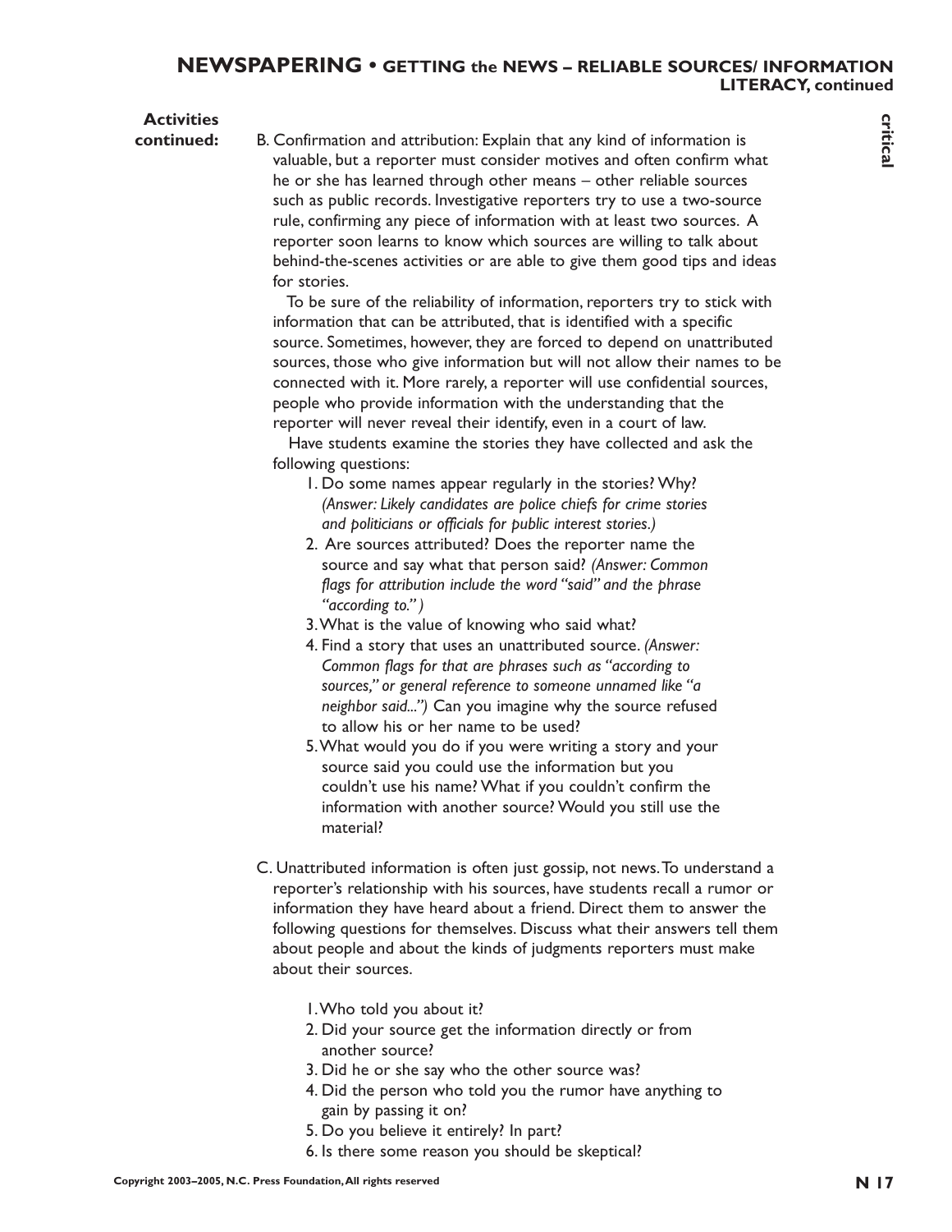## NEWSPAPERING • GETTING the NEWS – RELIABLE SOURCES/ INFORMATION LITERACY, continued

**critical**

**Activities continued:**

B. Confirmation and attribution: Explain that any kind of information is valuable, but a reporter must consider motives and often confirm what he or she has learned through other means – other reliable sources such as public records. Investigative reporters try to use a two-source rule, confirming any piece of information with at least two sources. A reporter soon learns to know which sources are willing to talk about behind-the-scenes activities or are able to give them good tips and ideas for stories.

To be sure of the reliability of information, reporters try to stick with information that can be attributed, that is identified with a specific source. Sometimes, however, they are forced to depend on unattributed sources, those who give information but will not allow their names to be connected with it. More rarely, a reporter will use confidential sources, people who provide information with the understanding that the reporter will never reveal their identify, even in a court of law.

Have students examine the stories they have collected and ask the following questions:

1. Do some names appear regularly in the stories? Why? *(Answer: Likely candidates are police chiefs for crime stories and politicians or officials for public interest stories.)*
2. Are sources attributed? Does the reporter name the source and say what that person said? *(Answer: Common flags for attribution include the word "said" and the phrase "according to.")*
3. What is the value of knowing who said what?
4. Find a story that uses an unattributed source. *(Answer: Common flags for that are phrases such as "according to sources," or general reference to someone unnamed like "a neighbor said...")* Can you imagine why the source refused to allow his or her name to be used?
5. What would you do if you were writing a story and your source said you could use the information but you couldn't use his name? What if you couldn't confirm the information with another source? Would you still use the material?

C. Unattributed information is often just gossip, not news. To understand a reporter's relationship with his sources, have students recall a rumor or information they have heard about a friend. Direct them to answer the following questions for themselves. Discuss what their answers tell them about people and about the kinds of judgments reporters must make about their sources.

1. Who told you about it?
2. Did your source get the information directly or from another source?
3. Did he or she say who the other source was?
4. Did the person who told you the rumor have anything to gain by passing it on?
5. Do you believe it entirely? In part?
6. Is there some reason you should be skeptical?

Copyright 2003–2005, N.C. Press Foundation, All rights reserved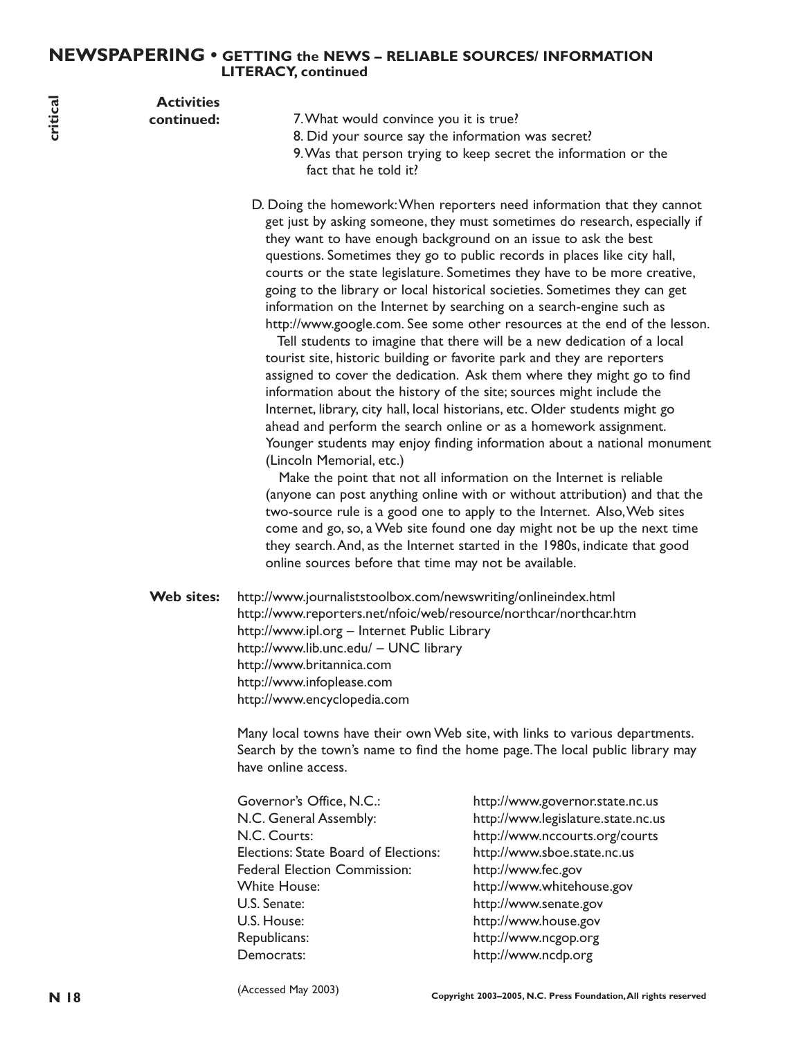## NEWSPAPERING • GETTING the NEWS – RELIABLE SOURCES/ INFORMATION LITERACY, continued

critical

**Activities continued:**

7. What would convince you it is true?
8. Did your source say the information was secret?
9. Was that person trying to keep secret the information or the fact that he told it?

D. Doing the homework: When reporters need information that they cannot get just by asking someone, they must sometimes do research, especially if they want to have enough background on an issue to ask the best questions. Sometimes they go to public records in places like city hall, courts or the state legislature. Sometimes they have to be more creative, going to the library or local historical societies. Sometimes they can get information on the Internet by searching on a search-engine such as http://www.google.com. See some other resources at the end of the lesson.

Tell students to imagine that there will be a new dedication of a local tourist site, historic building or favorite park and they are reporters assigned to cover the dedication. Ask them where they might go to find information about the history of the site; sources might include the Internet, library, city hall, local historians, etc. Older students might go ahead and perform the search online or as a homework assignment. Younger students may enjoy finding information about a national monument (Lincoln Memorial, etc.)

Make the point that not all information on the Internet is reliable (anyone can post anything online with or without attribution) and that the two-source rule is a good one to apply to the Internet. Also, Web sites come and go, so, a Web site found one day might not be up the next time they search. And, as the Internet started in the 1980s, indicate that good online sources before that time may not be available.

**Web sites:**

http://www.journaliststoolbox.com/newswriting/onlineindex.html
http://www.reporters.net/nfoic/web/resource/northcar/northcar.htm
http://www.ipl.org – Internet Public Library
http://www.lib.unc.edu/ – UNC library
http://www.britannica.com
http://www.infoplease.com
http://www.encyclopedia.com

Many local towns have their own Web site, with links to various departments. Search by the town's name to find the home page. The local public library may have online access.

| | |
|---|---|
| Governor's Office, N.C.: | http://www.governor.state.nc.us |
| N.C. General Assembly: | http://www.legislature.state.nc.us |
| N.C. Courts: | http://www.nccourts.org/courts |
| Elections: State Board of Elections: | http://www.sboe.state.nc.us |
| Federal Election Commission: | http://www.fec.gov |
| White House: | http://www.whitehouse.gov |
| U.S. Senate: | http://www.senate.gov |
| U.S. House: | http://www.house.gov |
| Republicans: | http://www.ncgop.org |
| Democrats: | http://www.ncdp.org |

(Accessed May 2003)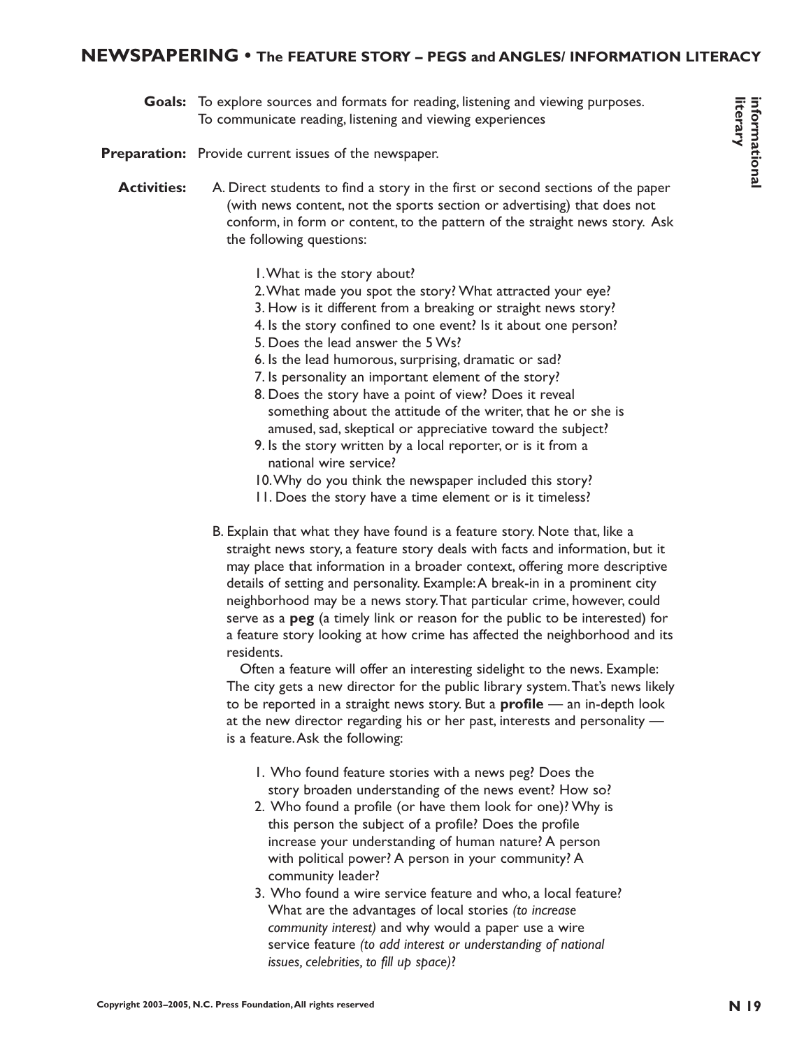# NEWSPAPERING • The FEATURE STORY – PEGS and ANGLES/ INFORMATION LITERACY

**Goals:** To explore sources and formats for reading, listening and viewing purposes. To communicate reading, listening and viewing experiences

**Preparation:** Provide current issues of the newspaper.

**Activities:**

A. Direct students to find a story in the first or second sections of the paper (with news content, not the sports section or advertising) that does not conform, in form or content, to the pattern of the straight news story. Ask the following questions:

1. What is the story about?
2. What made you spot the story? What attracted your eye?
3. How is it different from a breaking or straight news story?
4. Is the story confined to one event? Is it about one person?
5. Does the lead answer the 5 Ws?
6. Is the lead humorous, surprising, dramatic or sad?
7. Is personality an important element of the story?
8. Does the story have a point of view? Does it reveal something about the attitude of the writer, that he or she is amused, sad, skeptical or appreciative toward the subject?
9. Is the story written by a local reporter, or is it from a national wire service?
10. Why do you think the newspaper included this story?
11. Does the story have a time element or is it timeless?

B. Explain that what they have found is a feature story. Note that, like a straight news story, a feature story deals with facts and information, but it may place that information in a broader context, offering more descriptive details of setting and personality. Example: A break-in in a prominent city neighborhood may be a news story. That particular crime, however, could serve as a **peg** (a timely link or reason for the public to be interested) for a feature story looking at how crime has affected the neighborhood and its residents.

Often a feature will offer an interesting sidelight to the news. Example: The city gets a new director for the public library system. That's news likely to be reported in a straight news story. But a **profile** — an in-depth look at the new director regarding his or her past, interests and personality — is a feature. Ask the following:

1. Who found feature stories with a news peg? Does the story broaden understanding of the news event? How so?
2. Who found a profile (or have them look for one)? Why is this person the subject of a profile? Does the profile increase your understanding of human nature? A person with political power? A person in your community? A community leader?
3. Who found a wire service feature and who, a local feature? What are the advantages of local stories *(to increase community interest)* and why would a paper use a wire service feature *(to add interest or understanding of national issues, celebrities, to fill up space)*?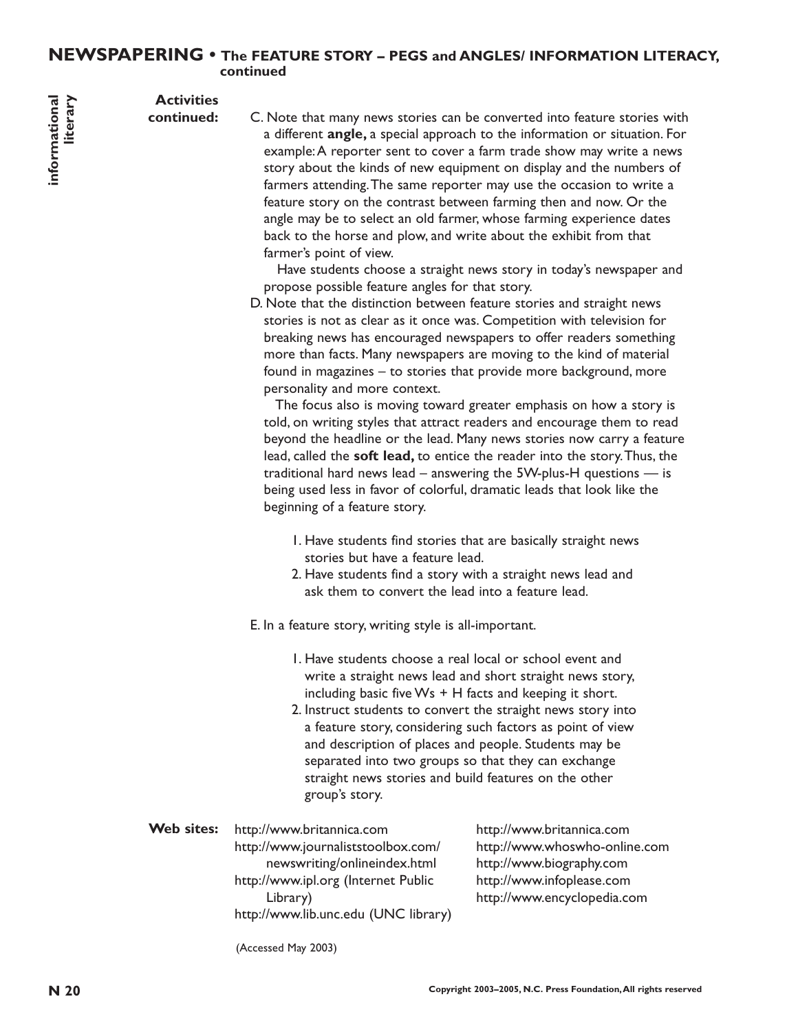## NEWSPAPERING • The FEATURE STORY – PEGS and ANGLES/ INFORMATION LITERACY, continued

informational literary

**Activities continued:**

C. Note that many news stories can be converted into feature stories with a different **angle,** a special approach to the information or situation. For example: A reporter sent to cover a farm trade show may write a news story about the kinds of new equipment on display and the numbers of farmers attending. The same reporter may use the occasion to write a feature story on the contrast between farming then and now. Or the angle may be to select an old farmer, whose farming experience dates back to the horse and plow, and write about the exhibit from that farmer's point of view.

   Have students choose a straight news story in today's newspaper and propose possible feature angles for that story.

D. Note that the distinction between feature stories and straight news stories is not as clear as it once was. Competition with television for breaking news has encouraged newspapers to offer readers something more than facts. Many newspapers are moving to the kind of material found in magazines – to stories that provide more background, more personality and more context.

   The focus also is moving toward greater emphasis on how a story is told, on writing styles that attract readers and encourage them to read beyond the headline or the lead. Many news stories now carry a feature lead, called the **soft lead,** to entice the reader into the story. Thus, the traditional hard news lead – answering the 5W-plus-H questions — is being used less in favor of colorful, dramatic leads that look like the beginning of a feature story.

   1. Have students find stories that are basically straight news stories but have a feature lead.
   2. Have students find a story with a straight news lead and ask them to convert the lead into a feature lead.

E. In a feature story, writing style is all-important.

   1. Have students choose a real local or school event and write a straight news lead and short straight news story, including basic five Ws + H facts and keeping it short.
   2. Instruct students to convert the straight news story into a feature story, considering such factors as point of view and description of places and people. Students may be separated into two groups so that they can exchange straight news stories and build features on the other group's story.

**Web sites:**

http://www.britannica.com
http://www.journaliststoolbox.com/newswriting/onlineindex.html
http://www.ipl.org (Internet Public Library)
http://www.lib.unc.edu (UNC library)
http://www.britannica.com
http://www.whoswho-online.com
http://www.biography.com
http://www.infoplease.com
http://www.encyclopedia.com

(Accessed May 2003)

Copyright 2003–2005, N.C. Press Foundation, All rights reserved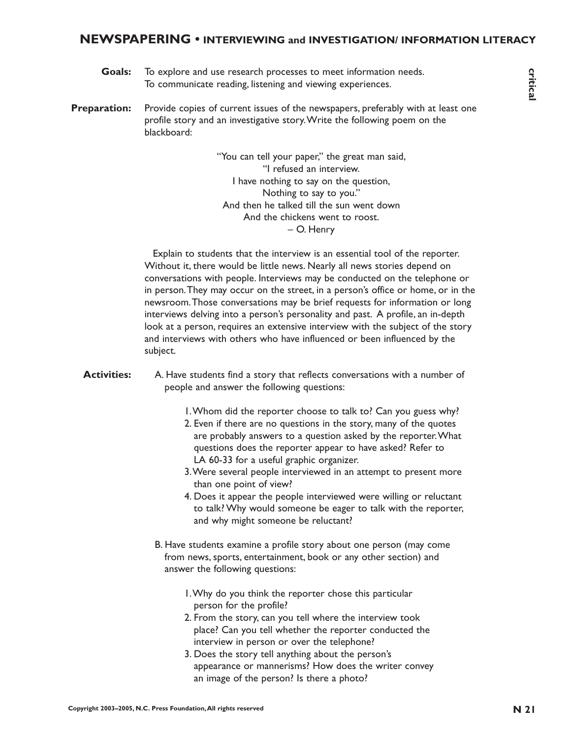## NEWSPAPERING • INTERVIEWING and INVESTIGATION/ INFORMATION LITERACY

critical

**Goals:** To explore and use research processes to meet information needs. To communicate reading, listening and viewing experiences.

**Preparation:** Provide copies of current issues of the newspapers, preferably with at least one profile story and an investigative story. Write the following poem on the blackboard:

> "You can tell your paper," the great man said,
> "I refused an interview.
> I have nothing to say on the question,
> Nothing to say to you."
> And then he talked till the sun went down
> And the chickens went to roost.
> – O. Henry

Explain to students that the interview is an essential tool of the reporter. Without it, there would be little news. Nearly all news stories depend on conversations with people. Interviews may be conducted on the telephone or in person. They may occur on the street, in a person's office or home, or in the newsroom. Those conversations may be brief requests for information or long interviews delving into a person's personality and past. A profile, an in-depth look at a person, requires an extensive interview with the subject of the story and interviews with others who have influenced or been influenced by the subject.

**Activities:**

A. Have students find a story that reflects conversations with a number of people and answer the following questions:

1. Whom did the reporter choose to talk to? Can you guess why?
2. Even if there are no questions in the story, many of the quotes are probably answers to a question asked by the reporter. What questions does the reporter appear to have asked? Refer to LA 60-33 for a useful graphic organizer.
3. Were several people interviewed in an attempt to present more than one point of view?
4. Does it appear the people interviewed were willing or reluctant to talk? Why would someone be eager to talk with the reporter, and why might someone be reluctant?

B. Have students examine a profile story about one person (may come from news, sports, entertainment, book or any other section) and answer the following questions:

1. Why do you think the reporter chose this particular person for the profile?
2. From the story, can you tell where the interview took place? Can you tell whether the reporter conducted the interview in person or over the telephone?
3. Does the story tell anything about the person's appearance or mannerisms? How does the writer convey an image of the person? Is there a photo?

Copyright 2003–2005, N.C. Press Foundation, All rights reserved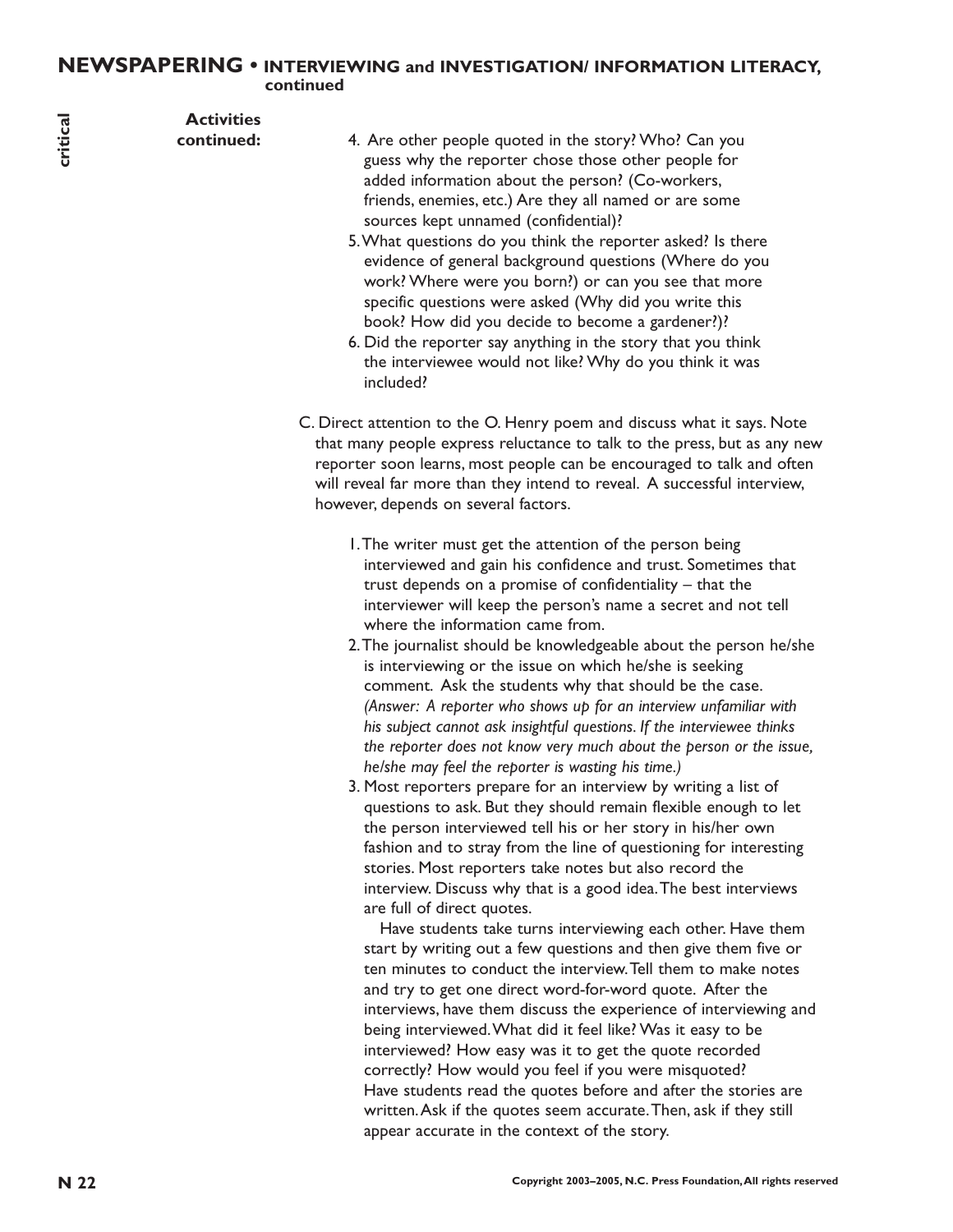## NEWSPAPERING • INTERVIEWING and INVESTIGATION/ INFORMATION LITERACY, continued

critical

**Activities continued:**

4. Are other people quoted in the story? Who? Can you guess why the reporter chose those other people for added information about the person? (Co-workers, friends, enemies, etc.) Are they all named or are some sources kept unnamed (confidential)?
5. What questions do you think the reporter asked? Is there evidence of general background questions (Where do you work? Where were you born?) or can you see that more specific questions were asked (Why did you write this book? How did you decide to become a gardener?)?
6. Did the reporter say anything in the story that you think the interviewee would not like? Why do you think it was included?

C. Direct attention to the O. Henry poem and discuss what it says. Note that many people express reluctance to talk to the press, but as any new reporter soon learns, most people can be encouraged to talk and often will reveal far more than they intend to reveal. A successful interview, however, depends on several factors.

1. The writer must get the attention of the person being interviewed and gain his confidence and trust. Sometimes that trust depends on a promise of confidentiality – that the interviewer will keep the person's name a secret and not tell where the information came from.
2. The journalist should be knowledgeable about the person he/she is interviewing or the issue on which he/she is seeking comment. Ask the students why that should be the case. *(Answer: A reporter who shows up for an interview unfamiliar with his subject cannot ask insightful questions. If the interviewee thinks the reporter does not know very much about the person or the issue, he/she may feel the reporter is wasting his time.)*
3. Most reporters prepare for an interview by writing a list of questions to ask. But they should remain flexible enough to let the person interviewed tell his or her story in his/her own fashion and to stray from the line of questioning for interesting stories. Most reporters take notes but also record the interview. Discuss why that is a good idea. The best interviews are full of direct quotes.

   Have students take turns interviewing each other. Have them start by writing out a few questions and then give them five or ten minutes to conduct the interview. Tell them to make notes and try to get one direct word-for-word quote. After the interviews, have them discuss the experience of interviewing and being interviewed. What did it feel like? Was it easy to be interviewed? How easy was it to get the quote recorded correctly? How would you feel if you were misquoted? Have students read the quotes before and after the stories are written. Ask if the quotes seem accurate. Then, ask if they still appear accurate in the context of the story.

Copyright 2003–2005, N.C. Press Foundation, All rights reserved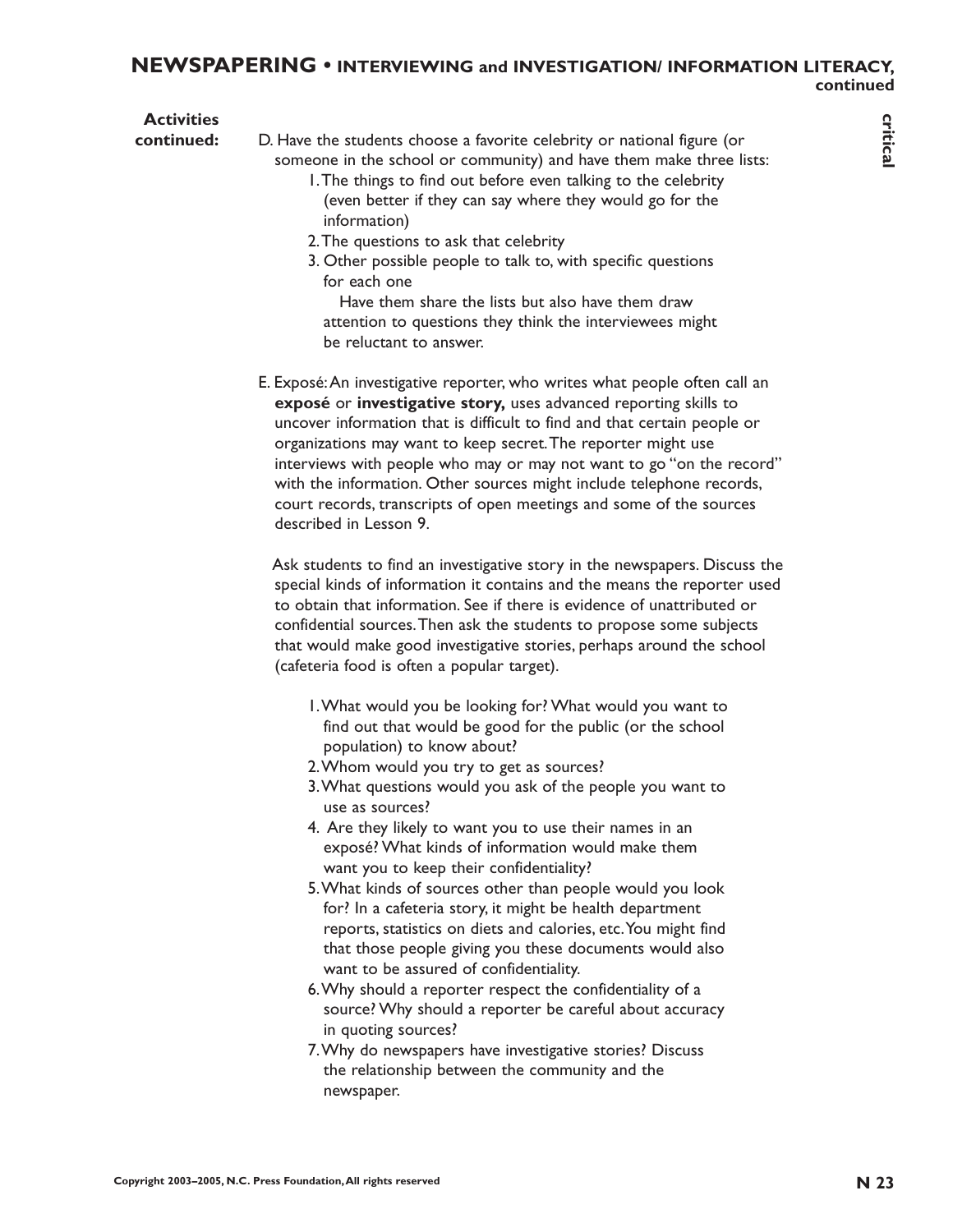**Activities continued:**

D. Have the students choose a favorite celebrity or national figure (or someone in the school or community) and have them make three lists:

1. The things to find out before even talking to the celebrity (even better if they can say where they would go for the information)
2. The questions to ask that celebrity
3. Other possible people to talk to, with specific questions for each one

Have them share the lists but also have them draw attention to questions they think the interviewees might be reluctant to answer.

E. Exposé: An investigative reporter, who writes what people often call an **exposé** or **investigative story,** uses advanced reporting skills to uncover information that is difficult to find and that certain people or organizations may want to keep secret. The reporter might use interviews with people who may or may not want to go "on the record" with the information. Other sources might include telephone records, court records, transcripts of open meetings and some of the sources described in Lesson 9.

Ask students to find an investigative story in the newspapers. Discuss the special kinds of information it contains and the means the reporter used to obtain that information. See if there is evidence of unattributed or confidential sources. Then ask the students to propose some subjects that would make good investigative stories, perhaps around the school (cafeteria food is often a popular target).

1. What would you be looking for? What would you want to find out that would be good for the public (or the school population) to know about?
2. Whom would you try to get as sources?
3. What questions would you ask of the people you want to use as sources?
4. Are they likely to want you to use their names in an exposé? What kinds of information would make them want you to keep their confidentiality?
5. What kinds of sources other than people would you look for? In a cafeteria story, it might be health department reports, statistics on diets and calories, etc. You might find that those people giving you these documents would also want to be assured of confidentiality.
6. Why should a reporter respect the confidentiality of a source? Why should a reporter be careful about accuracy in quoting sources?
7. Why do newspapers have investigative stories? Discuss the relationship between the community and the newspaper.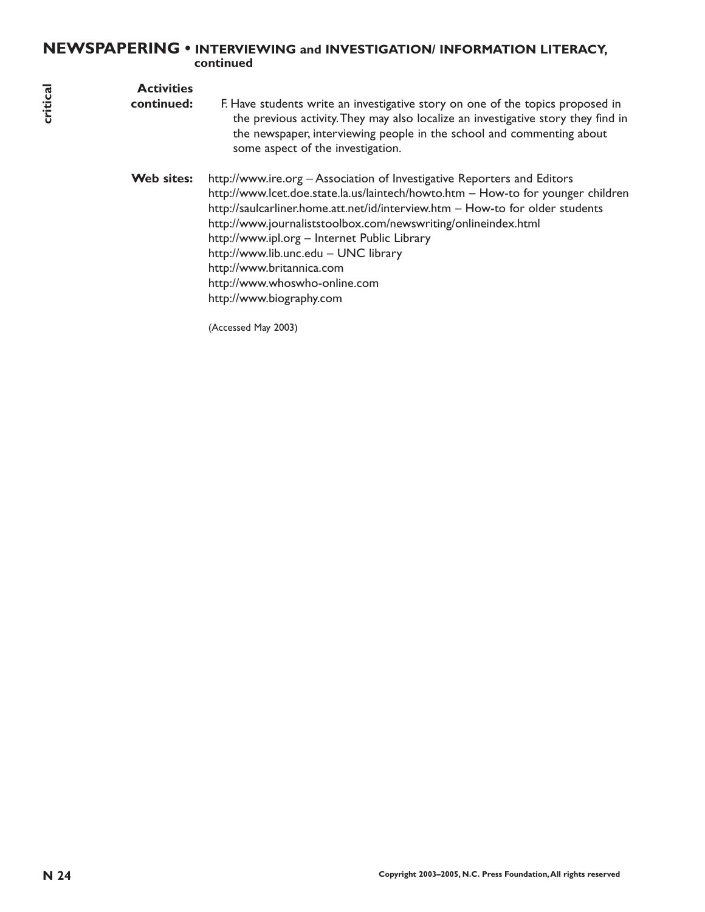## NEWSPAPERING • INTERVIEWING and INVESTIGATION/ INFORMATION LITERACY, continued

**Activities continued:**

F. Have students write an investigative story on one of the topics proposed in the previous activity. They may also localize an investigative story they find in the newspaper, interviewing people in the school and commenting about some aspect of the investigation.

**Web sites:**

http://www.ire.org – Association of Investigative Reporters and Editors
http://www.lcet.doe.state.la.us/laintech/howto.htm – How-to for younger children
http://saulcarliner.home.att.net/id/interview.htm – How-to for older students
http://www.journaliststoolbox.com/newswriting/onlineindex.html
http://www.ipl.org – Internet Public Library
http://www.lib.unc.edu – UNC library
http://www.britannica.com
http://www.whoswho-online.com
http://www.biography.com

(Accessed May 2003)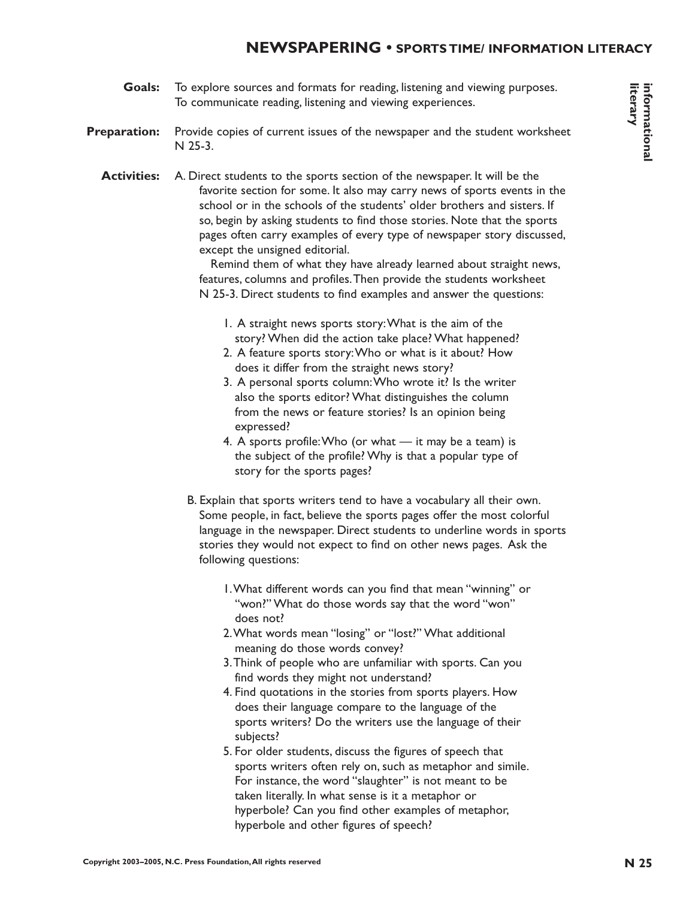# NEWSPAPERING • SPORTS TIME/ INFORMATION LITERACY

**Goals:** To explore sources and formats for reading, listening and viewing purposes. To communicate reading, listening and viewing experiences.

**Preparation:** Provide copies of current issues of the newspaper and the student worksheet N 25-3.

**Activities:** A. Direct students to the sports section of the newspaper. It will be the favorite section for some. It also may carry news of sports events in the school or in the schools of the students' older brothers and sisters. If so, begin by asking students to find those stories. Note that the sports pages often carry examples of every type of newspaper story discussed, except the unsigned editorial.

Remind them of what they have already learned about straight news, features, columns and profiles. Then provide the students worksheet N 25-3. Direct students to find examples and answer the questions:

1. A straight news sports story: What is the aim of the story? When did the action take place? What happened?
2. A feature sports story: Who or what is it about? How does it differ from the straight news story?
3. A personal sports column: Who wrote it? Is the writer also the sports editor? What distinguishes the column from the news or feature stories? Is an opinion being expressed?
4. A sports profile: Who (or what — it may be a team) is the subject of the profile? Why is that a popular type of story for the sports pages?

B. Explain that sports writers tend to have a vocabulary all their own. Some people, in fact, believe the sports pages offer the most colorful language in the newspaper. Direct students to underline words in sports stories they would not expect to find on other news pages. Ask the following questions:

1. What different words can you find that mean "winning" or "won?" What do those words say that the word "won" does not?
2. What words mean "losing" or "lost?" What additional meaning do those words convey?
3. Think of people who are unfamiliar with sports. Can you find words they might not understand?
4. Find quotations in the stories from sports players. How does their language compare to the language of the sports writers? Do the writers use the language of their subjects?
5. For older students, discuss the figures of speech that sports writers often rely on, such as metaphor and simile. For instance, the word "slaughter" is not meant to be taken literally. In what sense is it a metaphor or hyperbole? Can you find other examples of metaphor, hyperbole and other figures of speech?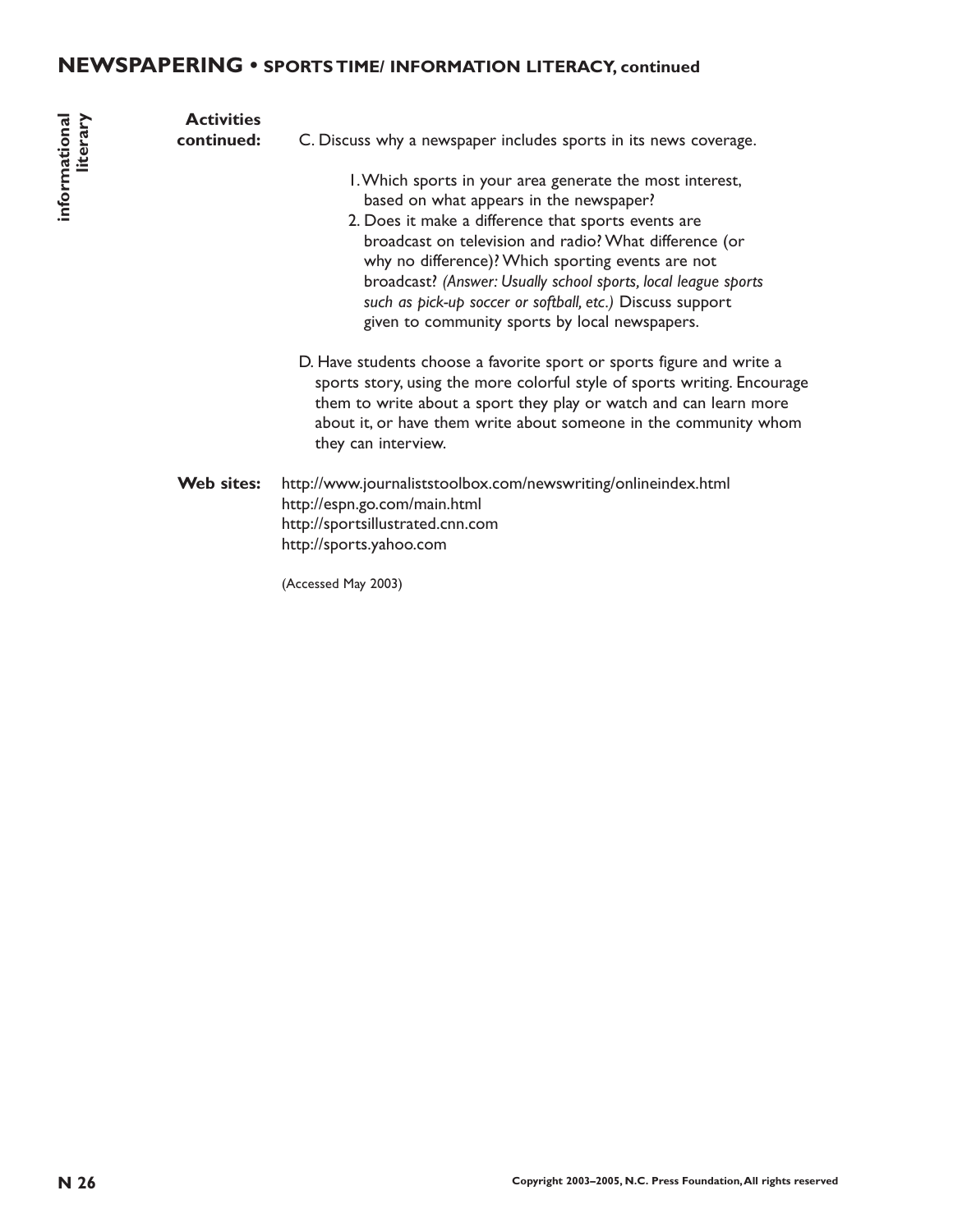## NEWSPAPERING • SPORTS TIME/ INFORMATION LITERACY, continued

informational literary

**Activities continued:**

C. Discuss why a newspaper includes sports in its news coverage.

1. Which sports in your area generate the most interest, based on what appears in the newspaper?
2. Does it make a difference that sports events are broadcast on television and radio? What difference (or why no difference)? Which sporting events are not broadcast? *(Answer: Usually school sports, local league sports such as pick-up soccer or softball, etc.)* Discuss support given to community sports by local newspapers.

D. Have students choose a favorite sport or sports figure and write a sports story, using the more colorful style of sports writing. Encourage them to write about a sport they play or watch and can learn more about it, or have them write about someone in the community whom they can interview.

**Web sites:**

http://www.journaliststoolbox.com/newswriting/onlineindex.html
http://espn.go.com/main.html
http://sportsillustrated.cnn.com
http://sports.yahoo.com

(Accessed May 2003)

Copyright 2003–2005, N.C. Press Foundation, All rights reserved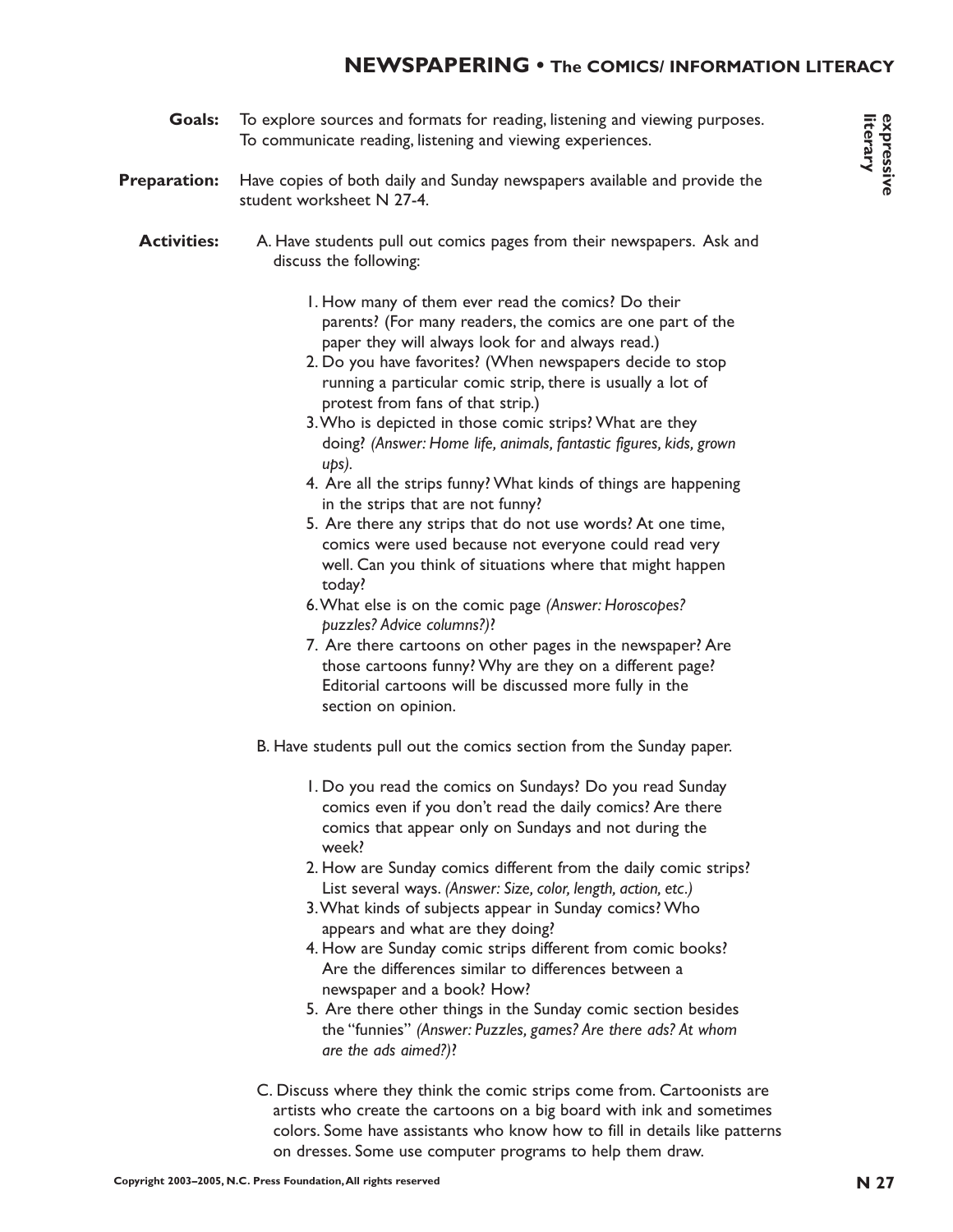## NEWSPAPERING • The COMICS/ INFORMATION LITERACY

**expressive literary**

**Goals:** To explore sources and formats for reading, listening and viewing purposes. To communicate reading, listening and viewing experiences.

**Preparation:** Have copies of both daily and Sunday newspapers available and provide the student worksheet N 27-4.

**Activities:**

A. Have students pull out comics pages from their newspapers. Ask and discuss the following:

1. How many of them ever read the comics? Do their parents? (For many readers, the comics are one part of the paper they will always look for and always read.)
2. Do you have favorites? (When newspapers decide to stop running a particular comic strip, there is usually a lot of protest from fans of that strip.)
3. Who is depicted in those comic strips? What are they doing? *(Answer: Home life, animals, fantastic figures, kids, grown ups).*
4. Are all the strips funny? What kinds of things are happening in the strips that are not funny?
5. Are there any strips that do not use words? At one time, comics were used because not everyone could read very well. Can you think of situations where that might happen today?
6. What else is on the comic page *(Answer: Horoscopes? puzzles? Advice columns?)*?
7. Are there cartoons on other pages in the newspaper? Are those cartoons funny? Why are they on a different page? Editorial cartoons will be discussed more fully in the section on opinion.

B. Have students pull out the comics section from the Sunday paper.

1. Do you read the comics on Sundays? Do you read Sunday comics even if you don't read the daily comics? Are there comics that appear only on Sundays and not during the week?
2. How are Sunday comics different from the daily comic strips? List several ways. *(Answer: Size, color, length, action, etc.)*
3. What kinds of subjects appear in Sunday comics? Who appears and what are they doing?
4. How are Sunday comic strips different from comic books? Are the differences similar to differences between a newspaper and a book? How?
5. Are there other things in the Sunday comic section besides the "funnies" *(Answer: Puzzles, games? Are there ads? At whom are the ads aimed?)*?

C. Discuss where they think the comic strips come from. Cartoonists are artists who create the cartoons on a big board with ink and sometimes colors. Some have assistants who know how to fill in details like patterns on dresses. Some use computer programs to help them draw.

Copyright 2003–2005, N.C. Press Foundation, All rights reserved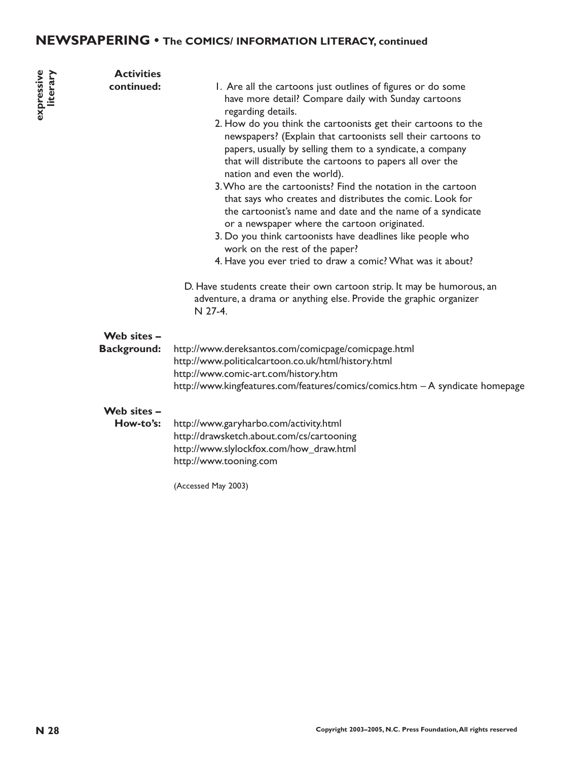## NEWSPAPERING • The COMICS/ INFORMATION LITERACY, continued

expressive literary

**Activities continued:**

1. Are all the cartoons just outlines of figures or do some have more detail? Compare daily with Sunday cartoons regarding details.
2. How do you think the cartoonists get their cartoons to the newspapers? (Explain that cartoonists sell their cartoons to papers, usually by selling them to a syndicate, a company that will distribute the cartoons to papers all over the nation and even the world).
3. Who are the cartoonists? Find the notation in the cartoon that says who creates and distributes the comic. Look for the cartoonist's name and date and the name of a syndicate or a newspaper where the cartoon originated.
3. Do you think cartoonists have deadlines like people who work on the rest of the paper?
4. Have you ever tried to draw a comic? What was it about?

D. Have students create their own cartoon strip. It may be humorous, an adventure, a drama or anything else. Provide the graphic organizer N 27-4.

**Web sites – Background:**

http://www.dereksantos.com/comicpage/comicpage.html
http://www.politicalcartoon.co.uk/html/history.html
http://www.comic-art.com/history.htm
http://www.kingfeatures.com/features/comics/comics.htm – A syndicate homepage

**Web sites – How-to's:**

http://www.garyharbo.com/activity.html
http://drawsketch.about.com/cs/cartooning
http://www.slylockfox.com/how_draw.html
http://www.tooning.com

(Accessed May 2003)

Copyright 2003–2005, N.C. Press Foundation, All rights reserved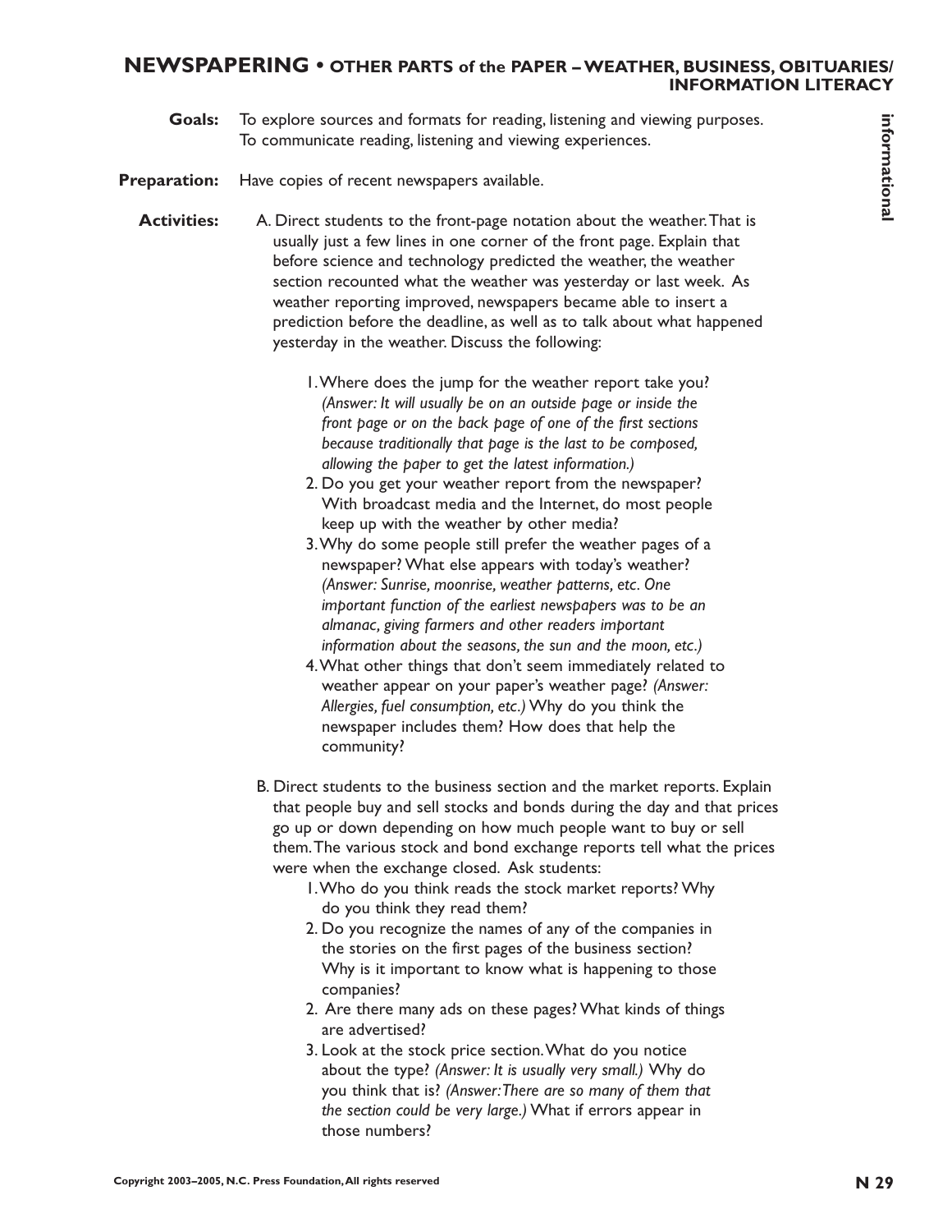## NEWSPAPERING • OTHER PARTS of the PAPER – WEATHER, BUSINESS, OBITUARIES/ INFORMATION LITERACY

**Goals:** To explore sources and formats for reading, listening and viewing purposes. To communicate reading, listening and viewing experiences.

**Preparation:** Have copies of recent newspapers available.

**Activities:**

A. Direct students to the front-page notation about the weather. That is usually just a few lines in one corner of the front page. Explain that before science and technology predicted the weather, the weather section recounted what the weather was yesterday or last week. As weather reporting improved, newspapers became able to insert a prediction before the deadline, as well as to talk about what happened yesterday in the weather. Discuss the following:

1. Where does the jump for the weather report take you? *(Answer: It will usually be on an outside page or inside the front page or on the back page of one of the first sections because traditionally that page is the last to be composed, allowing the paper to get the latest information.)*
2. Do you get your weather report from the newspaper? With broadcast media and the Internet, do most people keep up with the weather by other media?
3. Why do some people still prefer the weather pages of a newspaper? What else appears with today's weather? *(Answer: Sunrise, moonrise, weather patterns, etc. One important function of the earliest newspapers was to be an almanac, giving farmers and other readers important information about the seasons, the sun and the moon, etc.)*
4. What other things that don't seem immediately related to weather appear on your paper's weather page? *(Answer: Allergies, fuel consumption, etc.)* Why do you think the newspaper includes them? How does that help the community?

B. Direct students to the business section and the market reports. Explain that people buy and sell stocks and bonds during the day and that prices go up or down depending on how much people want to buy or sell them. The various stock and bond exchange reports tell what the prices were when the exchange closed. Ask students:

1. Who do you think reads the stock market reports? Why do you think they read them?
2. Do you recognize the names of any of the companies in the stories on the first pages of the business section? Why is it important to know what is happening to those companies?
2. Are there many ads on these pages? What kinds of things are advertised?
3. Look at the stock price section. What do you notice about the type? *(Answer: It is usually very small.)* Why do you think that is? *(Answer: There are so many of them that the section could be very large.)* What if errors appear in those numbers?

Copyright 2003–2005, N.C. Press Foundation, All rights reserved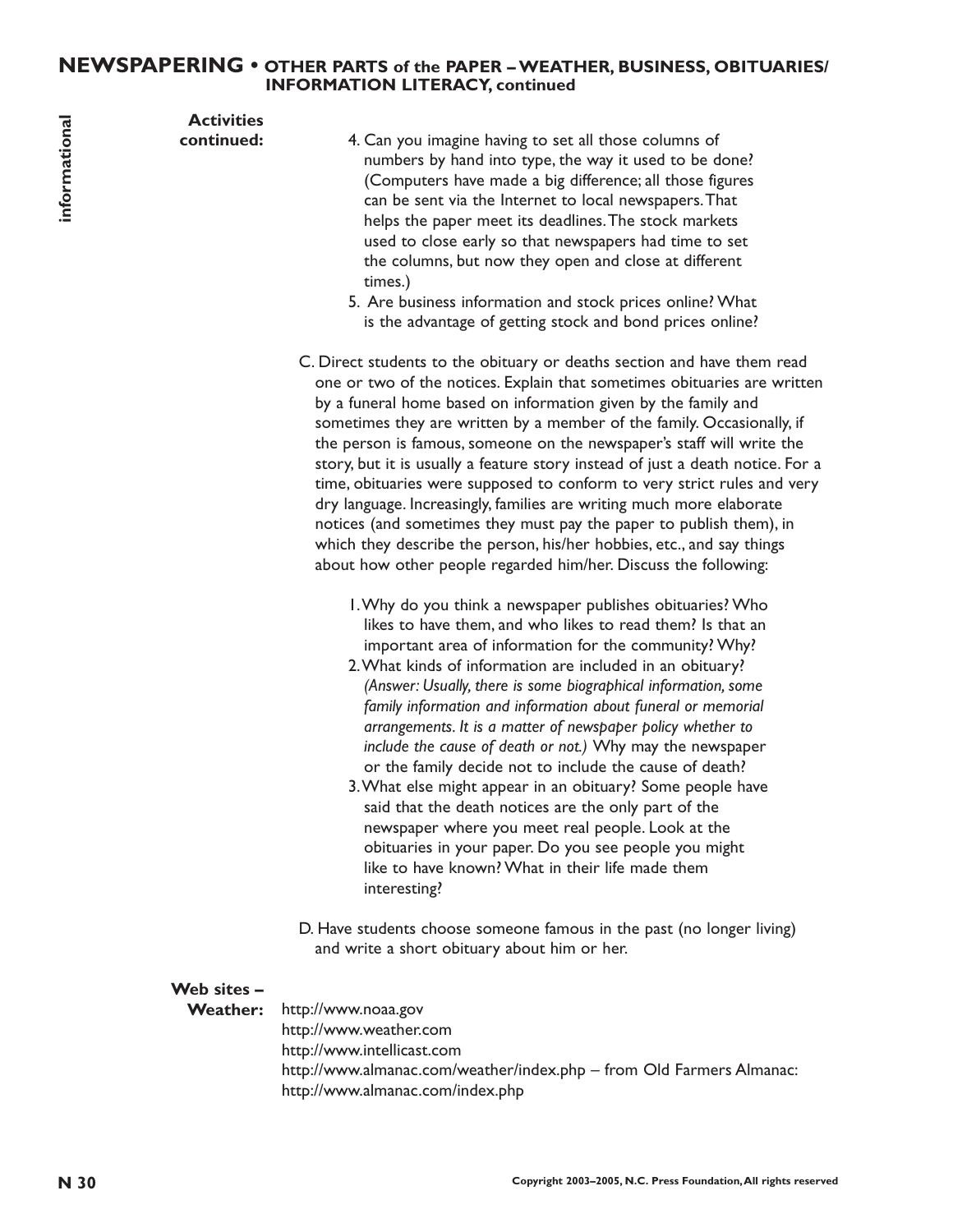## NEWSPAPERING • OTHER PARTS of the PAPER – WEATHER, BUSINESS, OBITUARIES/ INFORMATION LITERACY, continued

**Activities continued:**

4. Can you imagine having to set all those columns of numbers by hand into type, the way it used to be done? (Computers have made a big difference; all those figures can be sent via the Internet to local newspapers. That helps the paper meet its deadlines. The stock markets used to close early so that newspapers had time to set the columns, but now they open and close at different times.)
5. Are business information and stock prices online? What is the advantage of getting stock and bond prices online?

C. Direct students to the obituary or deaths section and have them read one or two of the notices. Explain that sometimes obituaries are written by a funeral home based on information given by the family and sometimes they are written by a member of the family. Occasionally, if the person is famous, someone on the newspaper's staff will write the story, but it is usually a feature story instead of just a death notice. For a time, obituaries were supposed to conform to very strict rules and very dry language. Increasingly, families are writing much more elaborate notices (and sometimes they must pay the paper to publish them), in which they describe the person, his/her hobbies, etc., and say things about how other people regarded him/her. Discuss the following:

1. Why do you think a newspaper publishes obituaries? Who likes to have them, and who likes to read them? Is that an important area of information for the community? Why?
2. What kinds of information are included in an obituary? *(Answer: Usually, there is some biographical information, some family information and information about funeral or memorial arrangements. It is a matter of newspaper policy whether to include the cause of death or not.)* Why may the newspaper or the family decide not to include the cause of death?
3. What else might appear in an obituary? Some people have said that the death notices are the only part of the newspaper where you meet real people. Look at the obituaries in your paper. Do you see people you might like to have known? What in their life made them interesting?

D. Have students choose someone famous in the past (no longer living) and write a short obituary about him or her.

**Web sites – Weather:**

http://www.noaa.gov
http://www.weather.com
http://www.intellicast.com
http://www.almanac.com/weather/index.php – from Old Farmers Almanac:
http://www.almanac.com/index.php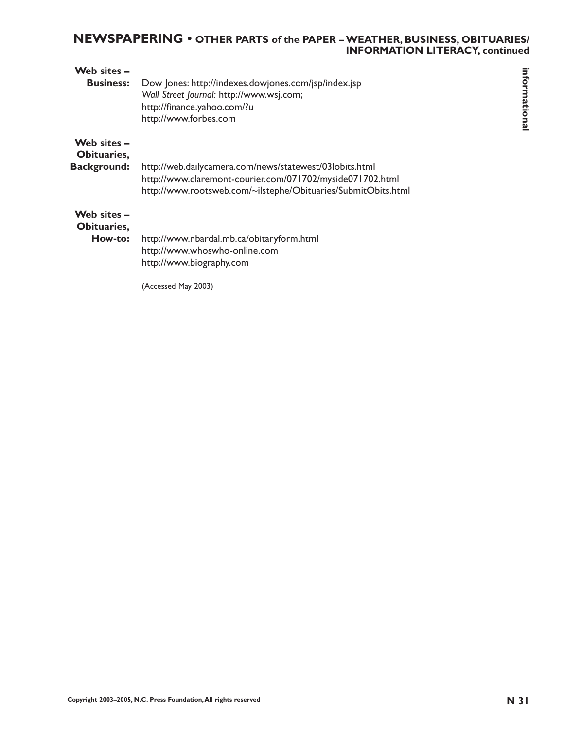## NEWSPAPERING • OTHER PARTS of the PAPER – WEATHER, BUSINESS, OBITUARIES/ INFORMATION LITERACY, continued

**Web sites – Business:**

Dow Jones: http://indexes.dowjones.com/jsp/index.jsp
*Wall Street Journal:* http://www.wsj.com;
http://finance.yahoo.com/?u
http://www.forbes.com

**Web sites – Obituaries, Background:**

http://web.dailycamera.com/news/statewest/03lobits.html
http://www.claremont-courier.com/071702/myside071702.html
http://www.rootsweb.com/~ilstephe/Obituaries/SubmitObits.html

**Web sites – Obituaries, How-to:**

http://www.nbardal.mb.ca/obitaryform.html
http://www.whoswho-online.com
http://www.biography.com

(Accessed May 2003)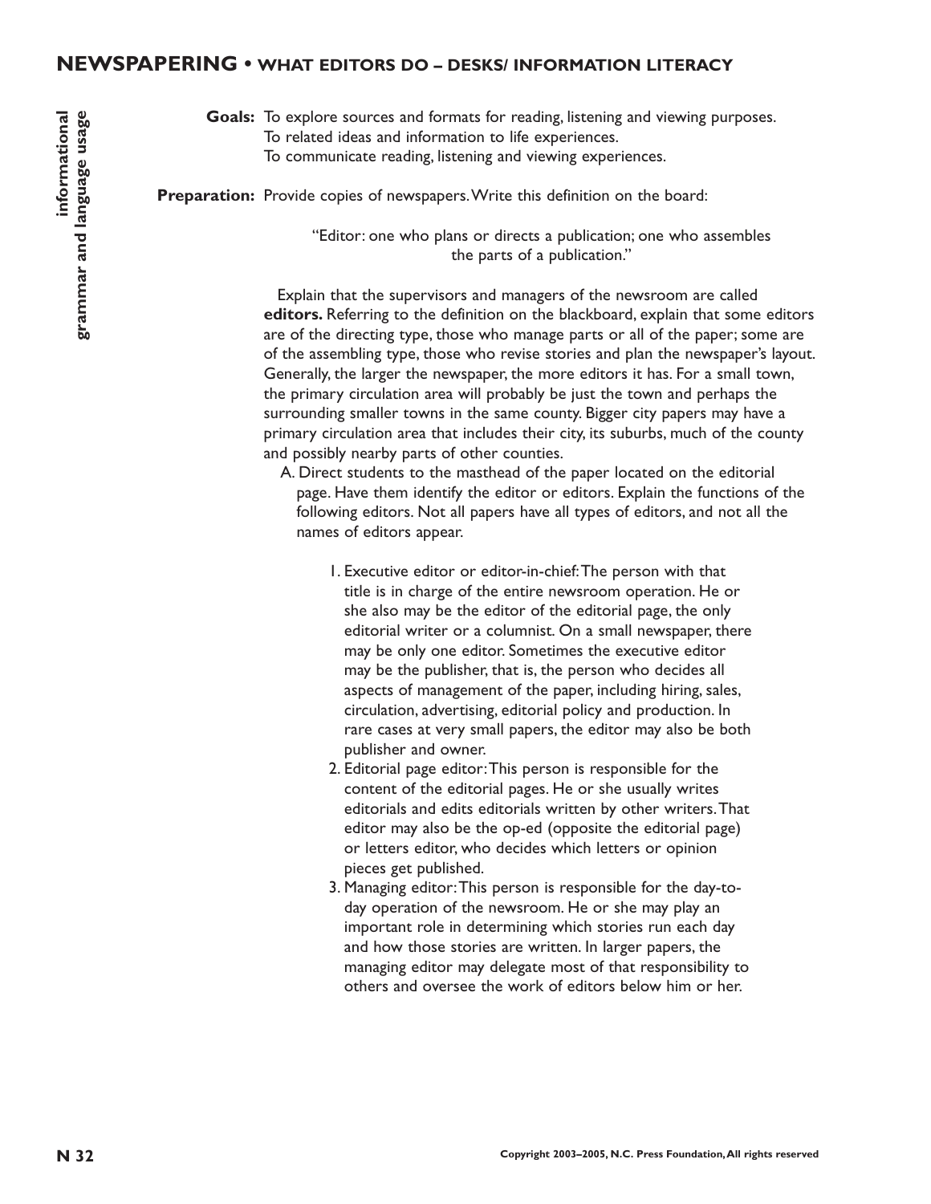## NEWSPAPERING • WHAT EDITORS DO – DESKS/ INFORMATION LITERACY

**informational**
**grammar and language usage**

**Goals:** To explore sources and formats for reading, listening and viewing purposes.
To related ideas and information to life experiences.
To communicate reading, listening and viewing experiences.

**Preparation:** Provide copies of newspapers. Write this definition on the board:

> "Editor: one who plans or directs a publication; one who assembles the parts of a publication."

Explain that the supervisors and managers of the newsroom are called **editors.** Referring to the definition on the blackboard, explain that some editors are of the directing type, those who manage parts or all of the paper; some are of the assembling type, those who revise stories and plan the newspaper's layout. Generally, the larger the newspaper, the more editors it has. For a small town, the primary circulation area will probably be just the town and perhaps the surrounding smaller towns in the same county. Bigger city papers may have a primary circulation area that includes their city, its suburbs, much of the county and possibly nearby parts of other counties.

A. Direct students to the masthead of the paper located on the editorial page. Have them identify the editor or editors. Explain the functions of the following editors. Not all papers have all types of editors, and not all the names of editors appear.

1. Executive editor or editor-in-chief: The person with that title is in charge of the entire newsroom operation. He or she also may be the editor of the editorial page, the only editorial writer or a columnist. On a small newspaper, there may be only one editor. Sometimes the executive editor may be the publisher, that is, the person who decides all aspects of management of the paper, including hiring, sales, circulation, advertising, editorial policy and production. In rare cases at very small papers, the editor may also be both publisher and owner.
2. Editorial page editor: This person is responsible for the content of the editorial pages. He or she usually writes editorials and edits editorials written by other writers. That editor may also be the op-ed (opposite the editorial page) or letters editor, who decides which letters or opinion pieces get published.
3. Managing editor: This person is responsible for the day-to-day operation of the newsroom. He or she may play an important role in determining which stories run each day and how those stories are written. In larger papers, the managing editor may delegate most of that responsibility to others and oversee the work of editors below him or her.

Copyright 2003–2005, N.C. Press Foundation, All rights reserved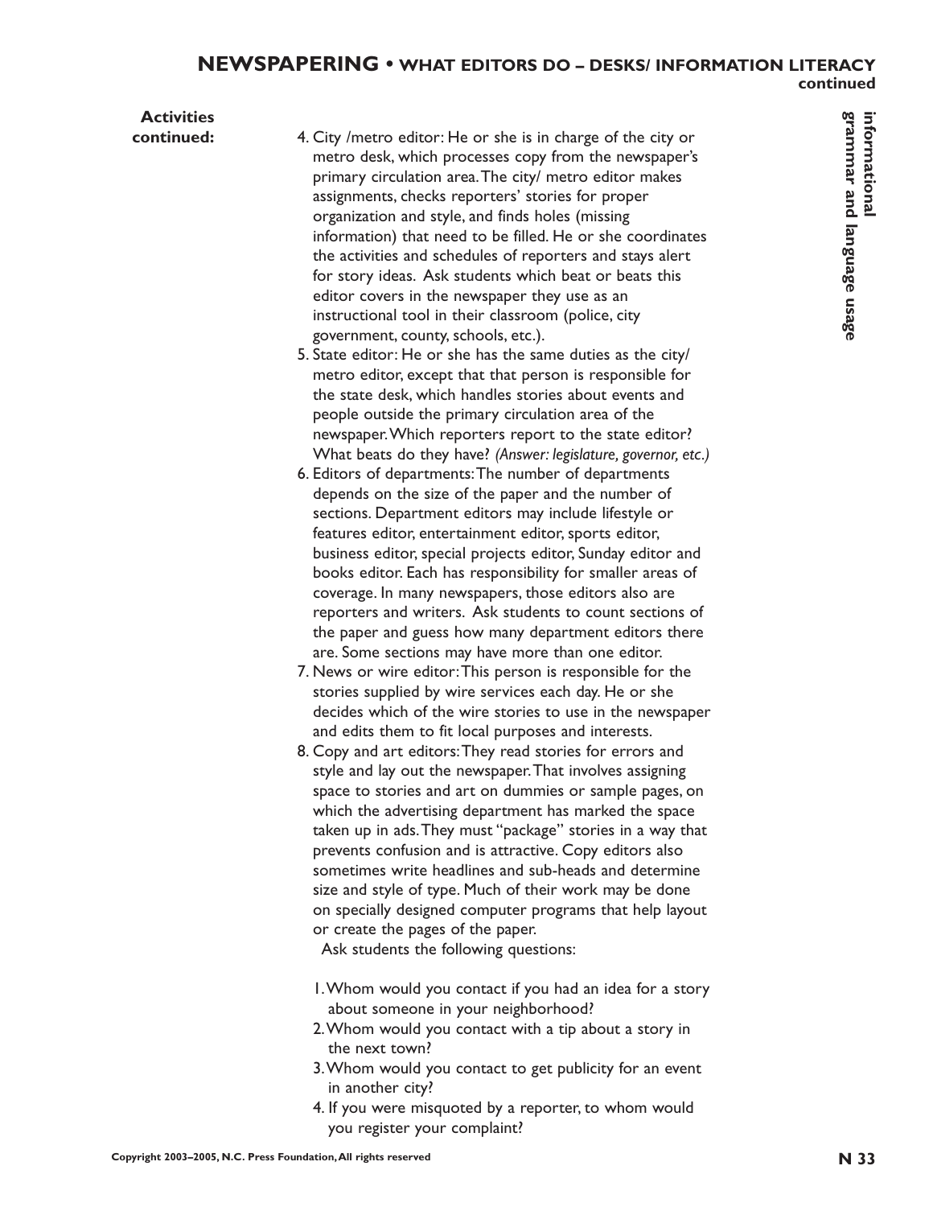## NEWSPAPERING • WHAT EDITORS DO – DESKS/ INFORMATION LITERACY continued

**Activities continued:**

4. City /metro editor: He or she is in charge of the city or metro desk, which processes copy from the newspaper's primary circulation area. The city/ metro editor makes assignments, checks reporters' stories for proper organization and style, and finds holes (missing information) that need to be filled. He or she coordinates the activities and schedules of reporters and stays alert for story ideas. Ask students which beat or beats this editor covers in the newspaper they use as an instructional tool in their classroom (police, city government, county, schools, etc.).
5. State editor: He or she has the same duties as the city/ metro editor, except that that person is responsible for the state desk, which handles stories about events and people outside the primary circulation area of the newspaper. Which reporters report to the state editor? What beats do they have? *(Answer: legislature, governor, etc.)*
6. Editors of departments: The number of departments depends on the size of the paper and the number of sections. Department editors may include lifestyle or features editor, entertainment editor, sports editor, business editor, special projects editor, Sunday editor and books editor. Each has responsibility for smaller areas of coverage. In many newspapers, those editors also are reporters and writers. Ask students to count sections of the paper and guess how many department editors there are. Some sections may have more than one editor.
7. News or wire editor: This person is responsible for the stories supplied by wire services each day. He or she decides which of the wire stories to use in the newspaper and edits them to fit local purposes and interests.
8. Copy and art editors: They read stories for errors and style and lay out the newspaper. That involves assigning space to stories and art on dummies or sample pages, on which the advertising department has marked the space taken up in ads. They must "package" stories in a way that prevents confusion and is attractive. Copy editors also sometimes write headlines and sub-heads and determine size and style of type. Much of their work may be done on specially designed computer programs that help layout or create the pages of the paper.

   Ask students the following questions:

   1. Whom would you contact if you had an idea for a story about someone in your neighborhood?
   2. Whom would you contact with a tip about a story in the next town?
   3. Whom would you contact to get publicity for an event in another city?
   4. If you were misquoted by a reporter, to whom would you register your complaint?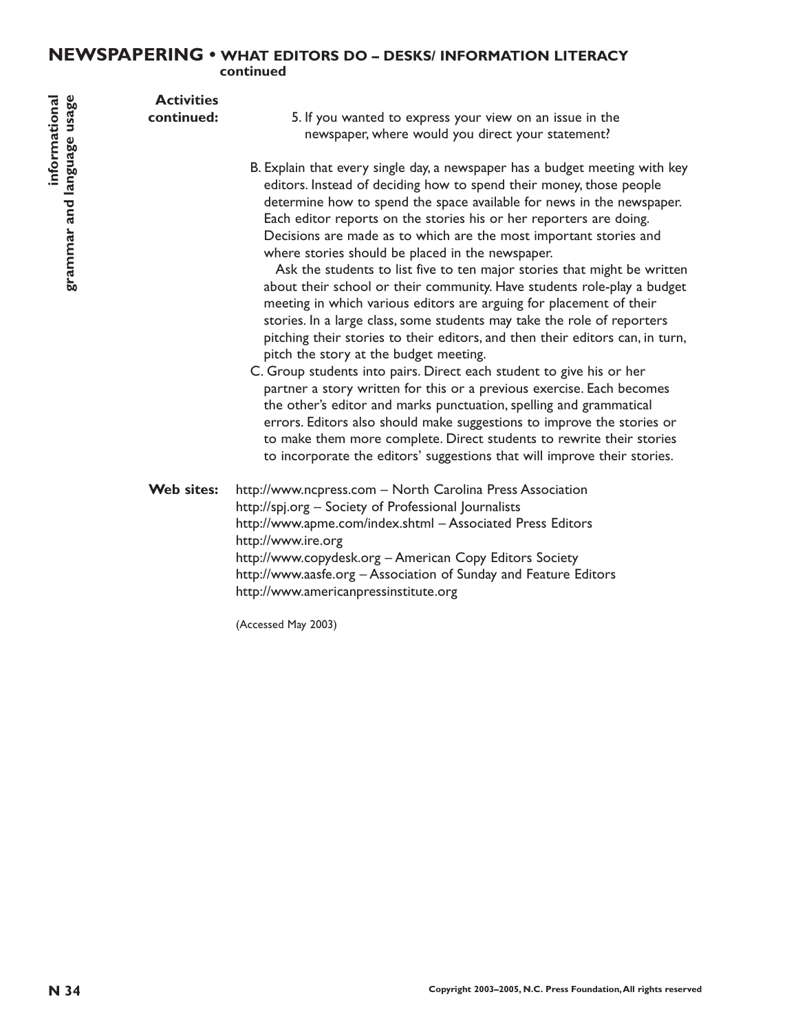## NEWSPAPERING • WHAT EDITORS DO – DESKS/ INFORMATION LITERACY continued

**Activities continued:**

5. If you wanted to express your view on an issue in the newspaper, where would you direct your statement?

B. Explain that every single day, a newspaper has a budget meeting with key editors. Instead of deciding how to spend their money, those people determine how to spend the space available for news in the newspaper. Each editor reports on the stories his or her reporters are doing. Decisions are made as to which are the most important stories and where stories should be placed in the newspaper.

Ask the students to list five to ten major stories that might be written about their school or their community. Have students role-play a budget meeting in which various editors are arguing for placement of their stories. In a large class, some students may take the role of reporters pitching their stories to their editors, and then their editors can, in turn, pitch the story at the budget meeting.

C. Group students into pairs. Direct each student to give his or her partner a story written for this or a previous exercise. Each becomes the other's editor and marks punctuation, spelling and grammatical errors. Editors also should make suggestions to improve the stories or to make them more complete. Direct students to rewrite their stories to incorporate the editors' suggestions that will improve their stories.

**Web sites:**

http://www.ncpress.com – North Carolina Press Association
http://spj.org – Society of Professional Journalists
http://www.apme.com/index.shtml – Associated Press Editors
http://www.ire.org
http://www.copydesk.org – American Copy Editors Society
http://www.aasfe.org – Association of Sunday and Feature Editors
http://www.americanpressinstitute.org

(Accessed May 2003)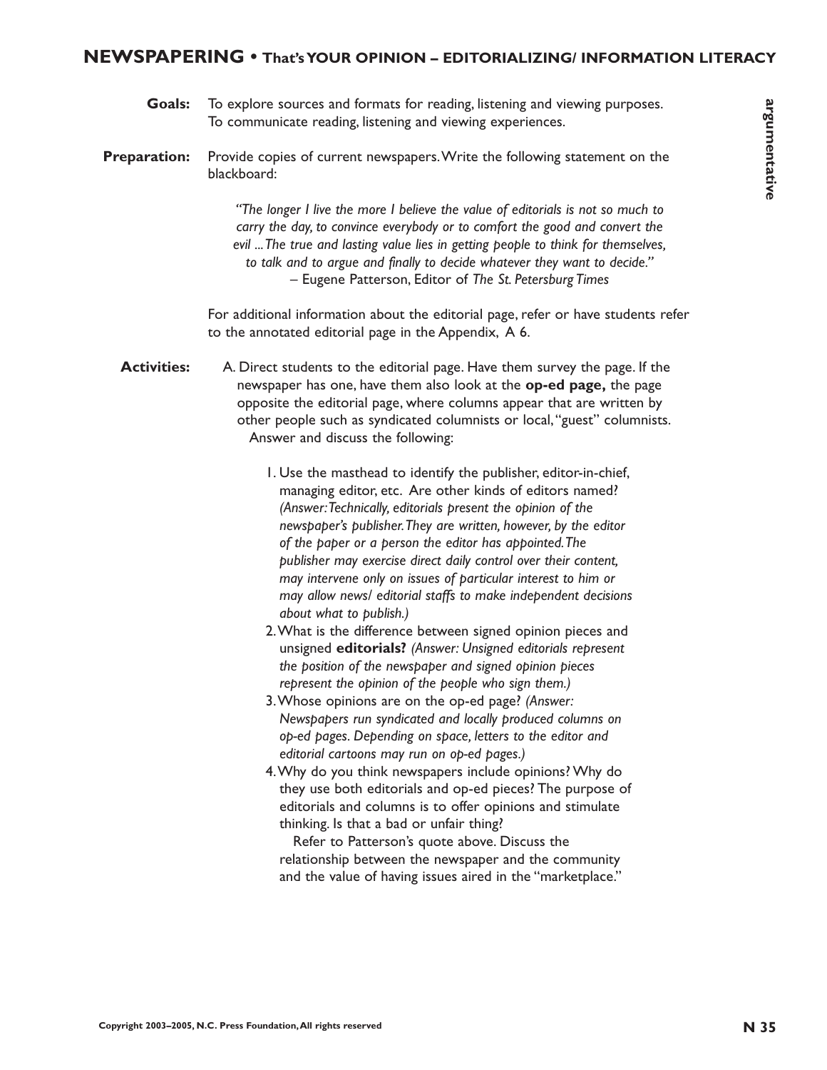## NEWSPAPERING • That's YOUR OPINION – EDITORIALIZING/ INFORMATION LITERACY

**argumentative**

**Goals:** To explore sources and formats for reading, listening and viewing purposes. To communicate reading, listening and viewing experiences.

**Preparation:** Provide copies of current newspapers. Write the following statement on the blackboard:

> *"The longer I live the more I believe the value of editorials is not so much to carry the day, to convince everybody or to comfort the good and convert the evil ... The true and lasting value lies in getting people to think for themselves, to talk and to argue and finally to decide whatever they want to decide."*
> – Eugene Patterson, Editor of *The St. Petersburg Times*

For additional information about the editorial page, refer or have students refer to the annotated editorial page in the Appendix, A 6.

**Activities:**

A. Direct students to the editorial page. Have them survey the page. If the newspaper has one, have them also look at the **op-ed page,** the page opposite the editorial page, where columns appear that are written by other people such as syndicated columnists or local, "guest" columnists.

Answer and discuss the following:

1. Use the masthead to identify the publisher, editor-in-chief, managing editor, etc. Are other kinds of editors named? *(Answer: Technically, editorials present the opinion of the newspaper's publisher. They are written, however, by the editor of the paper or a person the editor has appointed. The publisher may exercise direct daily control over their content, may intervene only on issues of particular interest to him or may allow news/ editorial staffs to make independent decisions about what to publish.)*
2. What is the difference between signed opinion pieces and unsigned **editorials?** *(Answer: Unsigned editorials represent the position of the newspaper and signed opinion pieces represent the opinion of the people who sign them.)*
3. Whose opinions are on the op-ed page? *(Answer: Newspapers run syndicated and locally produced columns on op-ed pages. Depending on space, letters to the editor and editorial cartoons may run on op-ed pages.)*
4. Why do you think newspapers include opinions? Why do they use both editorials and op-ed pieces? The purpose of editorials and columns is to offer opinions and stimulate thinking. Is that a bad or unfair thing?

   Refer to Patterson's quote above. Discuss the relationship between the newspaper and the community and the value of having issues aired in the "marketplace."

Copyright 2003–2005, N.C. Press Foundation, All rights reserved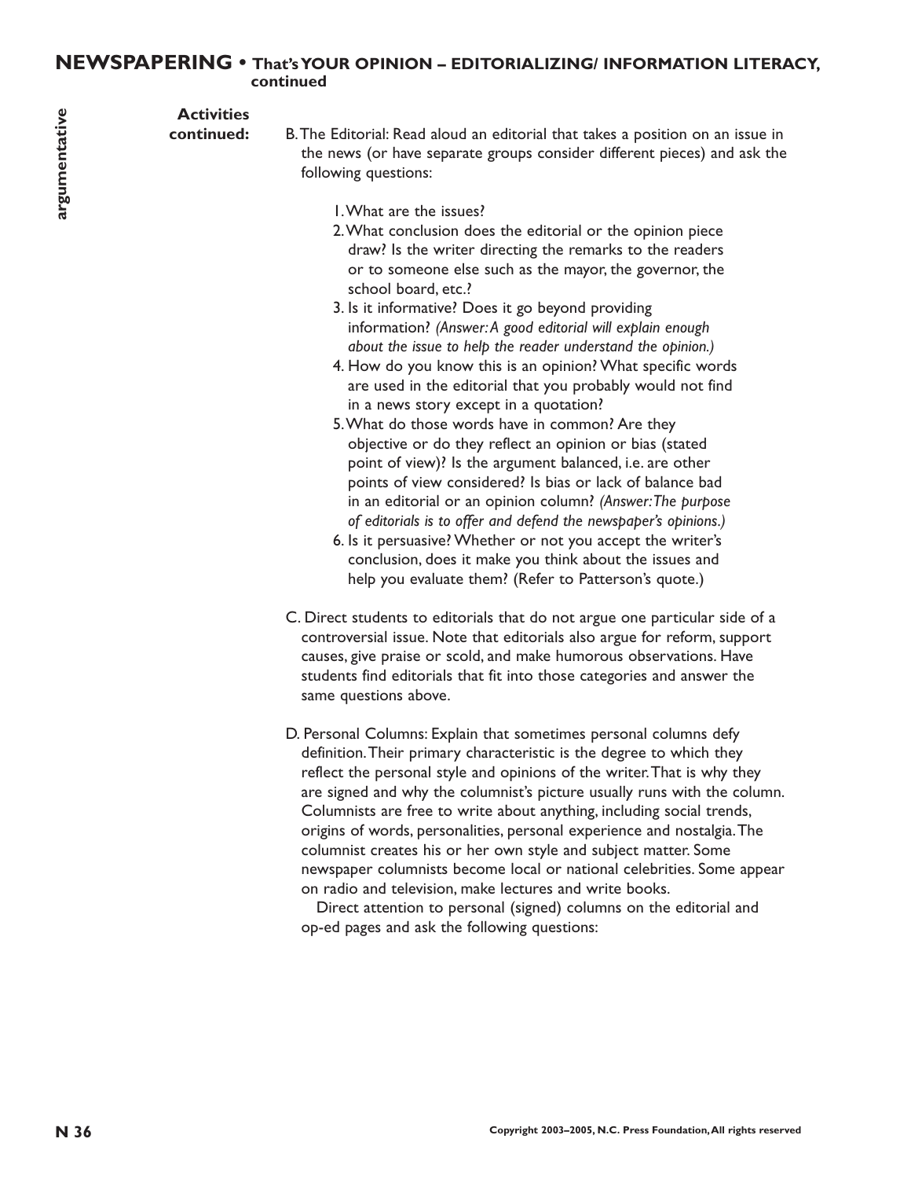**Activities continued:**

B. The Editorial: Read aloud an editorial that takes a position on an issue in the news (or have separate groups consider different pieces) and ask the following questions:

1. What are the issues?
2. What conclusion does the editorial or the opinion piece draw? Is the writer directing the remarks to the readers or to someone else such as the mayor, the governor, the school board, etc.?
3. Is it informative? Does it go beyond providing information? *(Answer: A good editorial will explain enough about the issue to help the reader understand the opinion.)*
4. How do you know this is an opinion? What specific words are used in the editorial that you probably would not find in a news story except in a quotation?
5. What do those words have in common? Are they objective or do they reflect an opinion or bias (stated point of view)? Is the argument balanced, i.e. are other points of view considered? Is bias or lack of balance bad in an editorial or an opinion column? *(Answer: The purpose of editorials is to offer and defend the newspaper's opinions.)*
6. Is it persuasive? Whether or not you accept the writer's conclusion, does it make you think about the issues and help you evaluate them? (Refer to Patterson's quote.)

C. Direct students to editorials that do not argue one particular side of a controversial issue. Note that editorials also argue for reform, support causes, give praise or scold, and make humorous observations. Have students find editorials that fit into those categories and answer the same questions above.

D. Personal Columns: Explain that sometimes personal columns defy definition. Their primary characteristic is the degree to which they reflect the personal style and opinions of the writer. That is why they are signed and why the columnist's picture usually runs with the column. Columnists are free to write about anything, including social trends, origins of words, personalities, personal experience and nostalgia. The columnist creates his or her own style and subject matter. Some newspaper columnists become local or national celebrities. Some appear on radio and television, make lectures and write books.

Direct attention to personal (signed) columns on the editorial and op-ed pages and ask the following questions: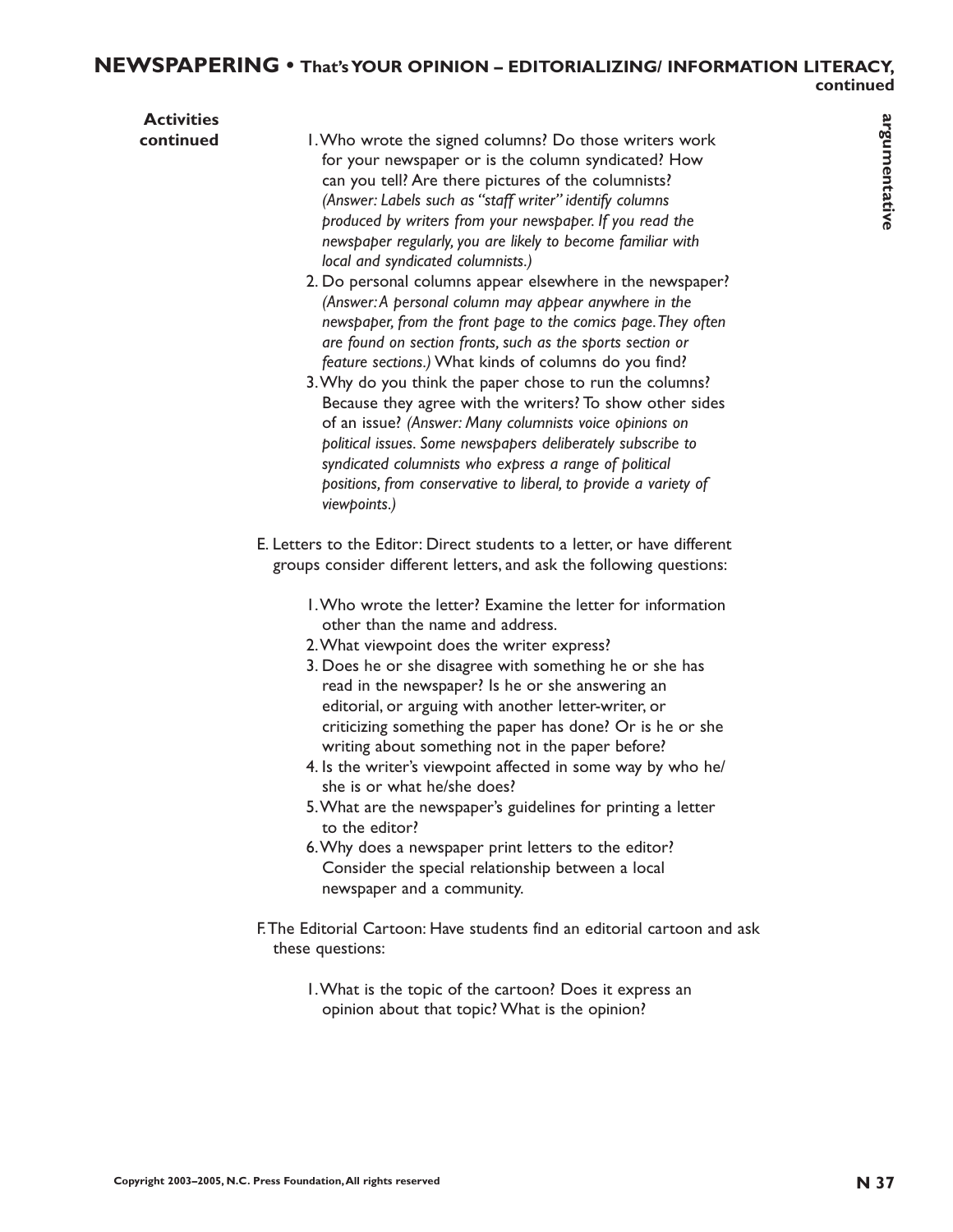**Activities continued**

1. Who wrote the signed columns? Do those writers work for your newspaper or is the column syndicated? How can you tell? Are there pictures of the columnists? *(Answer: Labels such as "staff writer" identify columns produced by writers from your newspaper. If you read the newspaper regularly, you are likely to become familiar with local and syndicated columnists.)*
2. Do personal columns appear elsewhere in the newspaper? *(Answer: A personal column may appear anywhere in the newspaper, from the front page to the comics page. They often are found on section fronts, such as the sports section or feature sections.)* What kinds of columns do you find?
3. Why do you think the paper chose to run the columns? Because they agree with the writers? To show other sides of an issue? *(Answer: Many columnists voice opinions on political issues. Some newspapers deliberately subscribe to syndicated columnists who express a range of political positions, from conservative to liberal, to provide a variety of viewpoints.)*

E. Letters to the Editor: Direct students to a letter, or have different groups consider different letters, and ask the following questions:

1. Who wrote the letter? Examine the letter for information other than the name and address.
2. What viewpoint does the writer express?
3. Does he or she disagree with something he or she has read in the newspaper? Is he or she answering an editorial, or arguing with another letter-writer, or criticizing something the paper has done? Or is he or she writing about something not in the paper before?
4. Is the writer's viewpoint affected in some way by who he/she is or what he/she does?
5. What are the newspaper's guidelines for printing a letter to the editor?
6. Why does a newspaper print letters to the editor? Consider the special relationship between a local newspaper and a community.

F. The Editorial Cartoon: Have students find an editorial cartoon and ask these questions:

1. What is the topic of the cartoon? Does it express an opinion about that topic? What is the opinion?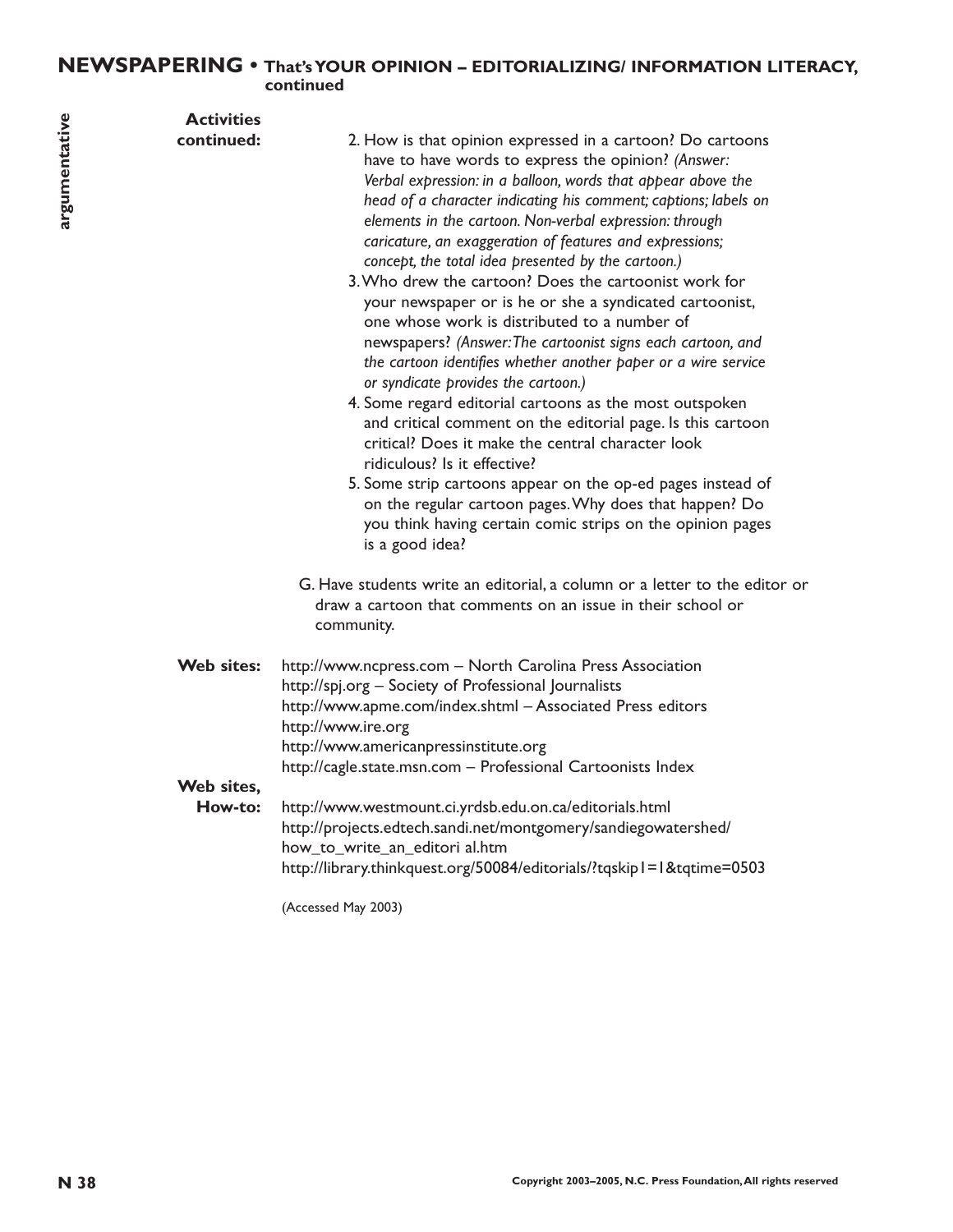## NEWSPAPERING • That's YOUR OPINION – EDITORIALIZING/ INFORMATION LITERACY, continued

argumentative

**Activities continued:**

2. How is that opinion expressed in a cartoon? Do cartoons have to have words to express the opinion? *(Answer: Verbal expression: in a balloon, words that appear above the head of a character indicating his comment; captions; labels on elements in the cartoon. Non-verbal expression: through caricature, an exaggeration of features and expressions; concept, the total idea presented by the cartoon.)*
3. Who drew the cartoon? Does the cartoonist work for your newspaper or is he or she a syndicated cartoonist, one whose work is distributed to a number of newspapers? *(Answer: The cartoonist signs each cartoon, and the cartoon identifies whether another paper or a wire service or syndicate provides the cartoon.)*
4. Some regard editorial cartoons as the most outspoken and critical comment on the editorial page. Is this cartoon critical? Does it make the central character look ridiculous? Is it effective?
5. Some strip cartoons appear on the op-ed pages instead of on the regular cartoon pages. Why does that happen? Do you think having certain comic strips on the opinion pages is a good idea?

G. Have students write an editorial, a column or a letter to the editor or draw a cartoon that comments on an issue in their school or community.

**Web sites:**

http://www.ncpress.com – North Carolina Press Association
http://spj.org – Society of Professional Journalists
http://www.apme.com/index.shtml – Associated Press editors
http://www.ire.org
http://www.americanpressinstitute.org
http://cagle.state.msn.com – Professional Cartoonists Index

**Web sites, How-to:**

http://www.westmount.ci.yrdsb.edu.on.ca/editorials.html
http://projects.edtech.sandi.net/montgomery/sandiegowatershed/how_to_write_an_editori al.htm
http://library.thinkquest.org/50084/editorials/?tqskip1=1&tqtime=0503

(Accessed May 2003)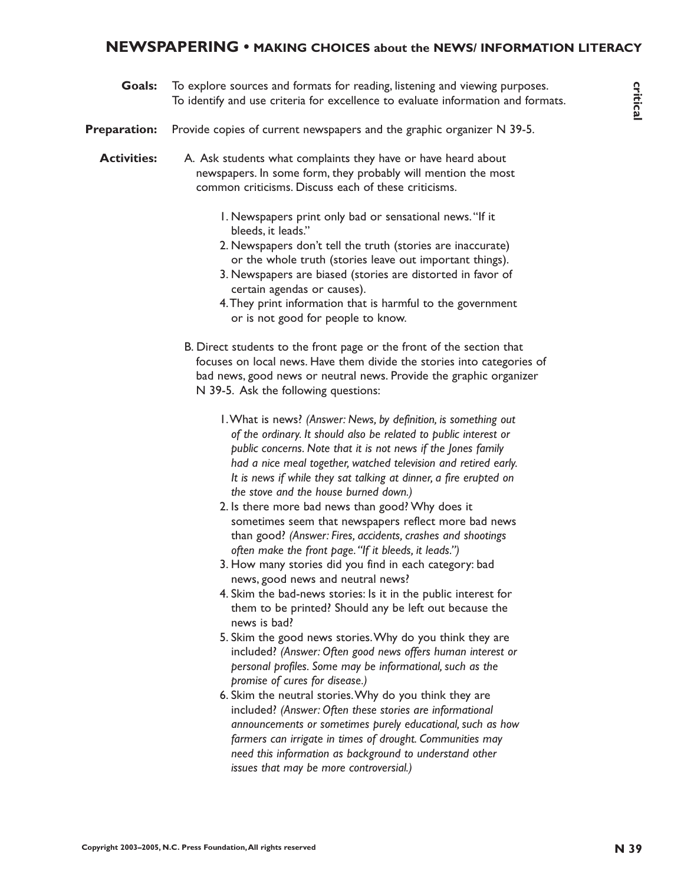## NEWSPAPERING • MAKING CHOICES about the NEWS/ INFORMATION LITERACY

critical

**Goals:** To explore sources and formats for reading, listening and viewing purposes. To identify and use criteria for excellence to evaluate information and formats.

**Preparation:** Provide copies of current newspapers and the graphic organizer N 39-5.

**Activities:**

A. Ask students what complaints they have or have heard about newspapers. In some form, they probably will mention the most common criticisms. Discuss each of these criticisms.

1. Newspapers print only bad or sensational news. "If it bleeds, it leads."
2. Newspapers don't tell the truth (stories are inaccurate) or the whole truth (stories leave out important things).
3. Newspapers are biased (stories are distorted in favor of certain agendas or causes).
4. They print information that is harmful to the government or is not good for people to know.

B. Direct students to the front page or the front of the section that focuses on local news. Have them divide the stories into categories of bad news, good news or neutral news. Provide the graphic organizer N 39-5. Ask the following questions:

1. What is news? *(Answer: News, by definition, is something out of the ordinary. It should also be related to public interest or public concerns. Note that it is not news if the Jones family had a nice meal together, watched television and retired early. It is news if while they sat talking at dinner, a fire erupted on the stove and the house burned down.)*
2. Is there more bad news than good? Why does it sometimes seem that newspapers reflect more bad news than good? *(Answer: Fires, accidents, crashes and shootings often make the front page. "If it bleeds, it leads.")*
3. How many stories did you find in each category: bad news, good news and neutral news?
4. Skim the bad-news stories: Is it in the public interest for them to be printed? Should any be left out because the news is bad?
5. Skim the good news stories. Why do you think they are included? *(Answer: Often good news offers human interest or personal profiles. Some may be informational, such as the promise of cures for disease.)*
6. Skim the neutral stories. Why do you think they are included? *(Answer: Often these stories are informational announcements or sometimes purely educational, such as how farmers can irrigate in times of drought. Communities may need this information as background to understand other issues that may be more controversial.)*

Copyright 2003–2005, N.C. Press Foundation, All rights reserved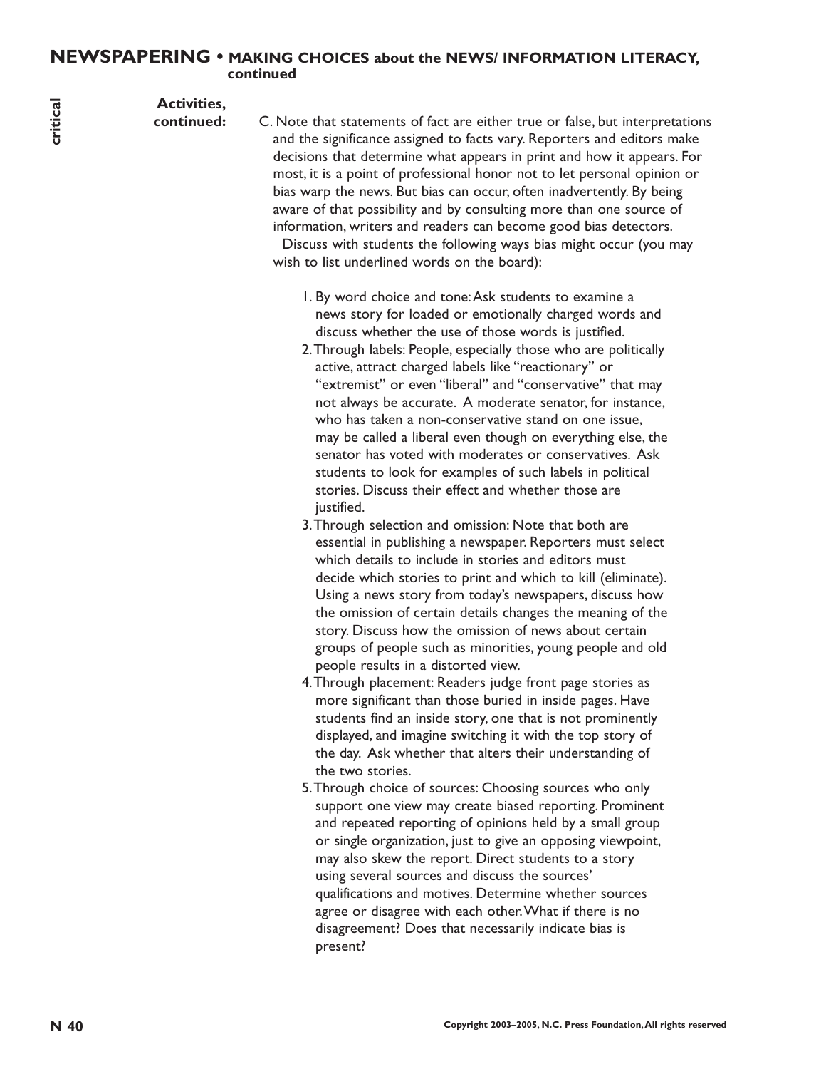**Activities, continued:**

C. Note that statements of fact are either true or false, but interpretations and the significance assigned to facts vary. Reporters and editors make decisions that determine what appears in print and how it appears. For most, it is a point of professional honor not to let personal opinion or bias warp the news. But bias can occur, often inadvertently. By being aware of that possibility and by consulting more than one source of information, writers and readers can become good bias detectors.

Discuss with students the following ways bias might occur (you may wish to list underlined words on the board):

1. By word choice and tone: Ask students to examine a news story for loaded or emotionally charged words and discuss whether the use of those words is justified.
2. Through labels: People, especially those who are politically active, attract charged labels like "reactionary" or "extremist" or even "liberal" and "conservative" that may not always be accurate. A moderate senator, for instance, who has taken a non-conservative stand on one issue, may be called a liberal even though on everything else, the senator has voted with moderates or conservatives. Ask students to look for examples of such labels in political stories. Discuss their effect and whether those are justified.
3. Through selection and omission: Note that both are essential in publishing a newspaper. Reporters must select which details to include in stories and editors must decide which stories to print and which to kill (eliminate). Using a news story from today's newspapers, discuss how the omission of certain details changes the meaning of the story. Discuss how the omission of news about certain groups of people such as minorities, young people and old people results in a distorted view.
4. Through placement: Readers judge front page stories as more significant than those buried in inside pages. Have students find an inside story, one that is not prominently displayed, and imagine switching it with the top story of the day. Ask whether that alters their understanding of the two stories.
5. Through choice of sources: Choosing sources who only support one view may create biased reporting. Prominent and repeated reporting of opinions held by a small group or single organization, just to give an opposing viewpoint, may also skew the report. Direct students to a story using several sources and discuss the sources' qualifications and motives. Determine whether sources agree or disagree with each other. What if there is no disagreement? Does that necessarily indicate bias is present?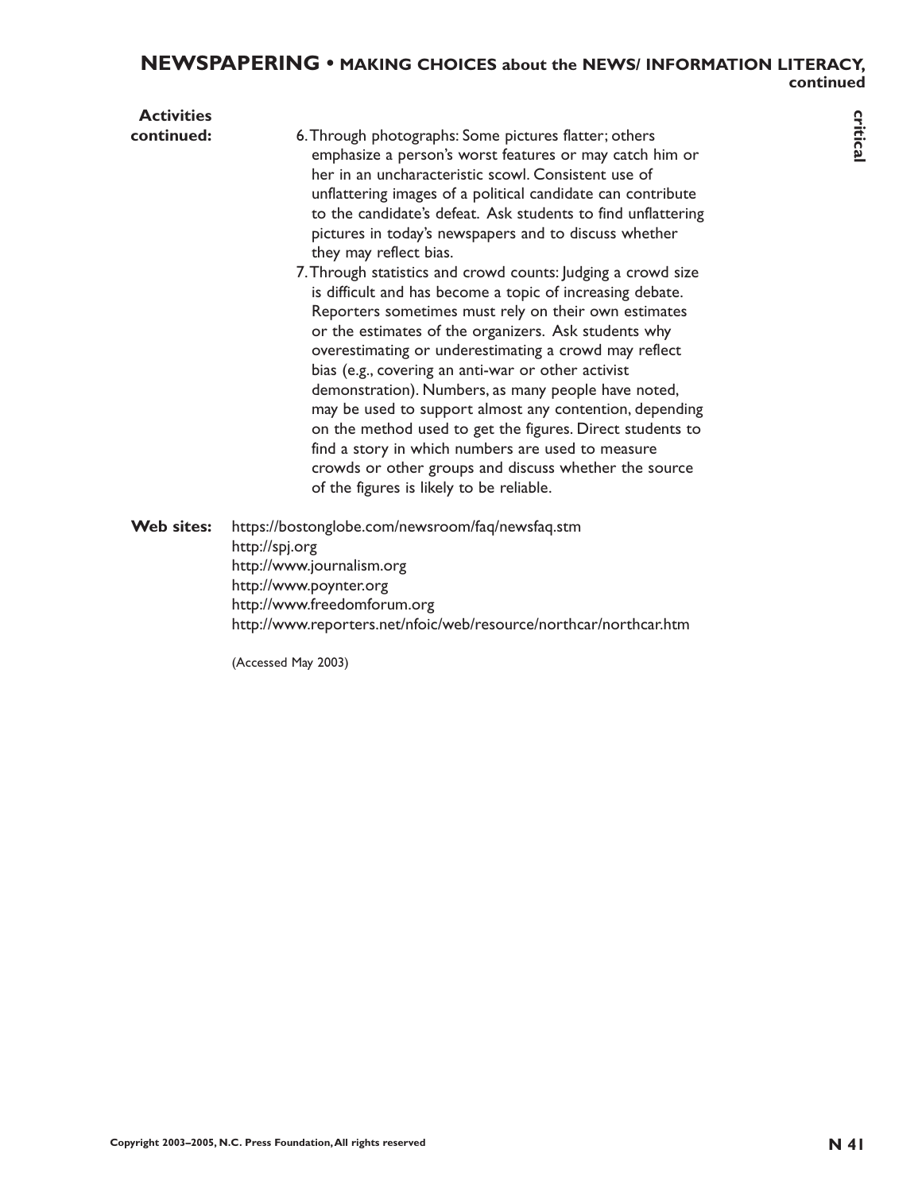**Activities continued:**

6. Through photographs: Some pictures flatter; others emphasize a person's worst features or may catch him or her in an uncharacteristic scowl. Consistent use of unflattering images of a political candidate can contribute to the candidate's defeat. Ask students to find unflattering pictures in today's newspapers and to discuss whether they may reflect bias.
7. Through statistics and crowd counts: Judging a crowd size is difficult and has become a topic of increasing debate. Reporters sometimes must rely on their own estimates or the estimates of the organizers. Ask students why overestimating or underestimating a crowd may reflect bias (e.g., covering an anti-war or other activist demonstration). Numbers, as many people have noted, may be used to support almost any contention, depending on the method used to get the figures. Direct students to find a story in which numbers are used to measure crowds or other groups and discuss whether the source of the figures is likely to be reliable.

**Web sites:**

https://bostonglobe.com/newsroom/faq/newsfaq.stm
http://spj.org
http://www.journalism.org
http://www.poynter.org
http://www.freedomforum.org
http://www.reporters.net/nfoic/web/resource/northcar/northcar.htm

(Accessed May 2003)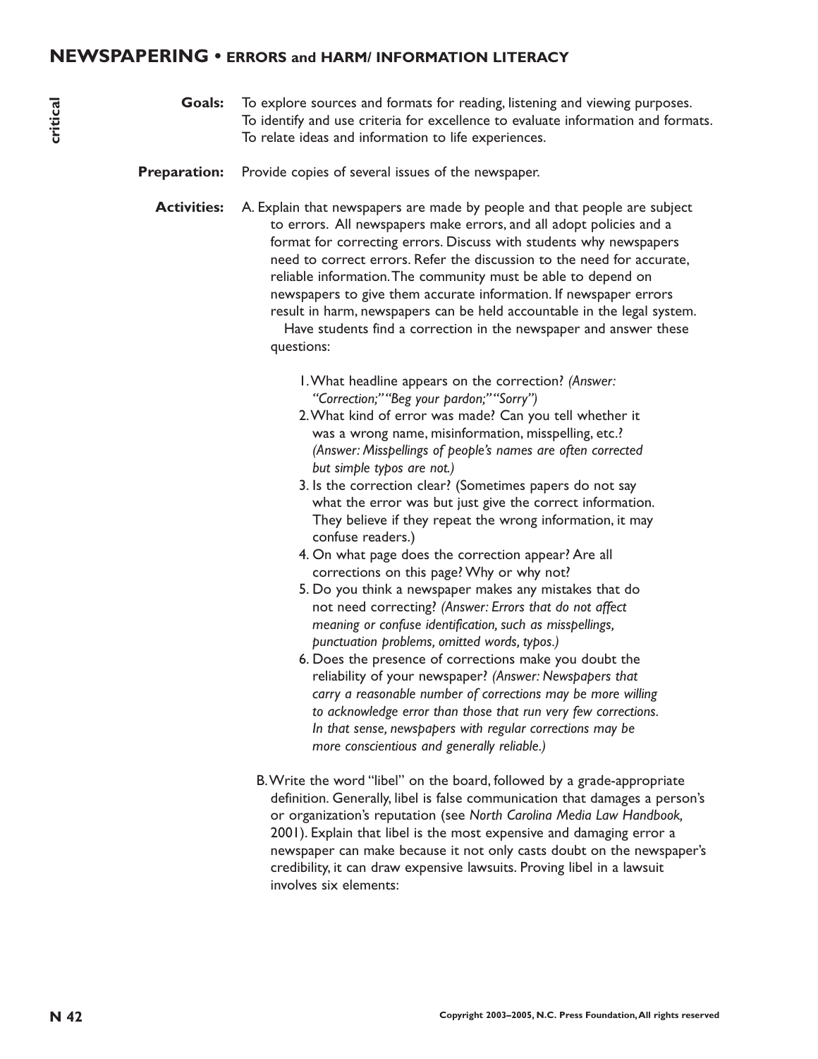## NEWSPAPERING • ERRORS and HARM/ INFORMATION LITERACY

critical

**Goals:** To explore sources and formats for reading, listening and viewing purposes. To identify and use criteria for excellence to evaluate information and formats. To relate ideas and information to life experiences.

**Preparation:** Provide copies of several issues of the newspaper.

**Activities:** A. Explain that newspapers are made by people and that people are subject to errors. All newspapers make errors, and all adopt policies and a format for correcting errors. Discuss with students why newspapers need to correct errors. Refer the discussion to the need for accurate, reliable information. The community must be able to depend on newspapers to give them accurate information. If newspaper errors result in harm, newspapers can be held accountable in the legal system.

Have students find a correction in the newspaper and answer these questions:

1. What headline appears on the correction? *(Answer: "Correction;" "Beg your pardon;" "Sorry")*
2. What kind of error was made? Can you tell whether it was a wrong name, misinformation, misspelling, etc.? *(Answer: Misspellings of people's names are often corrected but simple typos are not.)*
3. Is the correction clear? (Sometimes papers do not say what the error was but just give the correct information. They believe if they repeat the wrong information, it may confuse readers.)
4. On what page does the correction appear? Are all corrections on this page? Why or why not?
5. Do you think a newspaper makes any mistakes that do not need correcting? *(Answer: Errors that do not affect meaning or confuse identification, such as misspellings, punctuation problems, omitted words, typos.)*
6. Does the presence of corrections make you doubt the reliability of your newspaper? *(Answer: Newspapers that carry a reasonable number of corrections may be more willing to acknowledge error than those that run very few corrections. In that sense, newspapers with regular corrections may be more conscientious and generally reliable.)*

B. Write the word "libel" on the board, followed by a grade-appropriate definition. Generally, libel is false communication that damages a person's or organization's reputation (see *North Carolina Media Law Handbook,* 2001). Explain that libel is the most expensive and damaging error a newspaper can make because it not only casts doubt on the newspaper's credibility, it can draw expensive lawsuits. Proving libel in a lawsuit involves six elements: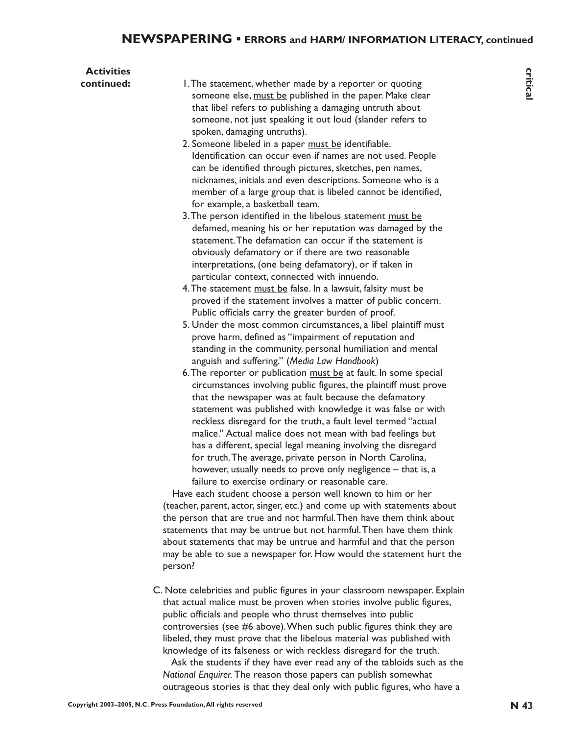**Activities continued:**

1. The statement, whether made by a reporter or quoting someone else, <u>must be</u> published in the paper. Make clear that libel refers to publishing a damaging untruth about someone, not just speaking it out loud (slander refers to spoken, damaging untruths).
2. Someone libeled in a paper <u>must be</u> identifiable. Identification can occur even if names are not used. People can be identified through pictures, sketches, pen names, nicknames, initials and even descriptions. Someone who is a member of a large group that is libeled cannot be identified, for example, a basketball team.
3. The person identified in the libelous statement <u>must be</u> defamed, meaning his or her reputation was damaged by the statement. The defamation can occur if the statement is obviously defamatory or if there are two reasonable interpretations, (one being defamatory), or if taken in particular context, connected with innuendo.
4. The statement <u>must be</u> false. In a lawsuit, falsity must be proved if the statement involves a matter of public concern. Public officials carry the greater burden of proof.
5. Under the most common circumstances, a libel plaintiff <u>must</u> prove harm, defined as "impairment of reputation and standing in the community, personal humiliation and mental anguish and suffering." (*Media Law Handbook*)
6. The reporter or publication <u>must be</u> at fault. In some special circumstances involving public figures, the plaintiff must prove that the newspaper was at fault because the defamatory statement was published with knowledge it was false or with reckless disregard for the truth, a fault level termed "actual malice." Actual malice does not mean with bad feelings but has a different, special legal meaning involving the disregard for truth. The average, private person in North Carolina, however, usually needs to prove only negligence – that is, a failure to exercise ordinary or reasonable care.

Have each student choose a person well known to him or her (teacher, parent, actor, singer, etc.) and come up with statements about the person that are true and not harmful. Then have them think about statements that may be untrue but not harmful. Then have them think about statements that may be untrue and harmful and that the person may be able to sue a newspaper for. How would the statement hurt the person?

C. Note celebrities and public figures in your classroom newspaper. Explain that actual malice must be proven when stories involve public figures, public officials and people who thrust themselves into public controversies (see #6 above). When such public figures think they are libeled, they must prove that the libelous material was published with knowledge of its falseness or with reckless disregard for the truth.

Ask the students if they have ever read any of the tabloids such as the *National Enquirer*. The reason those papers can publish somewhat outrageous stories is that they deal only with public figures, who have a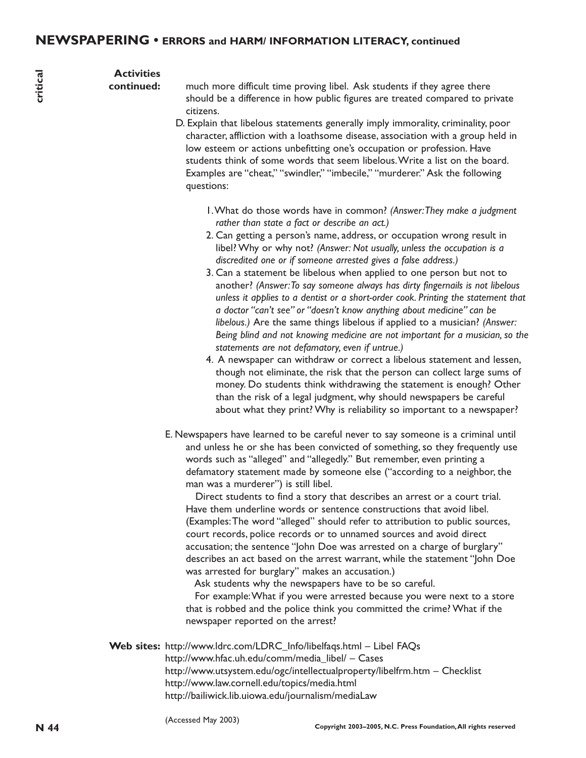**Activities continued:**

much more difficult time proving libel. Ask students if they agree there should be a difference in how public figures are treated compared to private citizens.

D. Explain that libelous statements generally imply immorality, criminality, poor character, affliction with a loathsome disease, association with a group held in low esteem or actions unbefitting one's occupation or profession. Have students think of some words that seem libelous. Write a list on the board. Examples are "cheat," "swindler," "imbecile," "murderer." Ask the following questions:

1. What do those words have in common? *(Answer: They make a judgment rather than state a fact or describe an act.)*
2. Can getting a person's name, address, or occupation wrong result in libel? Why or why not? *(Answer: Not usually, unless the occupation is a discredited one or if someone arrested gives a false address.)*
3. Can a statement be libelous when applied to one person but not to another? *(Answer: To say someone always has dirty fingernails is not libelous unless it applies to a dentist or a short-order cook. Printing the statement that a doctor "can't see" or "doesn't know anything about medicine" can be libelous.)* Are the same things libelous if applied to a musician? *(Answer: Being blind and not knowing medicine are not important for a musician, so the statements are not defamatory, even if untrue.)*
4. A newspaper can withdraw or correct a libelous statement and lessen, though not eliminate, the risk that the person can collect large sums of money. Do students think withdrawing the statement is enough? Other than the risk of a legal judgment, why should newspapers be careful about what they print? Why is reliability so important to a newspaper?

E. Newspapers have learned to be careful never to say someone is a criminal until and unless he or she has been convicted of something, so they frequently use words such as "alleged" and "allegedly." But remember, even printing a defamatory statement made by someone else ("according to a neighbor, the man was a murderer") is still libel.

Direct students to find a story that describes an arrest or a court trial. Have them underline words or sentence constructions that avoid libel. (Examples: The word "alleged" should refer to attribution to public sources, court records, police records or to unnamed sources and avoid direct accusation; the sentence "John Doe was arrested on a charge of burglary" describes an act based on the arrest warrant, while the statement "John Doe was arrested for burglary" makes an accusation.)

Ask students why the newspapers have to be so careful.

For example: What if you were arrested because you were next to a store that is robbed and the police think you committed the crime? What if the newspaper reported on the arrest?

**Web sites:**
http://www.ldrc.com/LDRC_Info/libelfaqs.html – Libel FAQs
http://www.hfac.uh.edu/comm/media_libel/ – Cases
http://www.utsystem.edu/ogc/intellectualproperty/libelfrm.htm – Checklist
http://www.law.cornell.edu/topics/media.html
http://bailiwick.lib.uiowa.edu/journalism/mediaLaw

(Accessed May 2003)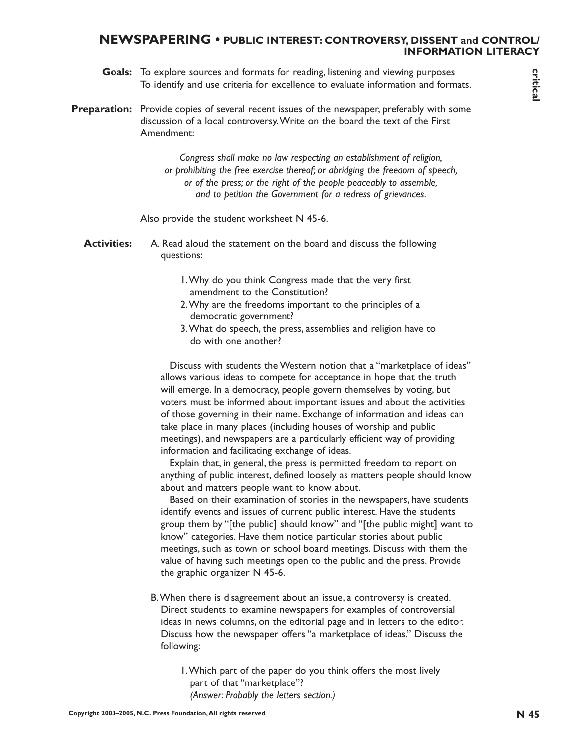## NEWSPAPERING • PUBLIC INTEREST: CONTROVERSY, DISSENT and CONTROL/ INFORMATION LITERACY

critical

**Goals:** To explore sources and formats for reading, listening and viewing purposes
To identify and use criteria for excellence to evaluate information and formats.

**Preparation:** Provide copies of several recent issues of the newspaper, preferably with some discussion of a local controversy. Write on the board the text of the First Amendment:

> *Congress shall make no law respecting an establishment of religion, or prohibiting the free exercise thereof; or abridging the freedom of speech, or of the press; or the right of the people peaceably to assemble, and to petition the Government for a redress of grievances.*

Also provide the student worksheet N 45-6.

**Activities:**

A. Read aloud the statement on the board and discuss the following questions:

1. Why do you think Congress made that the very first amendment to the Constitution?
2. Why are the freedoms important to the principles of a democratic government?
3. What do speech, the press, assemblies and religion have to do with one another?

Discuss with students the Western notion that a "marketplace of ideas" allows various ideas to compete for acceptance in hope that the truth will emerge. In a democracy, people govern themselves by voting, but voters must be informed about important issues and about the activities of those governing in their name. Exchange of information and ideas can take place in many places (including houses of worship and public meetings), and newspapers are a particularly efficient way of providing information and facilitating exchange of ideas.

Explain that, in general, the press is permitted freedom to report on anything of public interest, defined loosely as matters people should know about and matters people want to know about.

Based on their examination of stories in the newspapers, have students identify events and issues of current public interest. Have the students group them by "[the public] should know" and "[the public might] want to know" categories. Have them notice particular stories about public meetings, such as town or school board meetings. Discuss with them the value of having such meetings open to the public and the press. Provide the graphic organizer N 45-6.

B. When there is disagreement about an issue, a controversy is created. Direct students to examine newspapers for examples of controversial ideas in news columns, on the editorial page and in letters to the editor. Discuss how the newspaper offers "a marketplace of ideas." Discuss the following:

1. Which part of the paper do you think offers the most lively part of that "marketplace"?
*(Answer: Probably the letters section.)*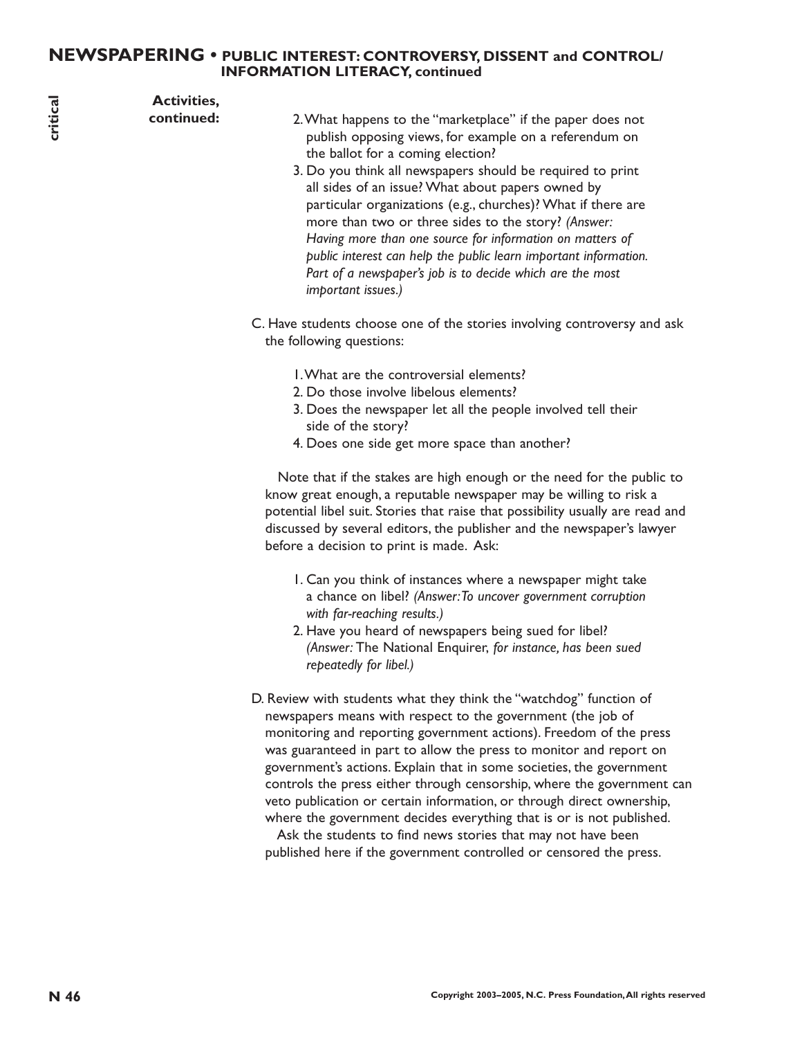**Activities, continued:**

2. What happens to the "marketplace" if the paper does not publish opposing views, for example on a referendum on the ballot for a coming election?
3. Do you think all newspapers should be required to print all sides of an issue? What about papers owned by particular organizations (e.g., churches)? What if there are more than two or three sides to the story? *(Answer: Having more than one source for information on matters of public interest can help the public learn important information. Part of a newspaper's job is to decide which are the most important issues.)*

C. Have students choose one of the stories involving controversy and ask the following questions:

1. What are the controversial elements?
2. Do those involve libelous elements?
3. Does the newspaper let all the people involved tell their side of the story?
4. Does one side get more space than another?

Note that if the stakes are high enough or the need for the public to know great enough, a reputable newspaper may be willing to risk a potential libel suit. Stories that raise that possibility usually are read and discussed by several editors, the publisher and the newspaper's lawyer before a decision to print is made. Ask:

1. Can you think of instances where a newspaper might take a chance on libel? *(Answer: To uncover government corruption with far-reaching results.)*
2. Have you heard of newspapers being sued for libel? *(Answer:* The National Enquirer, *for instance, has been sued repeatedly for libel.)*

D. Review with students what they think the "watchdog" function of newspapers means with respect to the government (the job of monitoring and reporting government actions). Freedom of the press was guaranteed in part to allow the press to monitor and report on government's actions. Explain that in some societies, the government controls the press either through censorship, where the government can veto publication or certain information, or through direct ownership, where the government decides everything that is or is not published.

Ask the students to find news stories that may not have been published here if the government controlled or censored the press.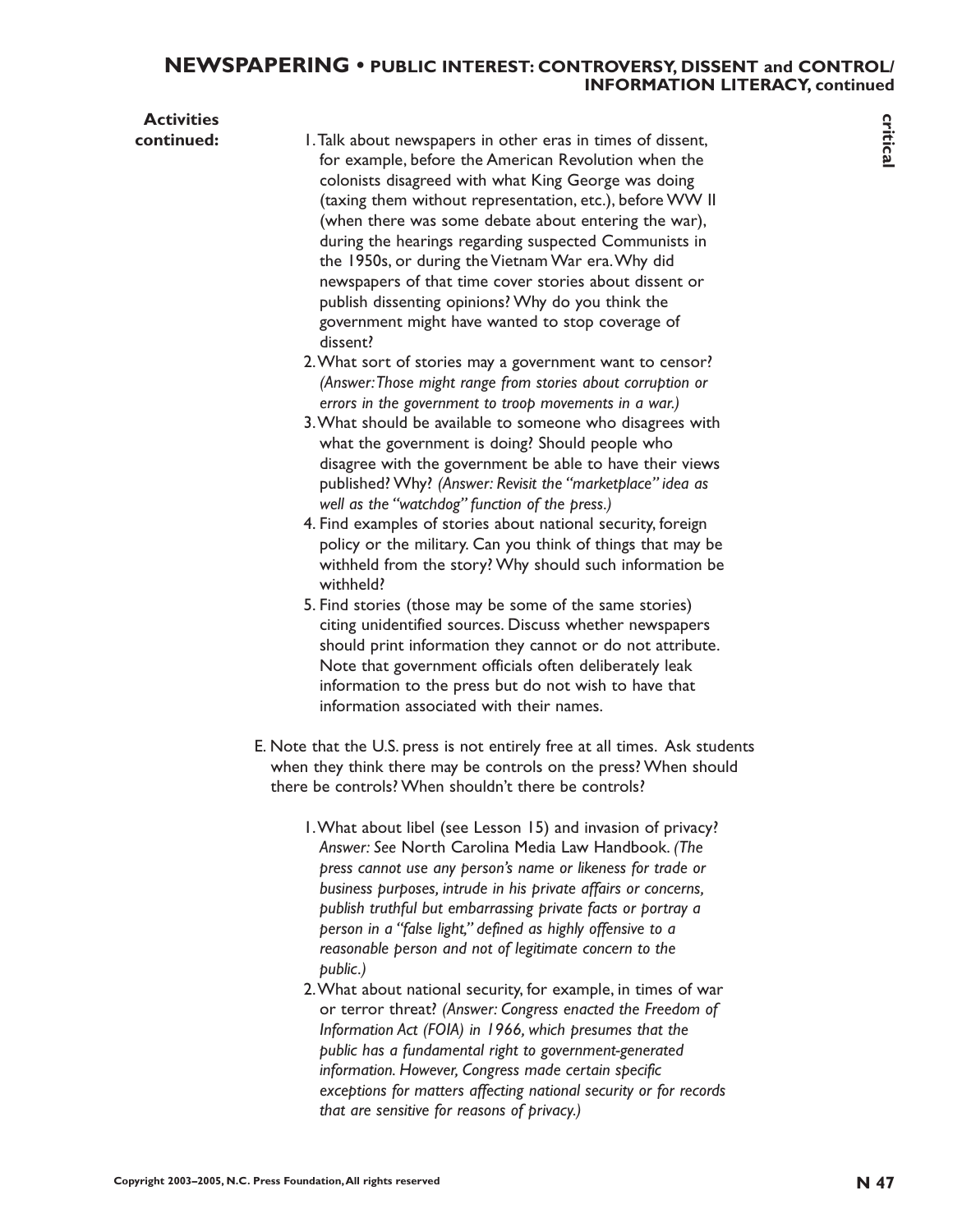**Activities continued:**

1. Talk about newspapers in other eras in times of dissent, for example, before the American Revolution when the colonists disagreed with what King George was doing (taxing them without representation, etc.), before WW II (when there was some debate about entering the war), during the hearings regarding suspected Communists in the 1950s, or during the Vietnam War era. Why did newspapers of that time cover stories about dissent or publish dissenting opinions? Why do you think the government might have wanted to stop coverage of dissent?
2. What sort of stories may a government want to censor? *(Answer: Those might range from stories about corruption or errors in the government to troop movements in a war.)*
3. What should be available to someone who disagrees with what the government is doing? Should people who disagree with the government be able to have their views published? Why? *(Answer: Revisit the "marketplace" idea as well as the "watchdog" function of the press.)*
4. Find examples of stories about national security, foreign policy or the military. Can you think of things that may be withheld from the story? Why should such information be withheld?
5. Find stories (those may be some of the same stories) citing unidentified sources. Discuss whether newspapers should print information they cannot or do not attribute. Note that government officials often deliberately leak information to the press but do not wish to have that information associated with their names.

E. Note that the U.S. press is not entirely free at all times. Ask students when they think there may be controls on the press? When should there be controls? When shouldn't there be controls?

1. What about libel (see Lesson 15) and invasion of privacy? *Answer: See* North Carolina Media Law Handbook. *(The press cannot use any person's name or likeness for trade or business purposes, intrude in his private affairs or concerns, publish truthful but embarrassing private facts or portray a person in a "false light," defined as highly offensive to a reasonable person and not of legitimate concern to the public.)*
2. What about national security, for example, in times of war or terror threat? *(Answer: Congress enacted the Freedom of Information Act (FOIA) in 1966, which presumes that the public has a fundamental right to government-generated information. However, Congress made certain specific exceptions for matters affecting national security or for records that are sensitive for reasons of privacy.)*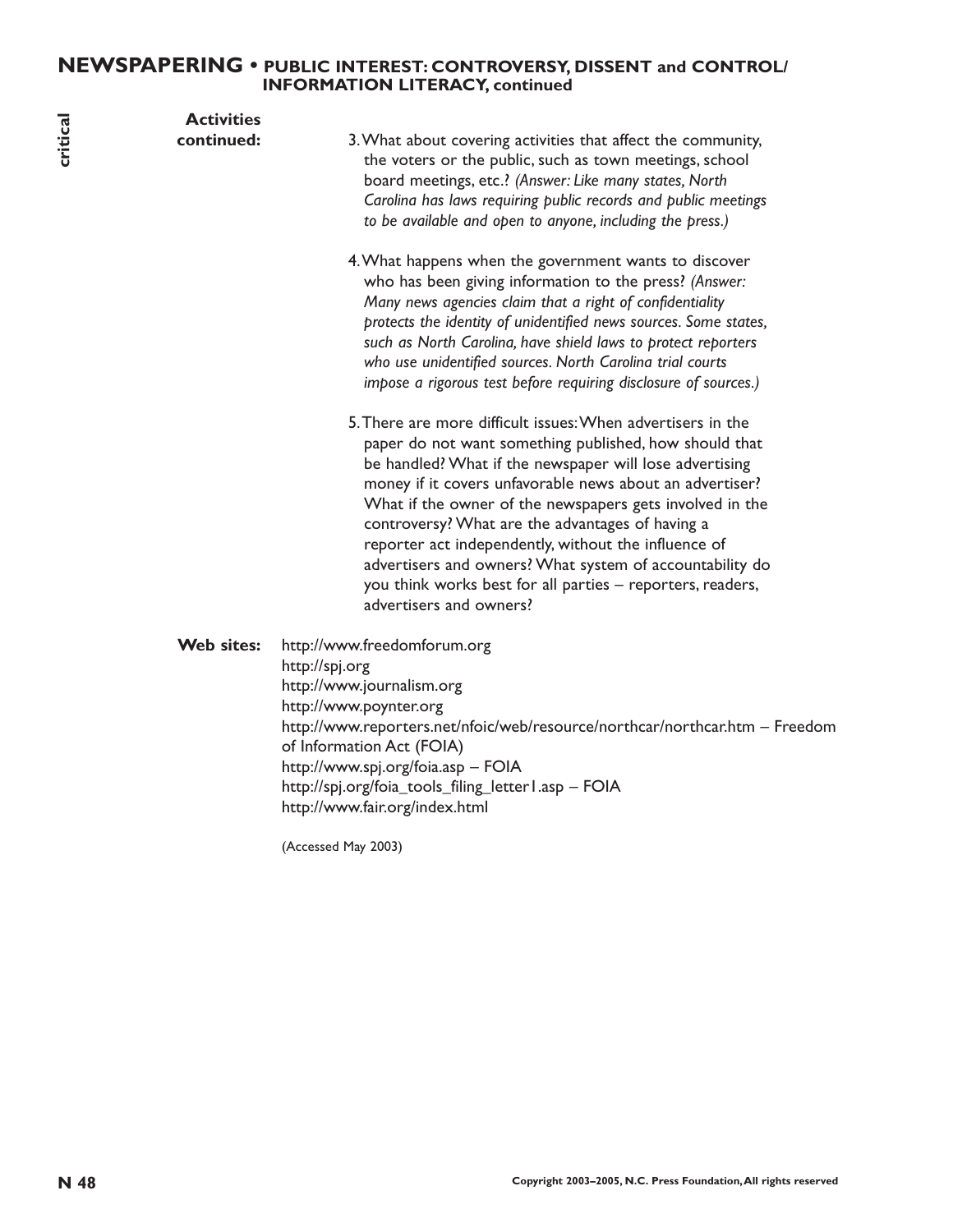**Activities continued:**

3. What about covering activities that affect the community, the voters or the public, such as town meetings, school board meetings, etc.? *(Answer: Like many states, North Carolina has laws requiring public records and public meetings to be available and open to anyone, including the press.)*

4. What happens when the government wants to discover who has been giving information to the press? *(Answer: Many news agencies claim that a right of confidentiality protects the identity of unidentified news sources. Some states, such as North Carolina, have shield laws to protect reporters who use unidentified sources. North Carolina trial courts impose a rigorous test before requiring disclosure of sources.)*

5. There are more difficult issues: When advertisers in the paper do not want something published, how should that be handled? What if the newspaper will lose advertising money if it covers unfavorable news about an advertiser? What if the owner of the newspapers gets involved in the controversy? What are the advantages of having a reporter act independently, without the influence of advertisers and owners? What system of accountability do you think works best for all parties – reporters, readers, advertisers and owners?

**Web sites:**

http://www.freedomforum.org
http://spj.org
http://www.journalism.org
http://www.poynter.org
http://www.reporters.net/nfoic/web/resource/northcar/northcar.htm – Freedom of Information Act (FOIA)
http://www.spj.org/foia.asp – FOIA
http://spj.org/foia_tools_filing_letter1.asp – FOIA
http://www.fair.org/index.html

(Accessed May 2003)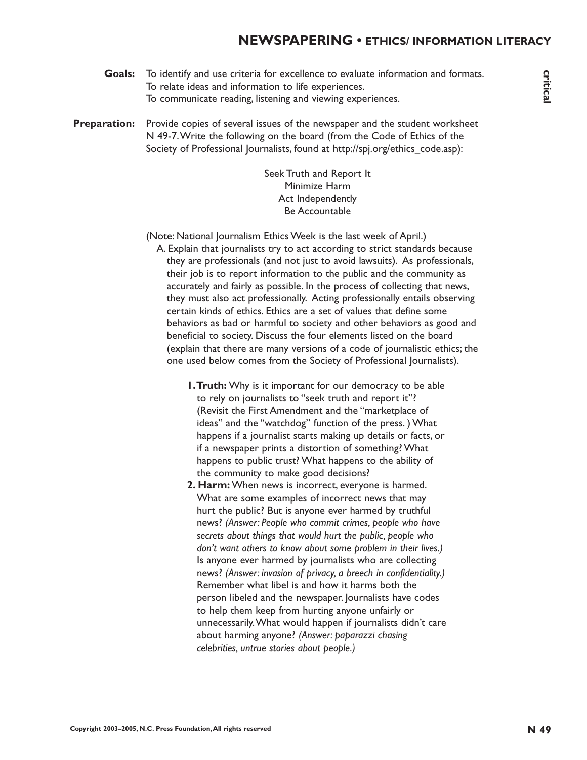## NEWSPAPERING • ETHICS/ INFORMATION LITERACY

critical

**Goals:** To identify and use criteria for excellence to evaluate information and formats.
To relate ideas and information to life experiences.
To communicate reading, listening and viewing experiences.

**Preparation:** Provide copies of several issues of the newspaper and the student worksheet N 49-7. Write the following on the board (from the Code of Ethics of the Society of Professional Journalists, found at http://spj.org/ethics_code.asp):

Seek Truth and Report It
Minimize Harm
Act Independently
Be Accountable

(Note: National Journalism Ethics Week is the last week of April.)

A. Explain that journalists try to act according to strict standards because they are professionals (and not just to avoid lawsuits). As professionals, their job is to report information to the public and the community as accurately and fairly as possible. In the process of collecting that news, they must also act professionally. Acting professionally entails observing certain kinds of ethics. Ethics are a set of values that define some behaviors as bad or harmful to society and other behaviors as good and beneficial to society. Discuss the four elements listed on the board (explain that there are many versions of a code of journalistic ethics; the one used below comes from the Society of Professional Journalists).

1. **Truth:** Why is it important for our democracy to be able to rely on journalists to "seek truth and report it"? (Revisit the First Amendment and the "marketplace of ideas" and the "watchdog" function of the press. ) What happens if a journalist starts making up details or facts, or if a newspaper prints a distortion of something? What happens to public trust? What happens to the ability of the community to make good decisions?
2. **Harm:** When news is incorrect, everyone is harmed. What are some examples of incorrect news that may hurt the public? But is anyone ever harmed by truthful news? *(Answer: People who commit crimes, people who have secrets about things that would hurt the public, people who don't want others to know about some problem in their lives.)* Is anyone ever harmed by journalists who are collecting news? *(Answer: invasion of privacy, a breech in confidentiality.)* Remember what libel is and how it harms both the person libeled and the newspaper. Journalists have codes to help them keep from hurting anyone unfairly or unnecessarily. What would happen if journalists didn't care about harming anyone? *(Answer: paparazzi chasing celebrities, untrue stories about people.)*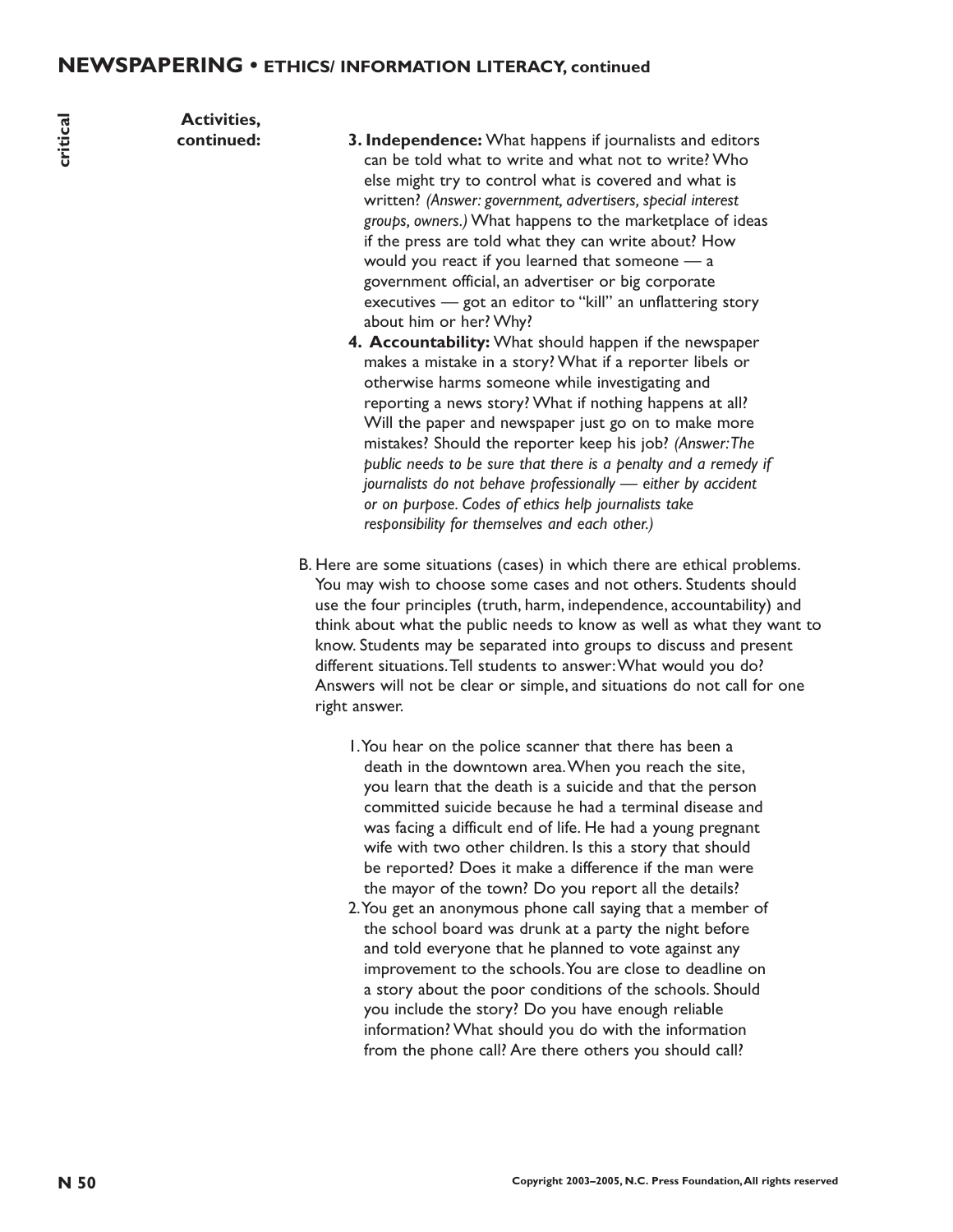**Activities, continued:**

3. **Independence:** What happens if journalists and editors can be told what to write and what not to write? Who else might try to control what is covered and what is written? *(Answer: government, advertisers, special interest groups, owners.)* What happens to the marketplace of ideas if the press are told what they can write about? How would you react if you learned that someone — a government official, an advertiser or big corporate executives — got an editor to "kill" an unflattering story about him or her? Why?
4. **Accountability:** What should happen if the newspaper makes a mistake in a story? What if a reporter libels or otherwise harms someone while investigating and reporting a news story? What if nothing happens at all? Will the paper and newspaper just go on to make more mistakes? Should the reporter keep his job? *(Answer: The public needs to be sure that there is a penalty and a remedy if journalists do not behave professionally — either by accident or on purpose. Codes of ethics help journalists take responsibility for themselves and each other.)*

B. Here are some situations (cases) in which there are ethical problems. You may wish to choose some cases and not others. Students should use the four principles (truth, harm, independence, accountability) and think about what the public needs to know as well as what they want to know. Students may be separated into groups to discuss and present different situations. Tell students to answer: What would you do? Answers will not be clear or simple, and situations do not call for one right answer.

1. You hear on the police scanner that there has been a death in the downtown area. When you reach the site, you learn that the death is a suicide and that the person committed suicide because he had a terminal disease and was facing a difficult end of life. He had a young pregnant wife with two other children. Is this a story that should be reported? Does it make a difference if the man were the mayor of the town? Do you report all the details?
2. You get an anonymous phone call saying that a member of the school board was drunk at a party the night before and told everyone that he planned to vote against any improvement to the schools. You are close to deadline on a story about the poor conditions of the schools. Should you include the story? Do you have enough reliable information? What should you do with the information from the phone call? Are there others you should call?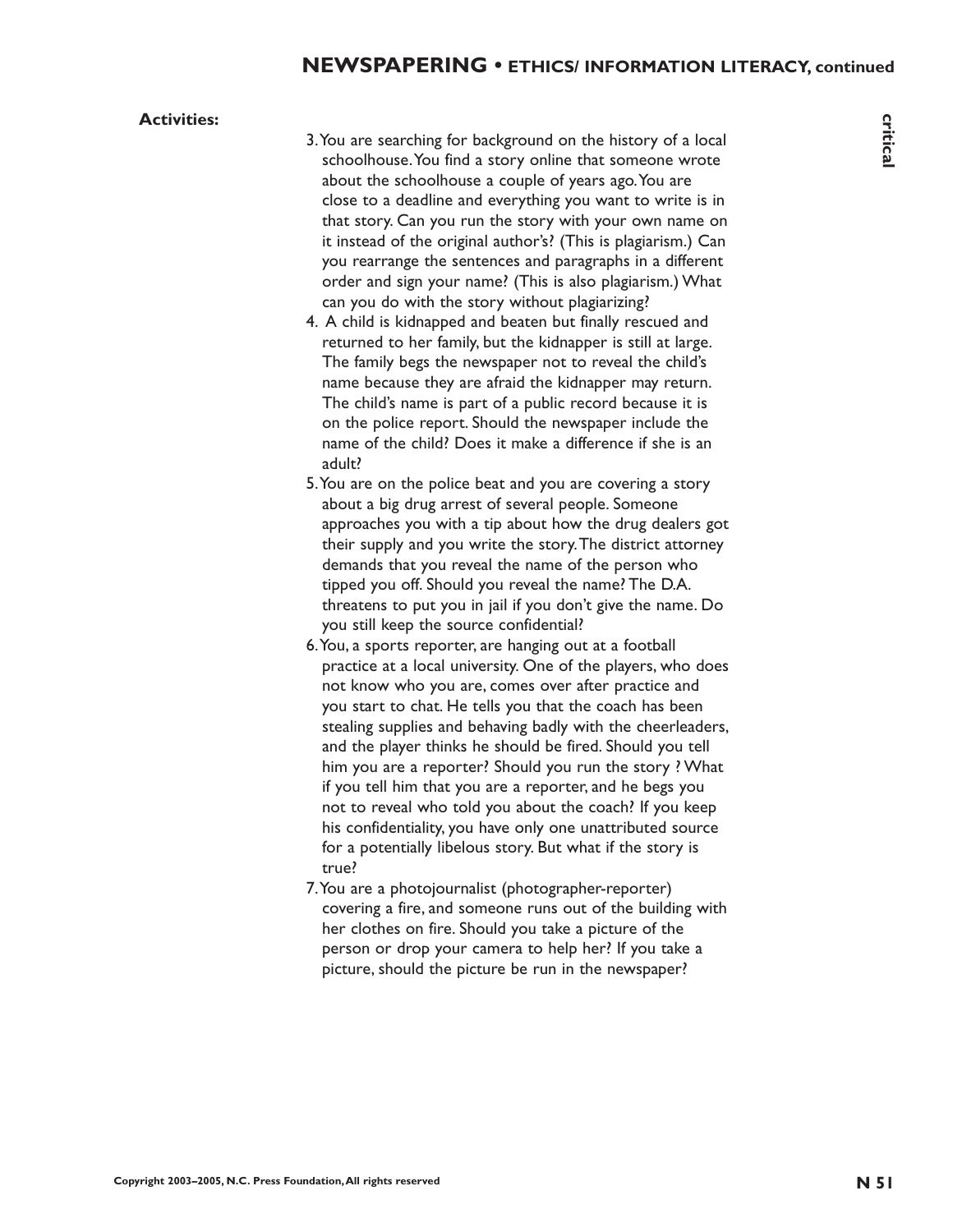**Activities:**

3. You are searching for background on the history of a local schoolhouse. You find a story online that someone wrote about the schoolhouse a couple of years ago. You are close to a deadline and everything you want to write is in that story. Can you run the story with your own name on it instead of the original author's? (This is plagiarism.) Can you rearrange the sentences and paragraphs in a different order and sign your name? (This is also plagiarism.) What can you do with the story without plagiarizing?
4. A child is kidnapped and beaten but finally rescued and returned to her family, but the kidnapper is still at large. The family begs the newspaper not to reveal the child's name because they are afraid the kidnapper may return. The child's name is part of a public record because it is on the police report. Should the newspaper include the name of the child? Does it make a difference if she is an adult?
5. You are on the police beat and you are covering a story about a big drug arrest of several people. Someone approaches you with a tip about how the drug dealers got their supply and you write the story. The district attorney demands that you reveal the name of the person who tipped you off. Should you reveal the name? The D.A. threatens to put you in jail if you don't give the name. Do you still keep the source confidential?
6. You, a sports reporter, are hanging out at a football practice at a local university. One of the players, who does not know who you are, comes over after practice and you start to chat. He tells you that the coach has been stealing supplies and behaving badly with the cheerleaders, and the player thinks he should be fired. Should you tell him you are a reporter? Should you run the story ? What if you tell him that you are a reporter, and he begs you not to reveal who told you about the coach? If you keep his confidentiality, you have only one unattributed source for a potentially libelous story. But what if the story is true?
7. You are a photojournalist (photographer-reporter) covering a fire, and someone runs out of the building with her clothes on fire. Should you take a picture of the person or drop your camera to help her? If you take a picture, should the picture be run in the newspaper?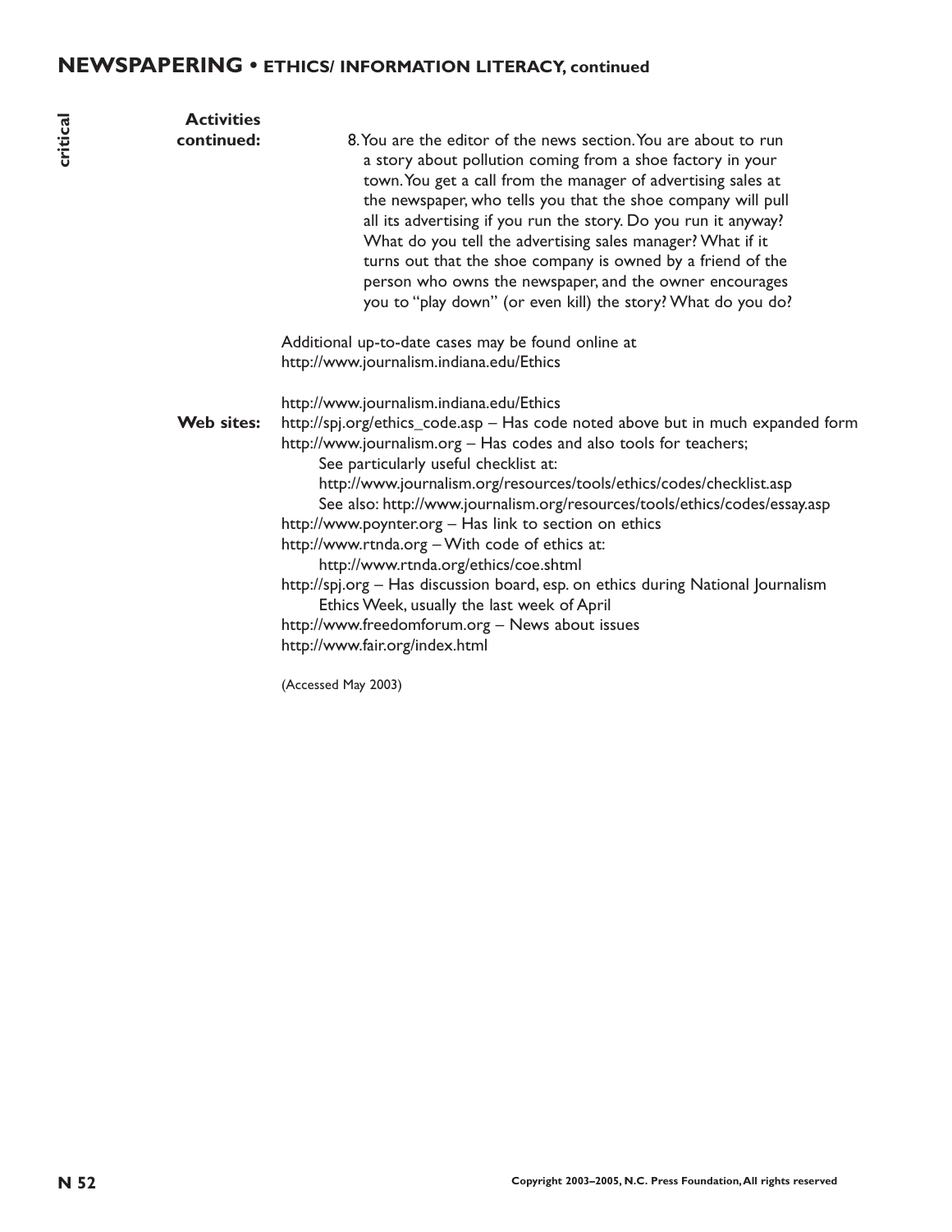## NEWSPAPERING • ETHICS/ INFORMATION LITERACY, continued

critical

**Activities continued:**

8. You are the editor of the news section. You are about to run a story about pollution coming from a shoe factory in your town. You get a call from the manager of advertising sales at the newspaper, who tells you that the shoe company will pull all its advertising if you run the story. Do you run it anyway? What do you tell the advertising sales manager? What if it turns out that the shoe company is owned by a friend of the person who owns the newspaper, and the owner encourages you to "play down" (or even kill) the story? What do you do?

Additional up-to-date cases may be found online at http://www.journalism.indiana.edu/Ethics

**Web sites:**

http://www.journalism.indiana.edu/Ethics
http://spj.org/ethics_code.asp – Has code noted above but in much expanded form
http://www.journalism.org – Has codes and also tools for teachers;
  See particularly useful checklist at:
  http://www.journalism.org/resources/tools/ethics/codes/checklist.asp
  See also: http://www.journalism.org/resources/tools/ethics/codes/essay.asp
http://www.poynter.org – Has link to section on ethics
http://www.rtnda.org – With code of ethics at:
  http://www.rtnda.org/ethics/coe.shtml
http://spj.org – Has discussion board, esp. on ethics during National Journalism Ethics Week, usually the last week of April
http://www.freedomforum.org – News about issues
http://www.fair.org/index.html

(Accessed May 2003)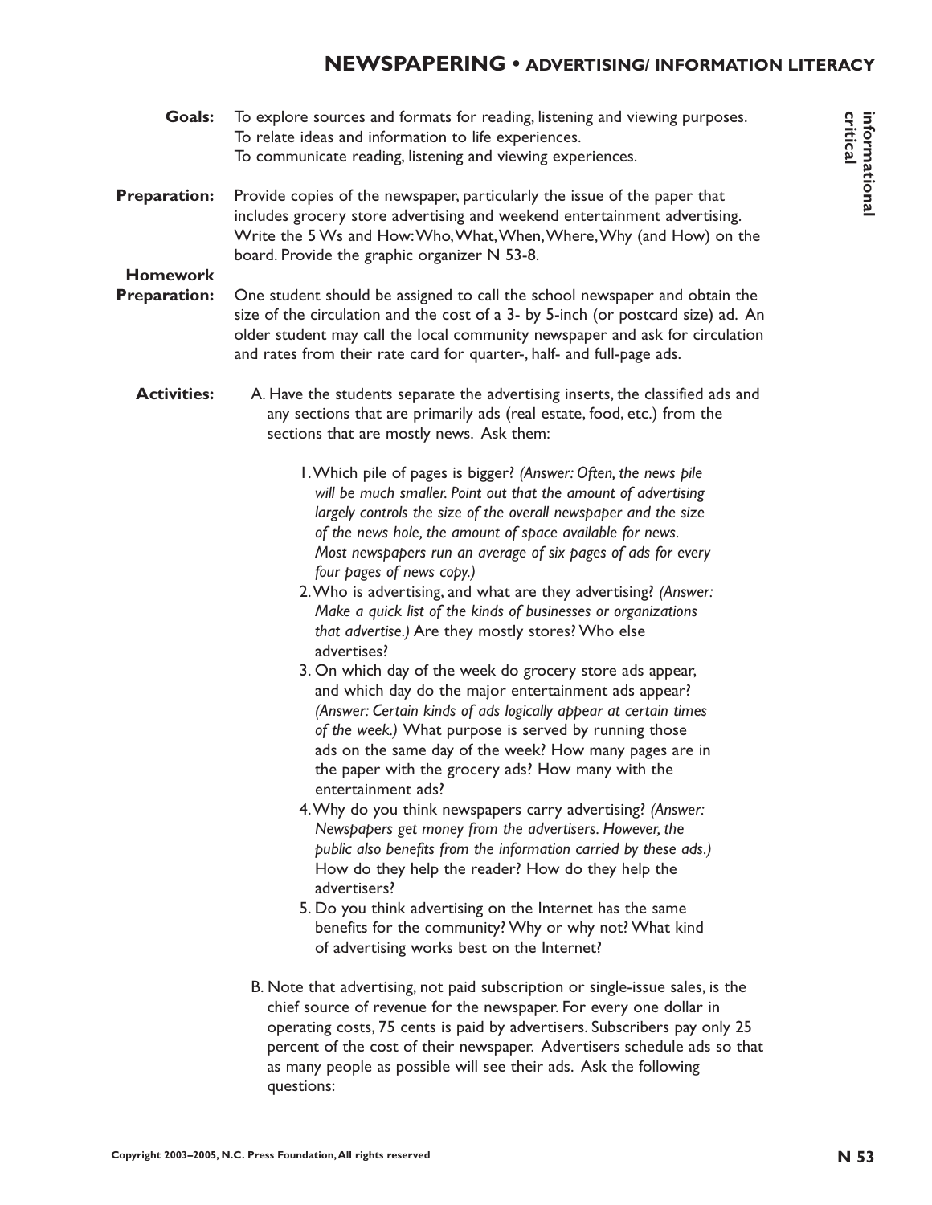# NEWSPAPERING • ADVERTISING/ INFORMATION LITERACY

informational
critical

**Goals:** To explore sources and formats for reading, listening and viewing purposes.
To relate ideas and information to life experiences.
To communicate reading, listening and viewing experiences.

**Preparation:** Provide copies of the newspaper, particularly the issue of the paper that includes grocery store advertising and weekend entertainment advertising. Write the 5 Ws and How: Who, What, When, Where, Why (and How) on the board. Provide the graphic organizer N 53-8.

**Homework Preparation:** One student should be assigned to call the school newspaper and obtain the size of the circulation and the cost of a 3- by 5-inch (or postcard size) ad. An older student may call the local community newspaper and ask for circulation and rates from their rate card for quarter-, half- and full-page ads.

**Activities:**

A. Have the students separate the advertising inserts, the classified ads and any sections that are primarily ads (real estate, food, etc.) from the sections that are mostly news. Ask them:

1. Which pile of pages is bigger? *(Answer: Often, the news pile will be much smaller. Point out that the amount of advertising largely controls the size of the overall newspaper and the size of the news hole, the amount of space available for news. Most newspapers run an average of six pages of ads for every four pages of news copy.)*
2. Who is advertising, and what are they advertising? *(Answer: Make a quick list of the kinds of businesses or organizations that advertise.)* Are they mostly stores? Who else advertises?
3. On which day of the week do grocery store ads appear, and which day do the major entertainment ads appear? *(Answer: Certain kinds of ads logically appear at certain times of the week.)* What purpose is served by running those ads on the same day of the week? How many pages are in the paper with the grocery ads? How many with the entertainment ads?
4. Why do you think newspapers carry advertising? *(Answer: Newspapers get money from the advertisers. However, the public also benefits from the information carried by these ads.)* How do they help the reader? How do they help the advertisers?
5. Do you think advertising on the Internet has the same benefits for the community? Why or why not? What kind of advertising works best on the Internet?

B. Note that advertising, not paid subscription or single-issue sales, is the chief source of revenue for the newspaper. For every one dollar in operating costs, 75 cents is paid by advertisers. Subscribers pay only 25 percent of the cost of their newspaper. Advertisers schedule ads so that as many people as possible will see their ads. Ask the following questions: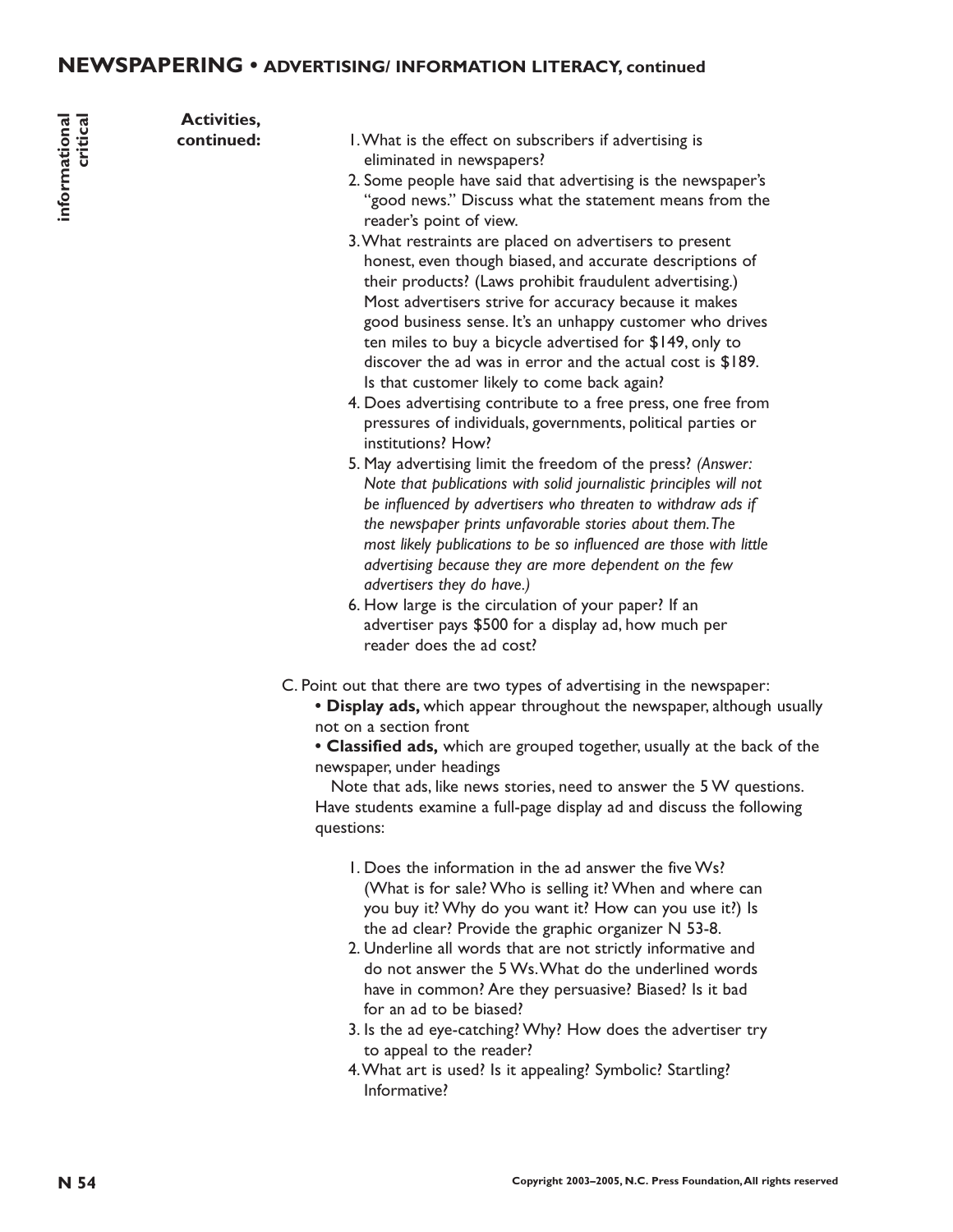## NEWSPAPERING • ADVERTISING/ INFORMATION LITERACY, continued

informational critical

**Activities, continued:**

1. What is the effect on subscribers if advertising is eliminated in newspapers?
2. Some people have said that advertising is the newspaper's "good news." Discuss what the statement means from the reader's point of view.
3. What restraints are placed on advertisers to present honest, even though biased, and accurate descriptions of their products? (Laws prohibit fraudulent advertising.) Most advertisers strive for accuracy because it makes good business sense. It's an unhappy customer who drives ten miles to buy a bicycle advertised for $149, only to discover the ad was in error and the actual cost is $189. Is that customer likely to come back again?
4. Does advertising contribute to a free press, one free from pressures of individuals, governments, political parties or institutions? How?
5. May advertising limit the freedom of the press? *(Answer: Note that publications with solid journalistic principles will not be influenced by advertisers who threaten to withdraw ads if the newspaper prints unfavorable stories about them. The most likely publications to be so influenced are those with little advertising because they are more dependent on the few advertisers they do have.)*
6. How large is the circulation of your paper? If an advertiser pays $500 for a display ad, how much per reader does the ad cost?

C. Point out that there are two types of advertising in the newspaper:

- **Display ads,** which appear throughout the newspaper, although usually not on a section front
- **Classified ads,** which are grouped together, usually at the back of the newspaper, under headings

Note that ads, like news stories, need to answer the 5 W questions. Have students examine a full-page display ad and discuss the following questions:

1. Does the information in the ad answer the five Ws? (What is for sale? Who is selling it? When and where can you buy it? Why do you want it? How can you use it?) Is the ad clear? Provide the graphic organizer N 53-8.
2. Underline all words that are not strictly informative and do not answer the 5 Ws. What do the underlined words have in common? Are they persuasive? Biased? Is it bad for an ad to be biased?
3. Is the ad eye-catching? Why? How does the advertiser try to appeal to the reader?
4. What art is used? Is it appealing? Symbolic? Startling? Informative?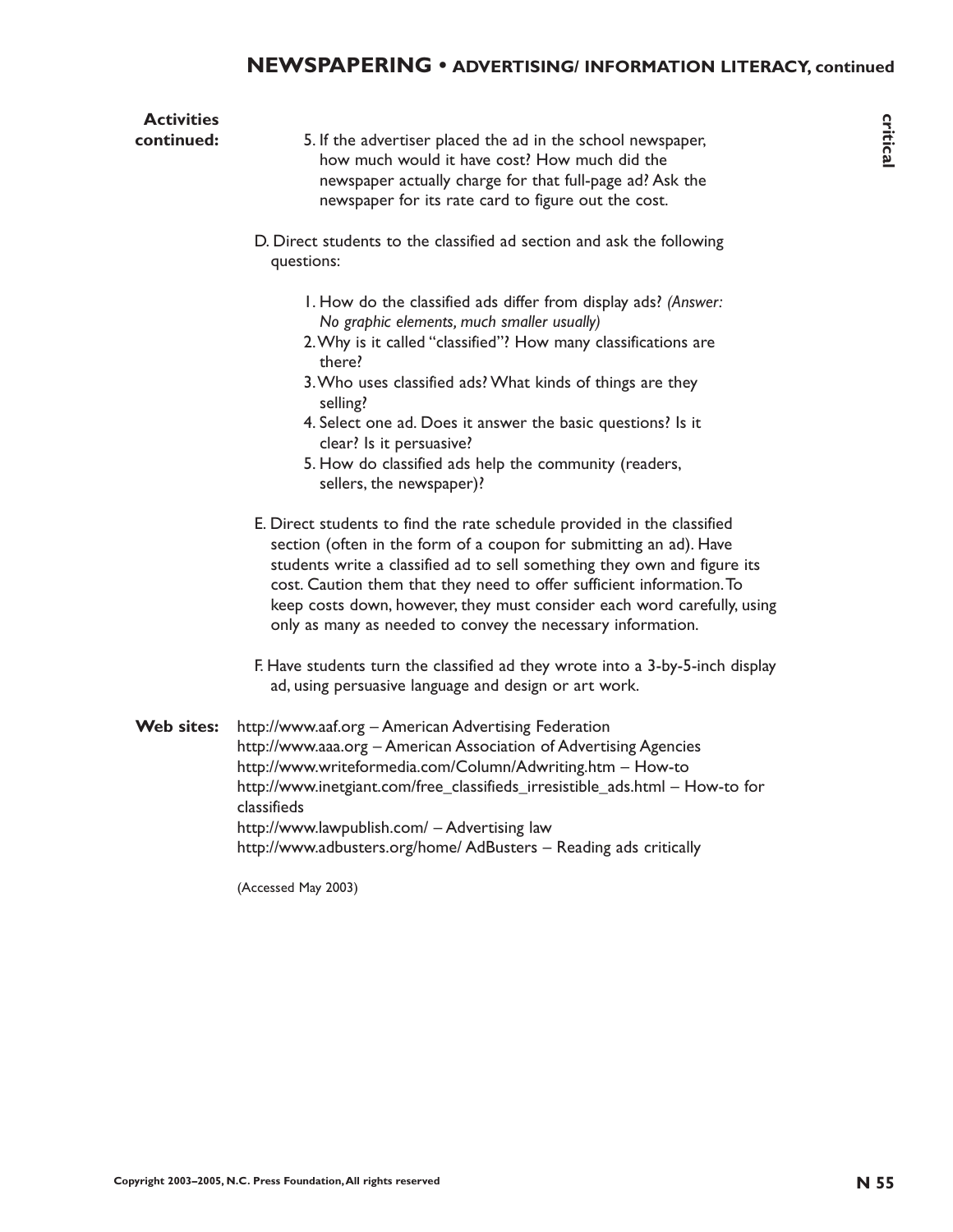**Activities continued:**

5. If the advertiser placed the ad in the school newspaper, how much would it have cost? How much did the newspaper actually charge for that full-page ad? Ask the newspaper for its rate card to figure out the cost.

D. Direct students to the classified ad section and ask the following questions:

1. How do the classified ads differ from display ads? *(Answer: No graphic elements, much smaller usually)*
2. Why is it called "classified"? How many classifications are there?
3. Who uses classified ads? What kinds of things are they selling?
4. Select one ad. Does it answer the basic questions? Is it clear? Is it persuasive?
5. How do classified ads help the community (readers, sellers, the newspaper)?

E. Direct students to find the rate schedule provided in the classified section (often in the form of a coupon for submitting an ad). Have students write a classified ad to sell something they own and figure its cost. Caution them that they need to offer sufficient information. To keep costs down, however, they must consider each word carefully, using only as many as needed to convey the necessary information.

F. Have students turn the classified ad they wrote into a 3-by-5-inch display ad, using persuasive language and design or art work.

**Web sites:**

http://www.aaf.org – American Advertising Federation
http://www.aaa.org – American Association of Advertising Agencies
http://www.writeformedia.com/Column/Adwriting.htm – How-to
http://www.inetgiant.com/free_classifieds_irresistible_ads.html – How-to for classifieds
http://www.lawpublish.com/ – Advertising law
http://www.adbusters.org/home/ AdBusters – Reading ads critically

(Accessed May 2003)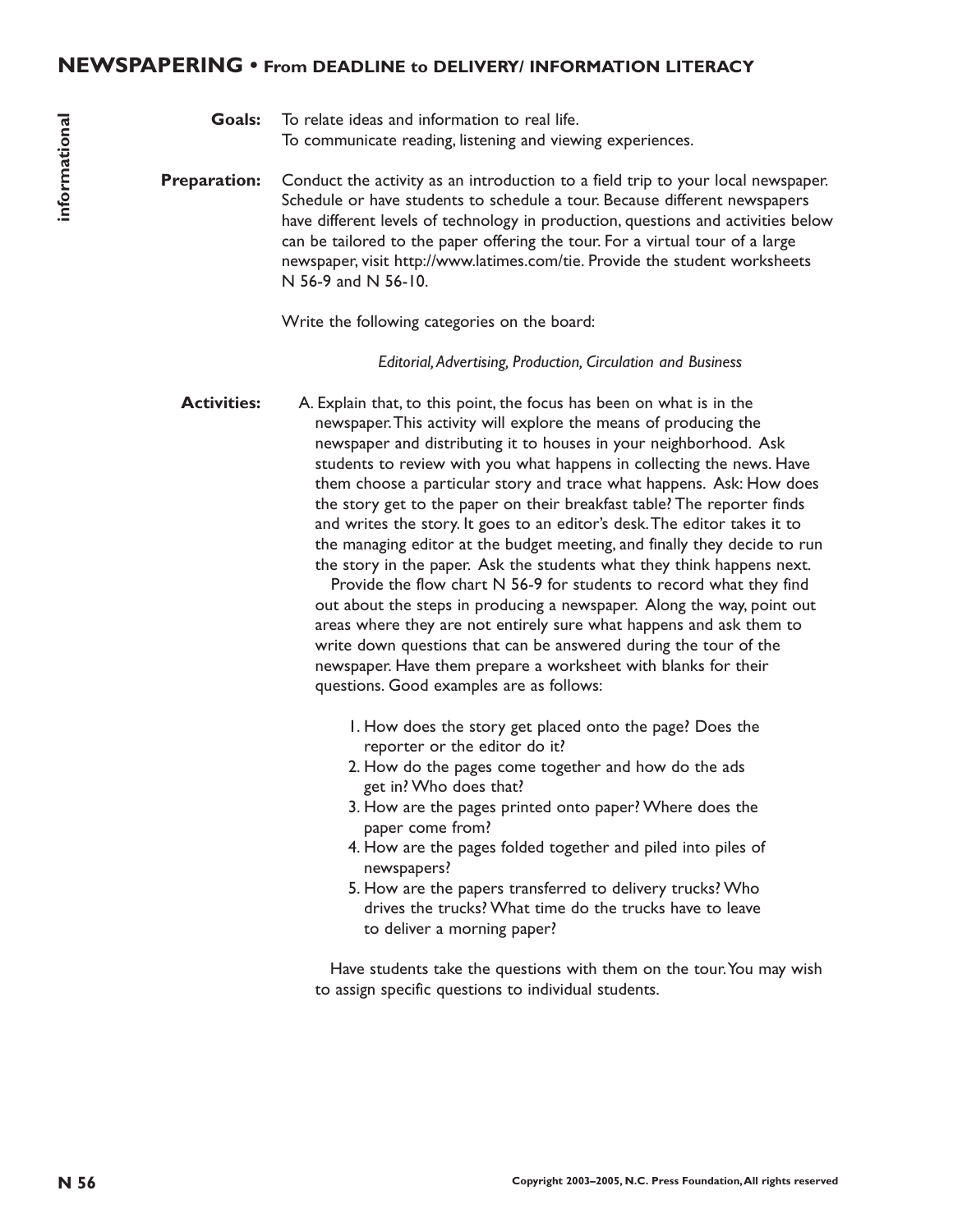# NEWSPAPERING • From DEADLINE to DELIVERY/ INFORMATION LITERACY

**Goals:** To relate ideas and information to real life.
To communicate reading, listening and viewing experiences.

**Preparation:** Conduct the activity as an introduction to a field trip to your local newspaper. Schedule or have students to schedule a tour. Because different newspapers have different levels of technology in production, questions and activities below can be tailored to the paper offering the tour. For a virtual tour of a large newspaper, visit http://www.latimes.com/tie. Provide the student worksheets N 56-9 and N 56-10.

Write the following categories on the board:

*Editorial, Advertising, Production, Circulation and Business*

**Activities:** A. Explain that, to this point, the focus has been on what is in the newspaper. This activity will explore the means of producing the newspaper and distributing it to houses in your neighborhood. Ask students to review with you what happens in collecting the news. Have them choose a particular story and trace what happens. Ask: How does the story get to the paper on their breakfast table? The reporter finds and writes the story. It goes to an editor's desk. The editor takes it to the managing editor at the budget meeting, and finally they decide to run the story in the paper. Ask the students what they think happens next.

Provide the flow chart N 56-9 for students to record what they find out about the steps in producing a newspaper. Along the way, point out areas where they are not entirely sure what happens and ask them to write down questions that can be answered during the tour of the newspaper. Have them prepare a worksheet with blanks for their questions. Good examples are as follows:

1. How does the story get placed onto the page? Does the reporter or the editor do it?
2. How do the pages come together and how do the ads get in? Who does that?
3. How are the pages printed onto paper? Where does the paper come from?
4. How are the pages folded together and piled into piles of newspapers?
5. How are the papers transferred to delivery trucks? Who drives the trucks? What time do the trucks have to leave to deliver a morning paper?

Have students take the questions with them on the tour. You may wish to assign specific questions to individual students.

Copyright 2003–2005, N.C. Press Foundation, All rights reserved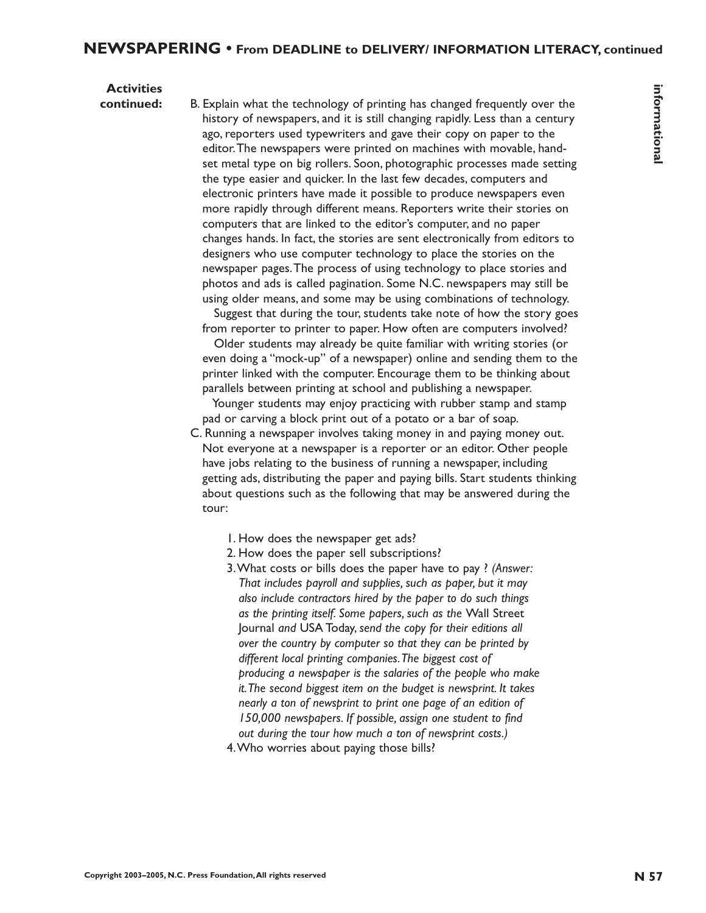**Activities continued:**

B. Explain what the technology of printing has changed frequently over the history of newspapers, and it is still changing rapidly. Less than a century ago, reporters used typewriters and gave their copy on paper to the editor. The newspapers were printed on machines with movable, hand-set metal type on big rollers. Soon, photographic processes made setting the type easier and quicker. In the last few decades, computers and electronic printers have made it possible to produce newspapers even more rapidly through different means. Reporters write their stories on computers that are linked to the editor's computer, and no paper changes hands. In fact, the stories are sent electronically from editors to designers who use computer technology to place the stories on the newspaper pages. The process of using technology to place stories and photos and ads is called pagination. Some N.C. newspapers may still be using older means, and some may be using combinations of technology.

   Suggest that during the tour, students take note of how the story goes from reporter to printer to paper. How often are computers involved?

   Older students may already be quite familiar with writing stories (or even doing a "mock-up" of a newspaper) online and sending them to the printer linked with the computer. Encourage them to be thinking about parallels between printing at school and publishing a newspaper.

   Younger students may enjoy practicing with rubber stamp and stamp pad or carving a block print out of a potato or a bar of soap.

C. Running a newspaper involves taking money in and paying money out. Not everyone at a newspaper is a reporter or an editor. Other people have jobs relating to the business of running a newspaper, including getting ads, distributing the paper and paying bills. Start students thinking about questions such as the following that may be answered during the tour:

   1. How does the newspaper get ads?
   2. How does the paper sell subscriptions?
   3. What costs or bills does the paper have to pay ? *(Answer: That includes payroll and supplies, such as paper, but it may also include contractors hired by the paper to do such things as the printing itself. Some papers, such as the* Wall Street Journal *and* USA Today, *send the copy for their editions all over the country by computer so that they can be printed by different local printing companies. The biggest cost of producing a newspaper is the salaries of the people who make it. The second biggest item on the budget is newsprint. It takes nearly a ton of newsprint to print one page of an edition of 150,000 newspapers. If possible, assign one student to find out during the tour how much a ton of newsprint costs.)*
   4. Who worries about paying those bills?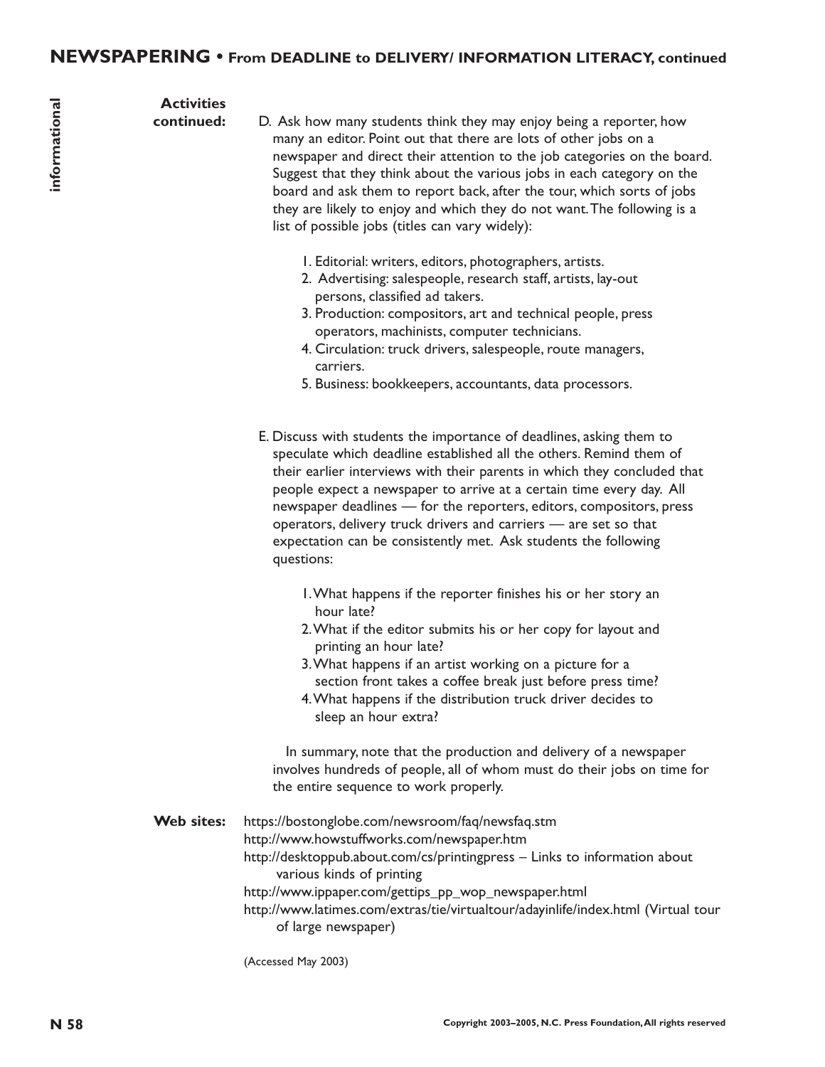**Activities continued:**

D. Ask how many students think they may enjoy being a reporter, how many an editor. Point out that there are lots of other jobs on a newspaper and direct their attention to the job categories on the board. Suggest that they think about the various jobs in each category on the board and ask them to report back, after the tour, which sorts of jobs they are likely to enjoy and which they do not want. The following is a list of possible jobs (titles can vary widely):

1. Editorial: writers, editors, photographers, artists.
2. Advertising: salespeople, research staff, artists, lay-out persons, classified ad takers.
3. Production: compositors, art and technical people, press operators, machinists, computer technicians.
4. Circulation: truck drivers, salespeople, route managers, carriers.
5. Business: bookkeepers, accountants, data processors.

E. Discuss with students the importance of deadlines, asking them to speculate which deadline established all the others. Remind them of their earlier interviews with their parents in which they concluded that people expect a newspaper to arrive at a certain time every day. All newspaper deadlines — for the reporters, editors, compositors, press operators, delivery truck drivers and carriers — are set so that expectation can be consistently met. Ask students the following questions:

1. What happens if the reporter finishes his or her story an hour late?
2. What if the editor submits his or her copy for layout and printing an hour late?
3. What happens if an artist working on a picture for a section front takes a coffee break just before press time?
4. What happens if the distribution truck driver decides to sleep an hour extra?

In summary, note that the production and delivery of a newspaper involves hundreds of people, all of whom must do their jobs on time for the entire sequence to work properly.

**Web sites:**

https://bostonglobe.com/newsroom/faq/newsfaq.stm
http://www.howstuffworks.com/newspaper.htm
http://desktoppub.about.com/cs/printingpress – Links to information about various kinds of printing
http://www.ippaper.com/gettips_pp_wop_newspaper.html
http://www.latimes.com/extras/tie/virtualtour/adayinlife/index.html (Virtual tour of large newspaper)

(Accessed May 2003)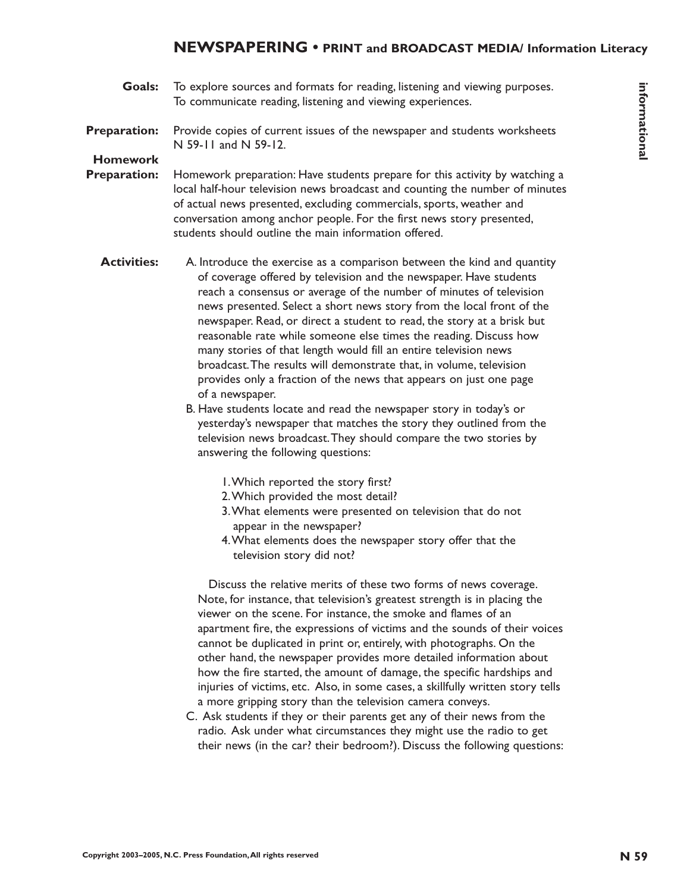# NEWSPAPERING • PRINT and BROADCAST MEDIA/ Information Literacy

**Goals:** To explore sources and formats for reading, listening and viewing purposes. To communicate reading, listening and viewing experiences.

**Preparation:** Provide copies of current issues of the newspaper and students worksheets N 59-11 and N 59-12.

**Homework Preparation:** Homework preparation: Have students prepare for this activity by watching a local half-hour television news broadcast and counting the number of minutes of actual news presented, excluding commercials, sports, weather and conversation among anchor people. For the first news story presented, students should outline the main information offered.

**Activities:**

A. Introduce the exercise as a comparison between the kind and quantity of coverage offered by television and the newspaper. Have students reach a consensus or average of the number of minutes of television news presented. Select a short news story from the local front of the newspaper. Read, or direct a student to read, the story at a brisk but reasonable rate while someone else times the reading. Discuss how many stories of that length would fill an entire television news broadcast. The results will demonstrate that, in volume, television provides only a fraction of the news that appears on just one page of a newspaper.

B. Have students locate and read the newspaper story in today's or yesterday's newspaper that matches the story they outlined from the television news broadcast. They should compare the two stories by answering the following questions:

   1. Which reported the story first?
   2. Which provided the most detail?
   3. What elements were presented on television that do not appear in the newspaper?
   4. What elements does the newspaper story offer that the television story did not?

   Discuss the relative merits of these two forms of news coverage. Note, for instance, that television's greatest strength is in placing the viewer on the scene. For instance, the smoke and flames of an apartment fire, the expressions of victims and the sounds of their voices cannot be duplicated in print or, entirely, with photographs. On the other hand, the newspaper provides more detailed information about how the fire started, the amount of damage, the specific hardships and injuries of victims, etc. Also, in some cases, a skillfully written story tells a more gripping story than the television camera conveys.

C. Ask students if they or their parents get any of their news from the radio. Ask under what circumstances they might use the radio to get their news (in the car? their bedroom?). Discuss the following questions:

Copyright 2003–2005, N.C. Press Foundation, All rights reserved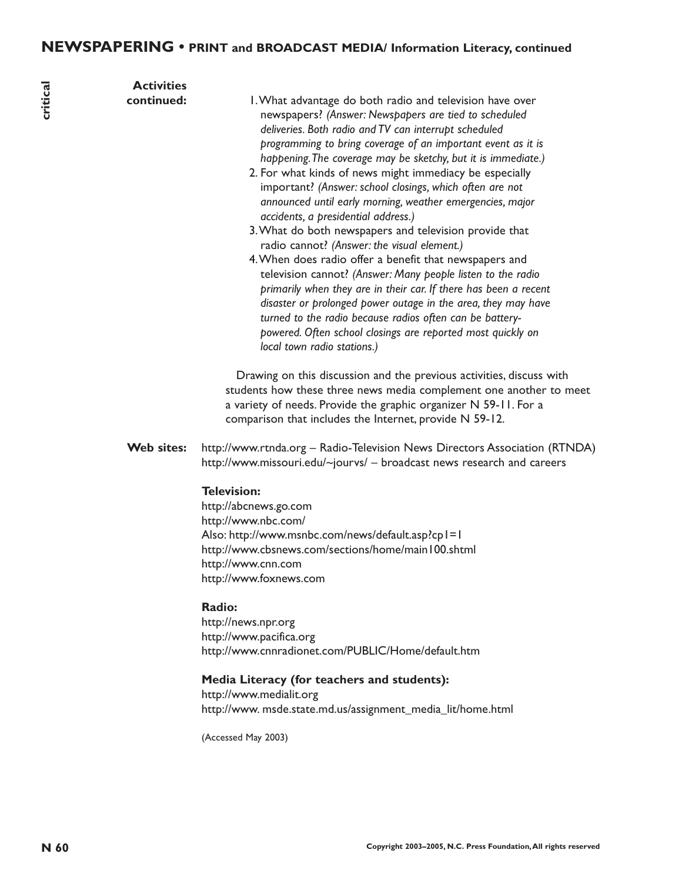**Activities continued:**

1. What advantage do both radio and television have over newspapers? *(Answer: Newspapers are tied to scheduled deliveries. Both radio and TV can interrupt scheduled programming to bring coverage of an important event as it is happening. The coverage may be sketchy, but it is immediate.)*
2. For what kinds of news might immediacy be especially important? *(Answer: school closings, which often are not announced until early morning, weather emergencies, major accidents, a presidential address.)*
3. What do both newspapers and television provide that radio cannot? *(Answer: the visual element.)*
4. When does radio offer a benefit that newspapers and television cannot? *(Answer: Many people listen to the radio primarily when they are in their car. If there has been a recent disaster or prolonged power outage in the area, they may have turned to the radio because radios often can be battery-powered. Often school closings are reported most quickly on local town radio stations.)*

Drawing on this discussion and the previous activities, discuss with students how these three news media complement one another to meet a variety of needs. Provide the graphic organizer N 59-11. For a comparison that includes the Internet, provide N 59-12.

**Web sites:** http://www.rtnda.org – Radio-Television News Directors Association (RTNDA)
http://www.missouri.edu/~jourvs/ – broadcast news research and careers

**Television:**
http://abcnews.go.com
http://www.nbc.com/
Also: http://www.msnbc.com/news/default.asp?cp1=1
http://www.cbsnews.com/sections/home/main100.shtml
http://www.cnn.com
http://www.foxnews.com

**Radio:**
http://news.npr.org
http://www.pacifica.org
http://www.cnnradionet.com/PUBLIC/Home/default.htm

**Media Literacy (for teachers and students):**
http://www.medialit.org
http://www. msde.state.md.us/assignment_media_lit/home.html

(Accessed May 2003)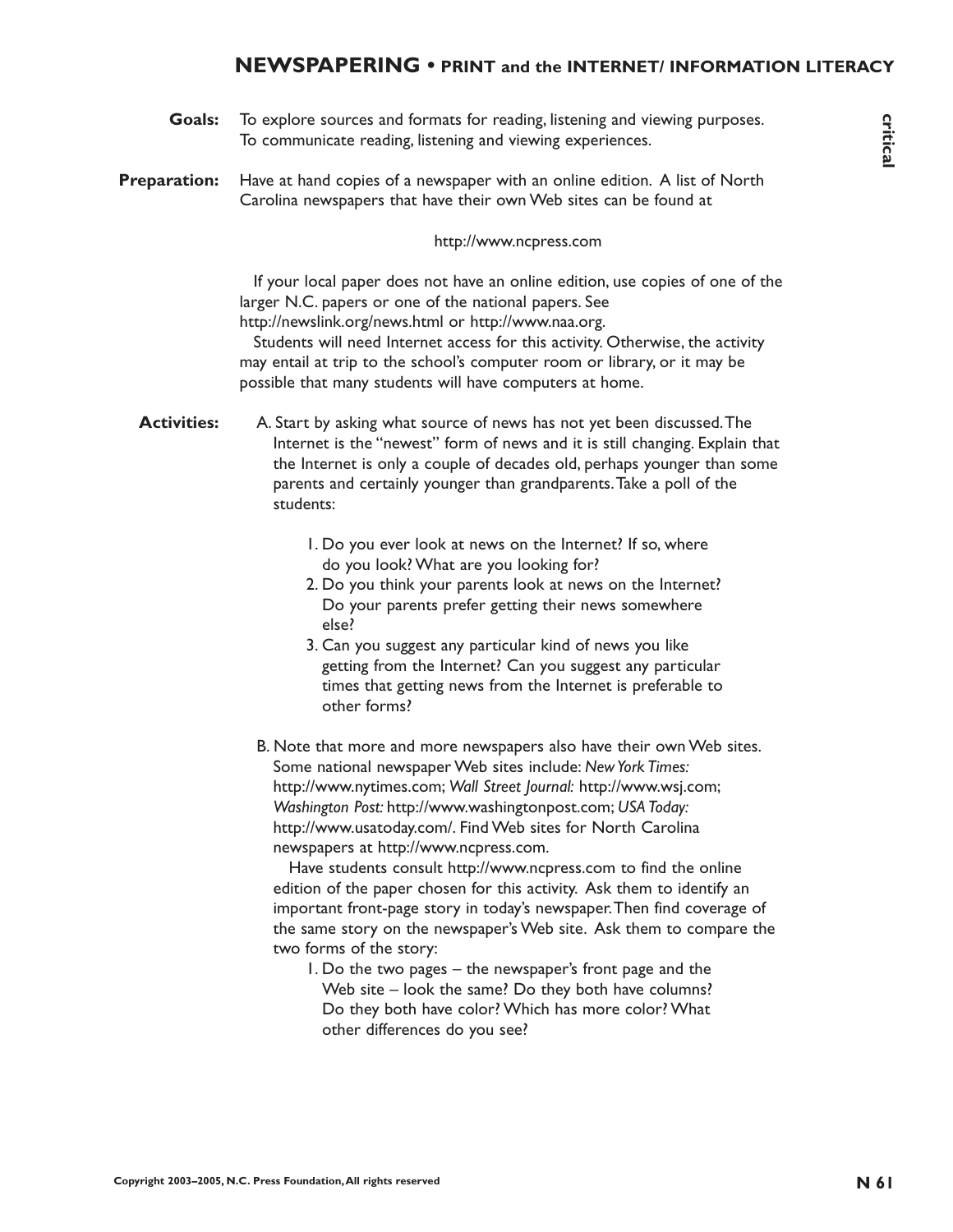## NEWSPAPERING • PRINT and the INTERNET/ INFORMATION LITERACY

**Goals:** To explore sources and formats for reading, listening and viewing purposes. To communicate reading, listening and viewing experiences.

**Preparation:** Have at hand copies of a newspaper with an online edition. A list of North Carolina newspapers that have their own Web sites can be found at

http://www.ncpress.com

If your local paper does not have an online edition, use copies of one of the larger N.C. papers or one of the national papers. See http://newslink.org/news.html or http://www.naa.org.

Students will need Internet access for this activity. Otherwise, the activity may entail at trip to the school's computer room or library, or it may be possible that many students will have computers at home.

**Activities:**

A. Start by asking what source of news has not yet been discussed. The Internet is the "newest" form of news and it is still changing. Explain that the Internet is only a couple of decades old, perhaps younger than some parents and certainly younger than grandparents. Take a poll of the students:

1. Do you ever look at news on the Internet? If so, where do you look? What are you looking for?
2. Do you think your parents look at news on the Internet? Do your parents prefer getting their news somewhere else?
3. Can you suggest any particular kind of news you like getting from the Internet? Can you suggest any particular times that getting news from the Internet is preferable to other forms?

B. Note that more and more newspapers also have their own Web sites. Some national newspaper Web sites include: *New York Times:* http://www.nytimes.com; *Wall Street Journal:* http://www.wsj.com; *Washington Post:* http://www.washingtonpost.com; *USA Today:* http://www.usatoday.com/. Find Web sites for North Carolina newspapers at http://www.ncpress.com.

Have students consult http://www.ncpress.com to find the online edition of the paper chosen for this activity. Ask them to identify an important front-page story in today's newspaper. Then find coverage of the same story on the newspaper's Web site. Ask them to compare the two forms of the story:

1. Do the two pages – the newspaper's front page and the Web site – look the same? Do they both have columns? Do they both have color? Which has more color? What other differences do you see?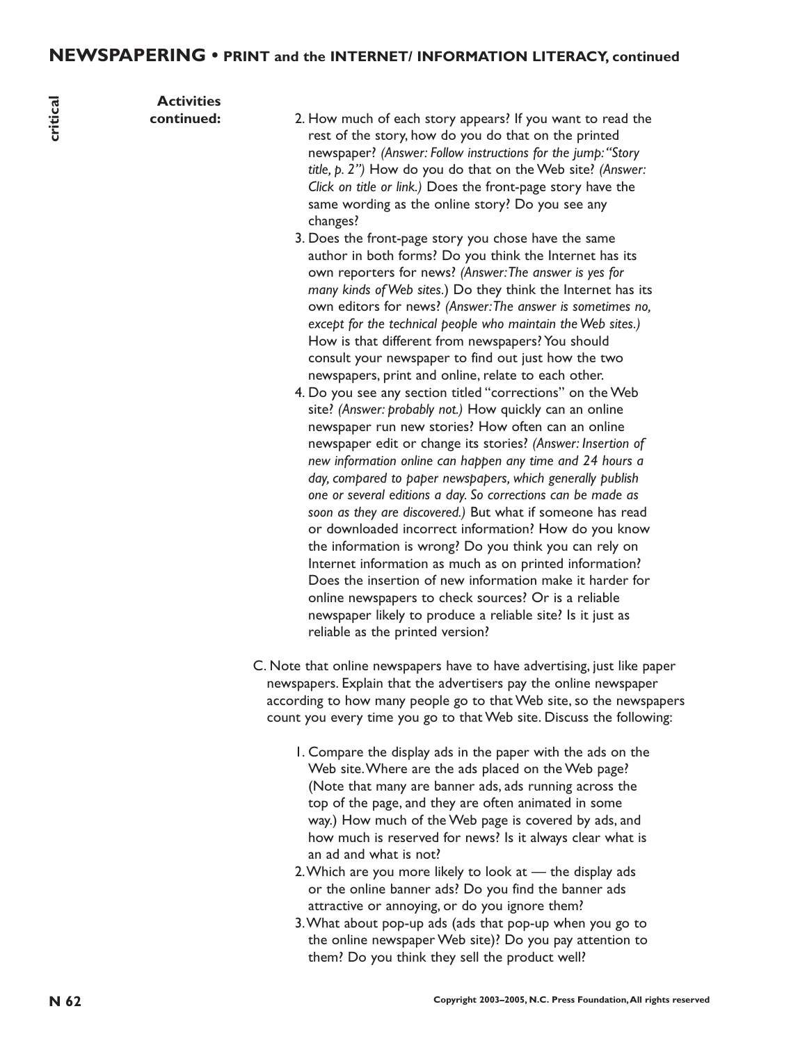**Activities continued:**

2. How much of each story appears? If you want to read the rest of the story, how do you do that on the printed newspaper? *(Answer: Follow instructions for the jump: "Story title, p. 2")* How do you do that on the Web site? *(Answer: Click on title or link.)* Does the front-page story have the same wording as the online story? Do you see any changes?
3. Does the front-page story you chose have the same author in both forms? Do you think the Internet has its own reporters for news? *(Answer: The answer is yes for many kinds of Web sites.)* Do they think the Internet has its own editors for news? *(Answer: The answer is sometimes no, except for the technical people who maintain the Web sites.)* How is that different from newspapers? You should consult your newspaper to find out just how the two newspapers, print and online, relate to each other.
4. Do you see any section titled "corrections" on the Web site? *(Answer: probably not.)* How quickly can an online newspaper run new stories? How often can an online newspaper edit or change its stories? *(Answer: Insertion of new information online can happen any time and 24 hours a day, compared to paper newspapers, which generally publish one or several editions a day. So corrections can be made as soon as they are discovered.)* But what if someone has read or downloaded incorrect information? How do you know the information is wrong? Do you think you can rely on Internet information as much as on printed information? Does the insertion of new information make it harder for online newspapers to check sources? Or is a reliable newspaper likely to produce a reliable site? Is it just as reliable as the printed version?

C. Note that online newspapers have to have advertising, just like paper newspapers. Explain that the advertisers pay the online newspaper according to how many people go to that Web site, so the newspapers count you every time you go to that Web site. Discuss the following:

1. Compare the display ads in the paper with the ads on the Web site. Where are the ads placed on the Web page? (Note that many are banner ads, ads running across the top of the page, and they are often animated in some way.) How much of the Web page is covered by ads, and how much is reserved for news? Is it always clear what is an ad and what is not?
2. Which are you more likely to look at — the display ads or the online banner ads? Do you find the banner ads attractive or annoying, or do you ignore them?
3. What about pop-up ads (ads that pop-up when you go to the online newspaper Web site)? Do you pay attention to them? Do you think they sell the product well?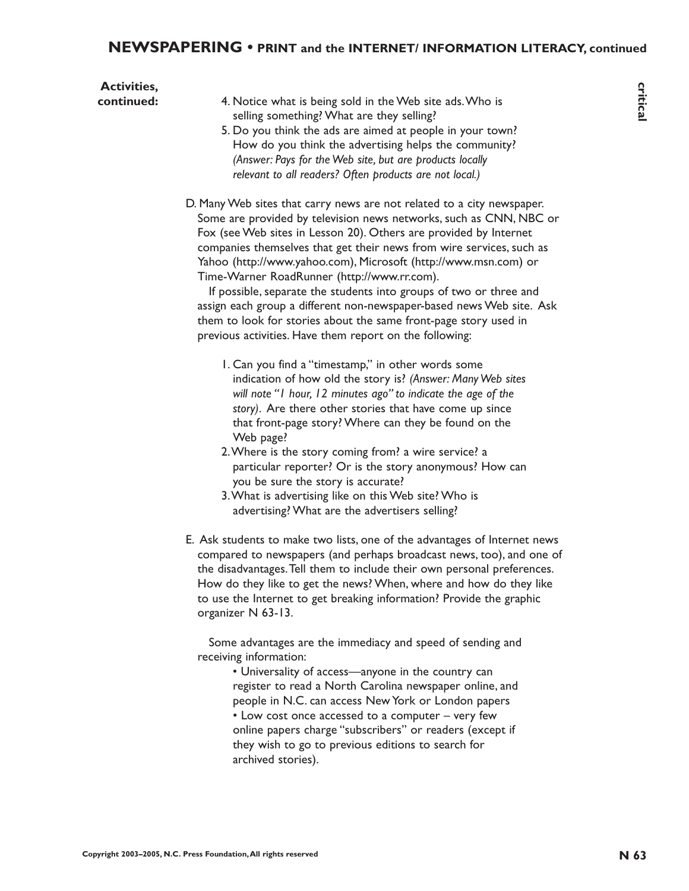**Activities, continued:**

4. Notice what is being sold in the Web site ads. Who is selling something? What are they selling?
5. Do you think the ads are aimed at people in your town? How do you think the advertising helps the community? *(Answer: Pays for the Web site, but are products locally relevant to all readers? Often products are not local.)*

D. Many Web sites that carry news are not related to a city newspaper. Some are provided by television news networks, such as CNN, NBC or Fox (see Web sites in Lesson 20). Others are provided by Internet companies themselves that get their news from wire services, such as Yahoo (http://www.yahoo.com), Microsoft (http://www.msn.com) or Time-Warner RoadRunner (http://www.rr.com).

If possible, separate the students into groups of two or three and assign each group a different non-newspaper-based news Web site. Ask them to look for stories about the same front-page story used in previous activities. Have them report on the following:

1. Can you find a "timestamp," in other words some indication of how old the story is? *(Answer: Many Web sites will note "1 hour, 12 minutes ago" to indicate the age of the story).* Are there other stories that have come up since that front-page story? Where can they be found on the Web page?
2. Where is the story coming from? a wire service? a particular reporter? Or is the story anonymous? How can you be sure the story is accurate?
3. What is advertising like on this Web site? Who is advertising? What are the advertisers selling?

E. Ask students to make two lists, one of the advantages of Internet news compared to newspapers (and perhaps broadcast news, too), and one of the disadvantages. Tell them to include their own personal preferences. How do they like to get the news? When, where and how do they like to use the Internet to get breaking information? Provide the graphic organizer N 63-13.

Some advantages are the immediacy and speed of sending and receiving information:

- Universality of access—anyone in the country can register to read a North Carolina newspaper online, and people in N.C. can access New York or London papers
- Low cost once accessed to a computer – very few online papers charge "subscribers" or readers (except if they wish to go to previous editions to search for archived stories).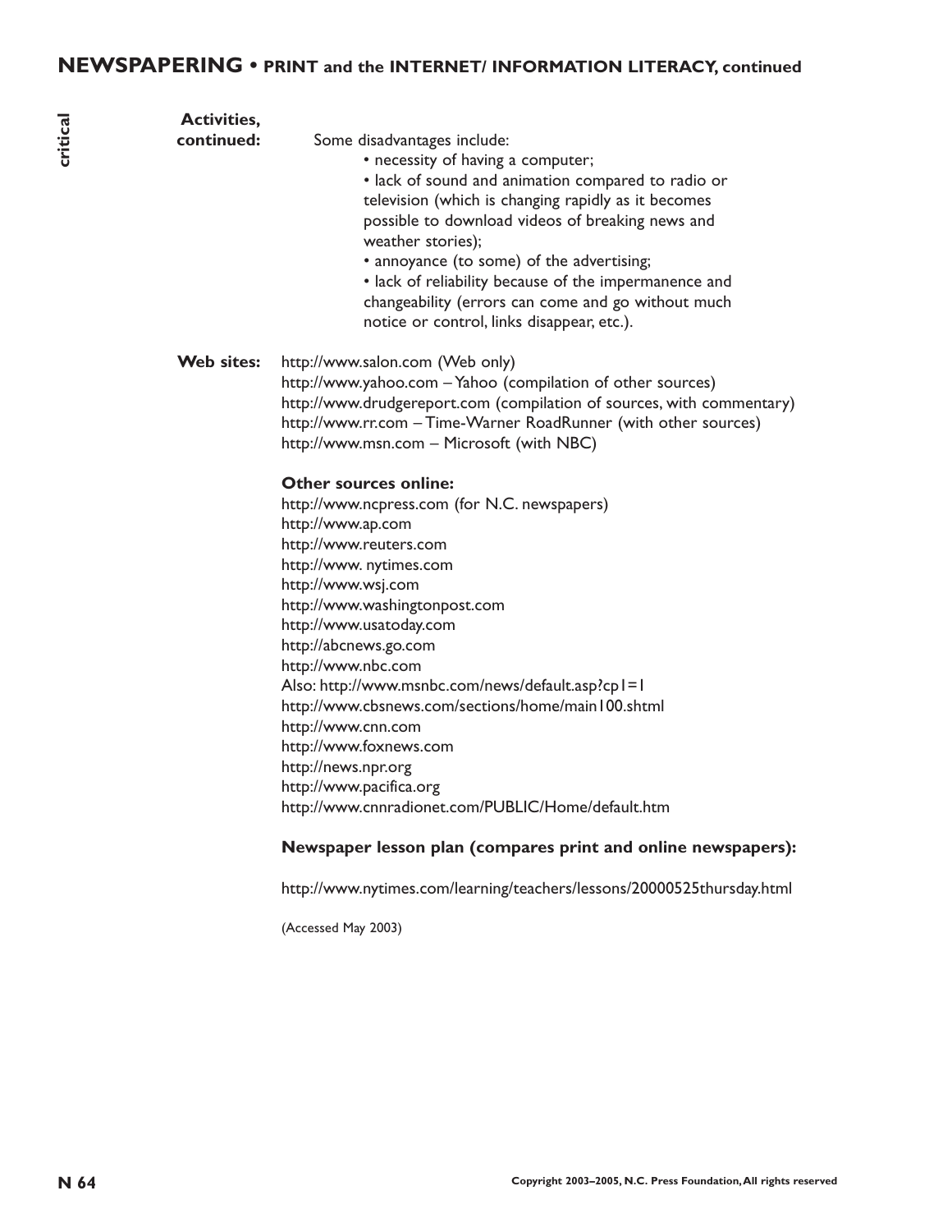**Activities, continued:**

Some disadvantages include:

- necessity of having a computer;
- lack of sound and animation compared to radio or television (which is changing rapidly as it becomes possible to download videos of breaking news and weather stories);
- annoyance (to some) of the advertising;
- lack of reliability because of the impermanence and changeability (errors can come and go without much notice or control, links disappear, etc.).

**Web sites:**

http://www.salon.com (Web only)
http://www.yahoo.com – Yahoo (compilation of other sources)
http://www.drudgereport.com (compilation of sources, with commentary)
http://www.rr.com – Time-Warner RoadRunner (with other sources)
http://www.msn.com – Microsoft (with NBC)

**Other sources online:**

http://www.ncpress.com (for N.C. newspapers)
http://www.ap.com
http://www.reuters.com
http://www. nytimes.com
http://www.wsj.com
http://www.washingtonpost.com
http://www.usatoday.com
http://abcnews.go.com
http://www.nbc.com
Also: http://www.msnbc.com/news/default.asp?cp1=1
http://www.cbsnews.com/sections/home/main100.shtml
http://www.cnn.com
http://www.foxnews.com
http://news.npr.org
http://www.pacifica.org
http://www.cnnradionet.com/PUBLIC/Home/default.htm

**Newspaper lesson plan (compares print and online newspapers):**

http://www.nytimes.com/learning/teachers/lessons/20000525thursday.html

(Accessed May 2003)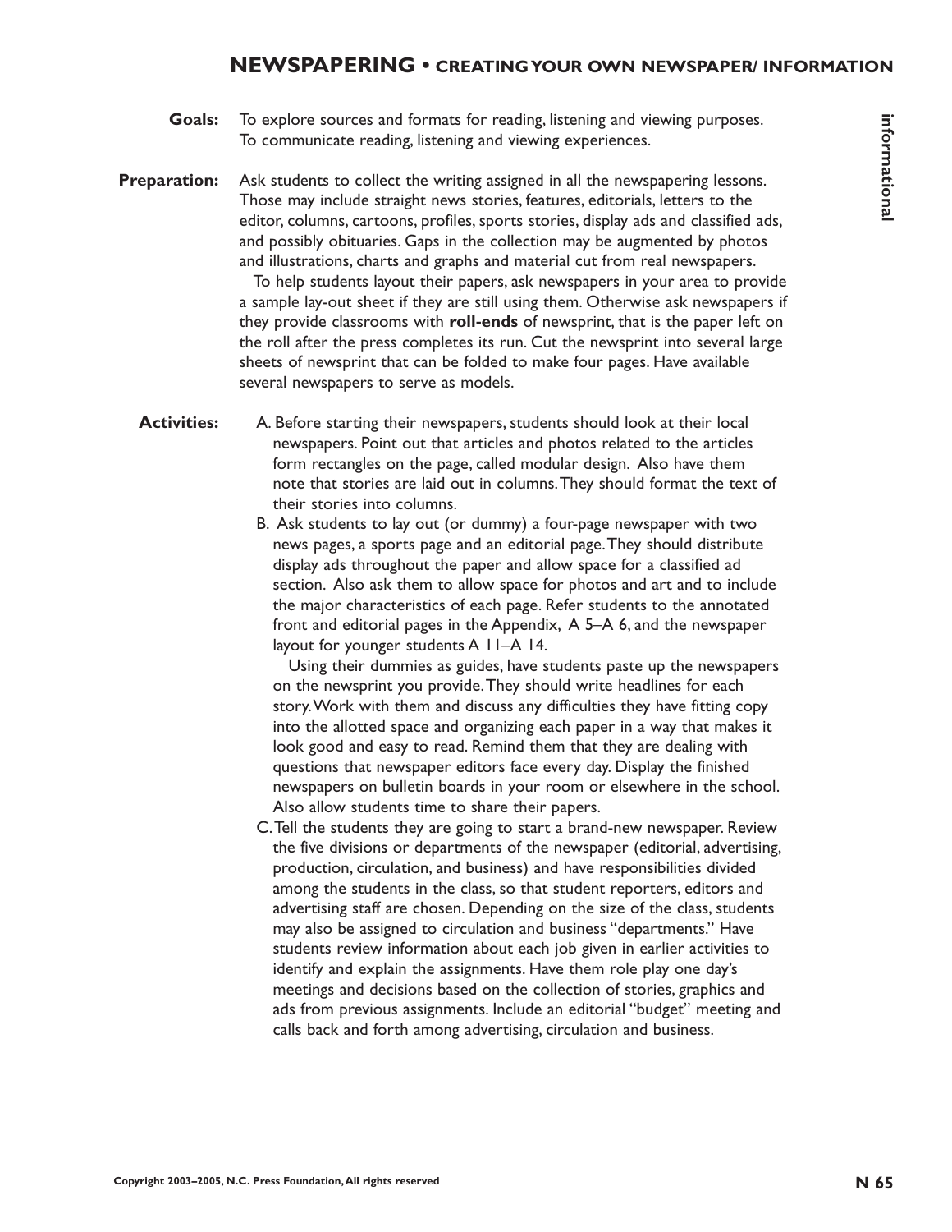# NEWSPAPERING • CREATING YOUR OWN NEWSPAPER/ INFORMATION

**Goals:** To explore sources and formats for reading, listening and viewing purposes. To communicate reading, listening and viewing experiences.

**Preparation:** Ask students to collect the writing assigned in all the newspapering lessons. Those may include straight news stories, features, editorials, letters to the editor, columns, cartoons, profiles, sports stories, display ads and classified ads, and possibly obituaries. Gaps in the collection may be augmented by photos and illustrations, charts and graphs and material cut from real newspapers.

To help students layout their papers, ask newspapers in your area to provide a sample lay-out sheet if they are still using them. Otherwise ask newspapers if they provide classrooms with **roll-ends** of newsprint, that is the paper left on the roll after the press completes its run. Cut the newsprint into several large sheets of newsprint that can be folded to make four pages. Have available several newspapers to serve as models.

**Activities:**

A. Before starting their newspapers, students should look at their local newspapers. Point out that articles and photos related to the articles form rectangles on the page, called modular design. Also have them note that stories are laid out in columns. They should format the text of their stories into columns.

B. Ask students to lay out (or dummy) a four-page newspaper with two news pages, a sports page and an editorial page. They should distribute display ads throughout the paper and allow space for a classified ad section. Also ask them to allow space for photos and art and to include the major characteristics of each page. Refer students to the annotated front and editorial pages in the Appendix, A 5–A 6, and the newspaper layout for younger students A 11–A 14.

Using their dummies as guides, have students paste up the newspapers on the newsprint you provide. They should write headlines for each story. Work with them and discuss any difficulties they have fitting copy into the allotted space and organizing each paper in a way that makes it look good and easy to read. Remind them that they are dealing with questions that newspaper editors face every day. Display the finished newspapers on bulletin boards in your room or elsewhere in the school. Also allow students time to share their papers.

C. Tell the students they are going to start a brand-new newspaper. Review the five divisions or departments of the newspaper (editorial, advertising, production, circulation, and business) and have responsibilities divided among the students in the class, so that student reporters, editors and advertising staff are chosen. Depending on the size of the class, students may also be assigned to circulation and business "departments." Have students review information about each job given in earlier activities to identify and explain the assignments. Have them role play one day's meetings and decisions based on the collection of stories, graphics and ads from previous assignments. Include an editorial "budget" meeting and calls back and forth among advertising, circulation and business.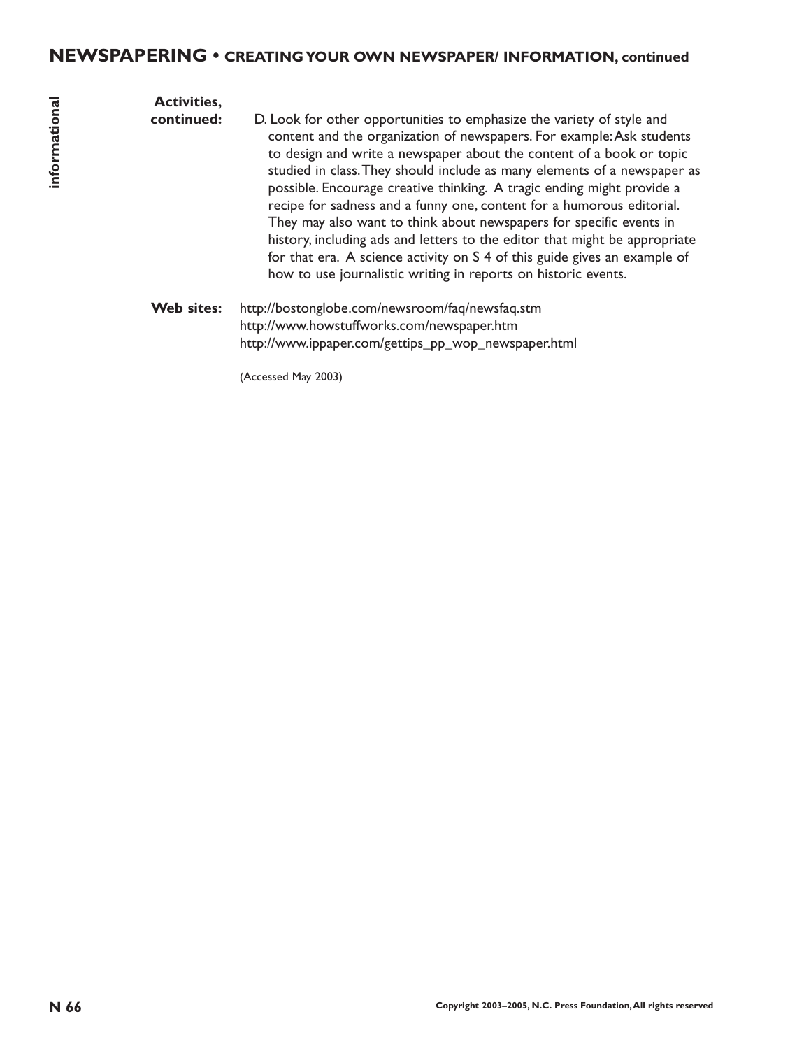**Activities, continued:**

D. Look for other opportunities to emphasize the variety of style and content and the organization of newspapers. For example: Ask students to design and write a newspaper about the content of a book or topic studied in class. They should include as many elements of a newspaper as possible. Encourage creative thinking. A tragic ending might provide a recipe for sadness and a funny one, content for a humorous editorial. They may also want to think about newspapers for specific events in history, including ads and letters to the editor that might be appropriate for that era. A science activity on S 4 of this guide gives an example of how to use journalistic writing in reports on historic events.

**Web sites:**

http://bostonglobe.com/newsroom/faq/newsfaq.stm
http://www.howstuffworks.com/newspaper.htm
http://www.ippaper.com/gettips_pp_wop_newspaper.html

(Accessed May 2003)